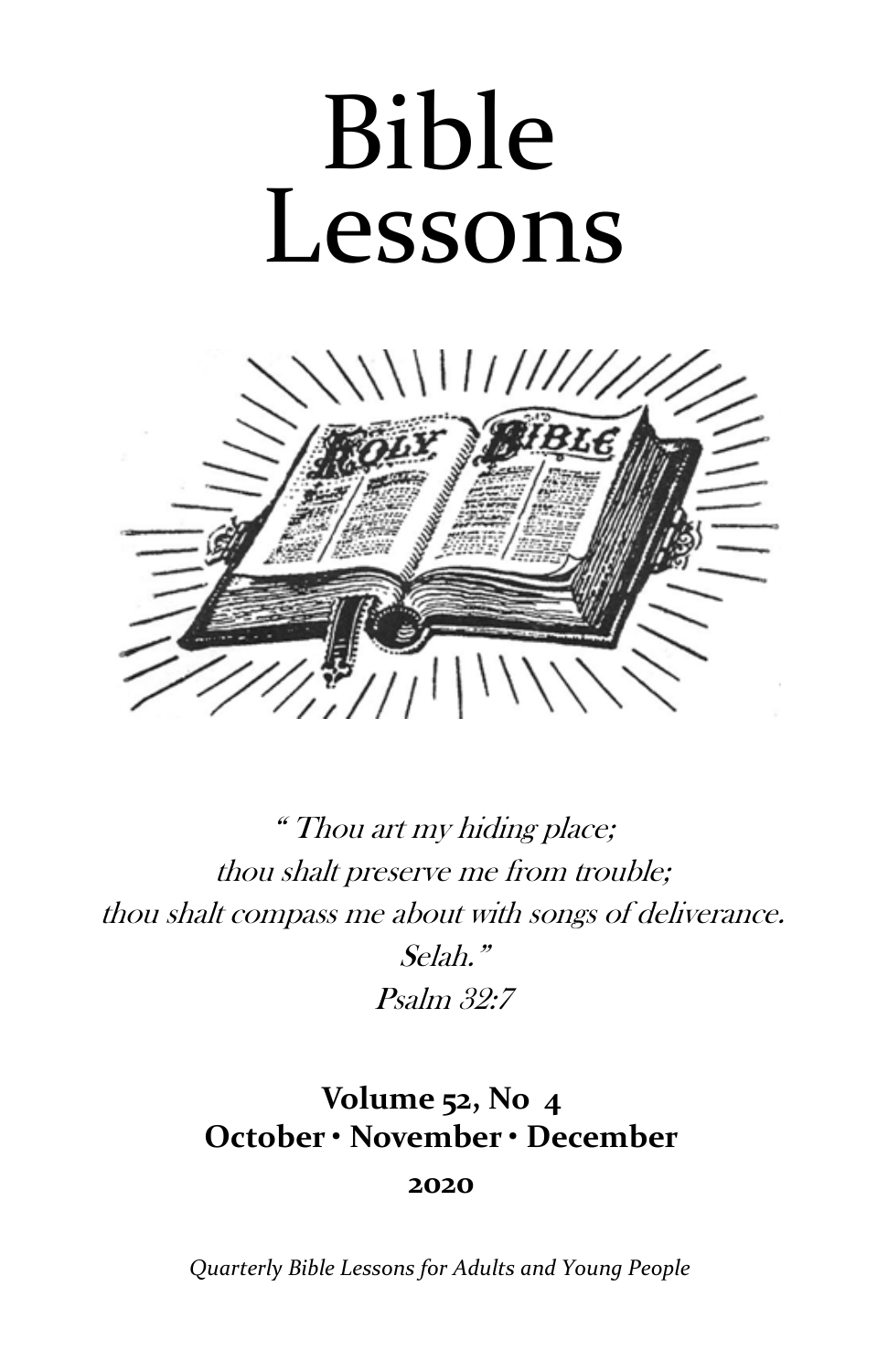# Bible Lessons

*" Thou art my hiding place;*
*thou shalt preserve me from trouble;*
*thou shalt compass me about with songs of deliverance.*
*Selah."*
*Psalm 32:7*

**Volume 52, No 4**
**October • November • December**
**2020**

*Quarterly Bible Lessons for Adults and Young People*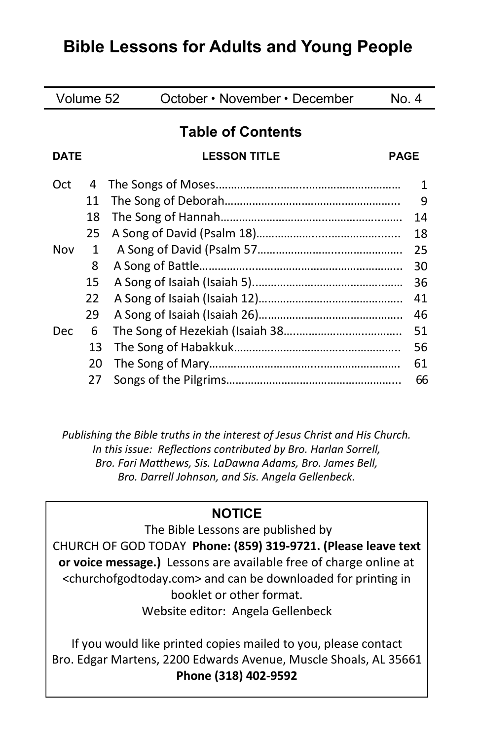# Bible Lessons for Adults and Young People

| Volume 52 | October • November • December | No. 4 |
|---|---|---|

## Table of Contents

| DATE | | LESSON TITLE | PAGE |
|---|---|---|---|
| Oct | 4 | The Songs of Moses | 1 |
| | 11 | The Song of Deborah | 9 |
| | 18 | The Song of Hannah | 14 |
| | 25 | A Song of David (Psalm 18) | 18 |
| Nov | 1 | A Song of David (Psalm 57 | 25 |
| | 8 | A Song of Battle | 30 |
| | 15 | A Song of Isaiah (Isaiah 5) | 36 |
| | 22 | A Song of Isaiah (Isaiah 12) | 41 |
| | 29 | A Song of Isaiah (Isaiah 26) | 46 |
| Dec | 6 | The Song of Hezekiah (Isaiah 38 | 51 |
| | 13 | The Song of Habakkuk | 56 |
| | 20 | The Song of Mary | 61 |
| | 27 | Songs of the Pilgrims | 66 |

*Publishing the Bible truths in the interest of Jesus Christ and His Church.*
*In this issue: Reflections contributed by Bro. Harlan Sorrell, Bro. Fari Matthews, Sis. LaDawna Adams, Bro. James Bell, Bro. Darrell Johnson, and Sis. Angela Gellenbeck.*

**NOTICE**

The Bible Lessons are published by CHURCH OF GOD TODAY **Phone: (859) 319-9721. (Please leave text or voice message.)** Lessons are available free of charge online at <churchofgodtoday.com> and can be downloaded for printing in booklet or other format.

Website editor: Angela Gellenbeck

If you would like printed copies mailed to you, please contact Bro. Edgar Martens, 2200 Edwards Avenue, Muscle Shoals, AL 35661

**Phone (318) 402-9592**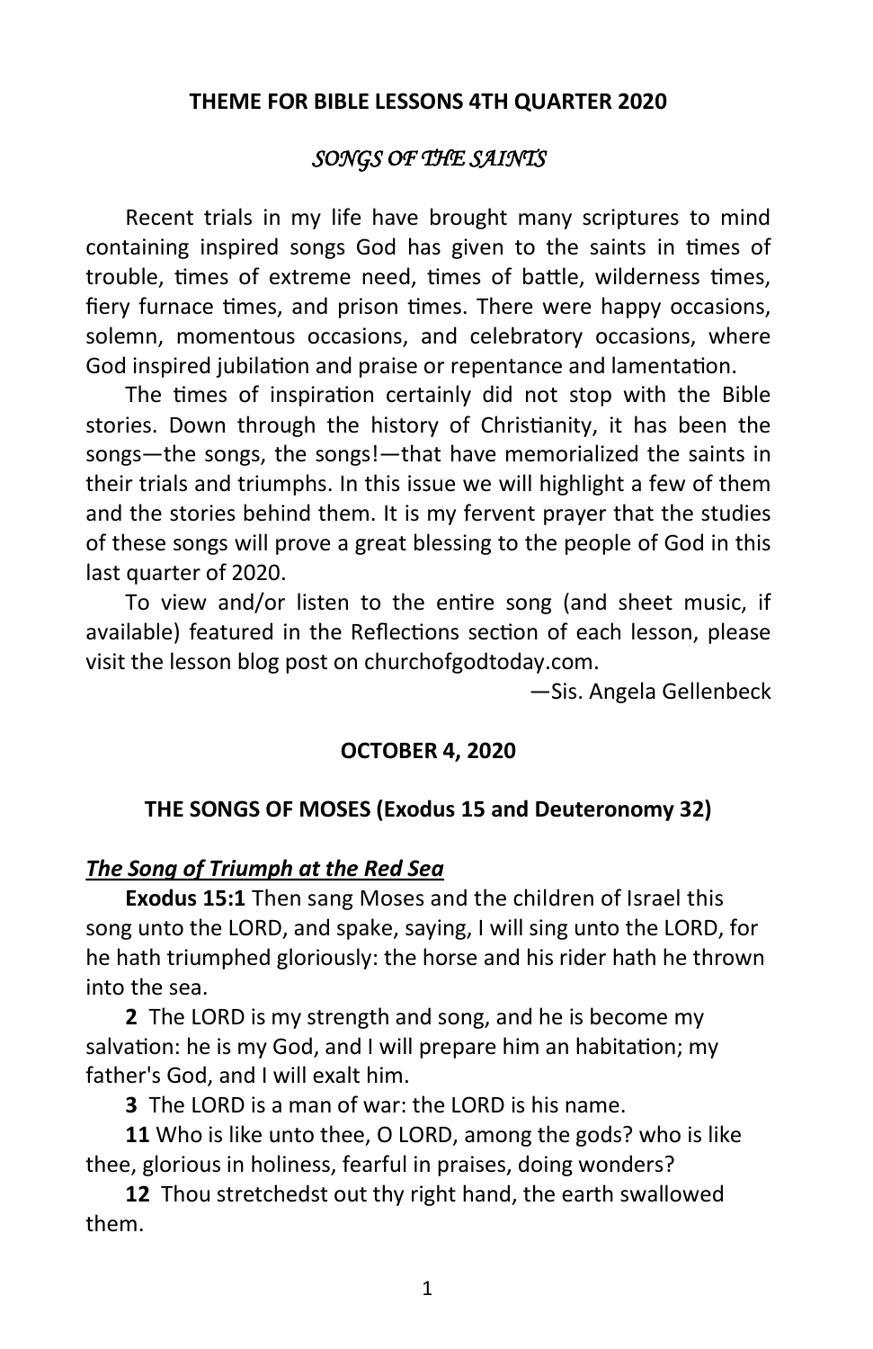## THEME FOR BIBLE LESSONS 4TH QUARTER 2020

### *SONGS OF THE SAINTS*

Recent trials in my life have brought many scriptures to mind containing inspired songs God has given to the saints in times of trouble, times of extreme need, times of battle, wilderness times, fiery furnace times, and prison times. There were happy occasions, solemn, momentous occasions, and celebratory occasions, where God inspired jubilation and praise or repentance and lamentation.

The times of inspiration certainly did not stop with the Bible stories. Down through the history of Christianity, it has been the songs—the songs, the songs!—that have memorialized the saints in their trials and triumphs. In this issue we will highlight a few of them and the stories behind them. It is my fervent prayer that the studies of these songs will prove a great blessing to the people of God in this last quarter of 2020.

To view and/or listen to the entire song (and sheet music, if available) featured in the Reflections section of each lesson, please visit the lesson blog post on churchofgodtoday.com.

—Sis. Angela Gellenbeck

## OCTOBER 4, 2020

## THE SONGS OF MOSES (Exodus 15 and Deuteronomy 32)

***The Song of Triumph at the Red Sea***

**Exodus 15:1** Then sang Moses and the children of Israel this song unto the LORD, and spake, saying, I will sing unto the LORD, for he hath triumphed gloriously: the horse and his rider hath he thrown into the sea.

**2** The LORD is my strength and song, and he is become my salvation: he is my God, and I will prepare him an habitation; my father's God, and I will exalt him.

**3** The LORD is a man of war: the LORD is his name.

**11** Who is like unto thee, O LORD, among the gods? who is like thee, glorious in holiness, fearful in praises, doing wonders?

**12** Thou stretchedst out thy right hand, the earth swallowed them.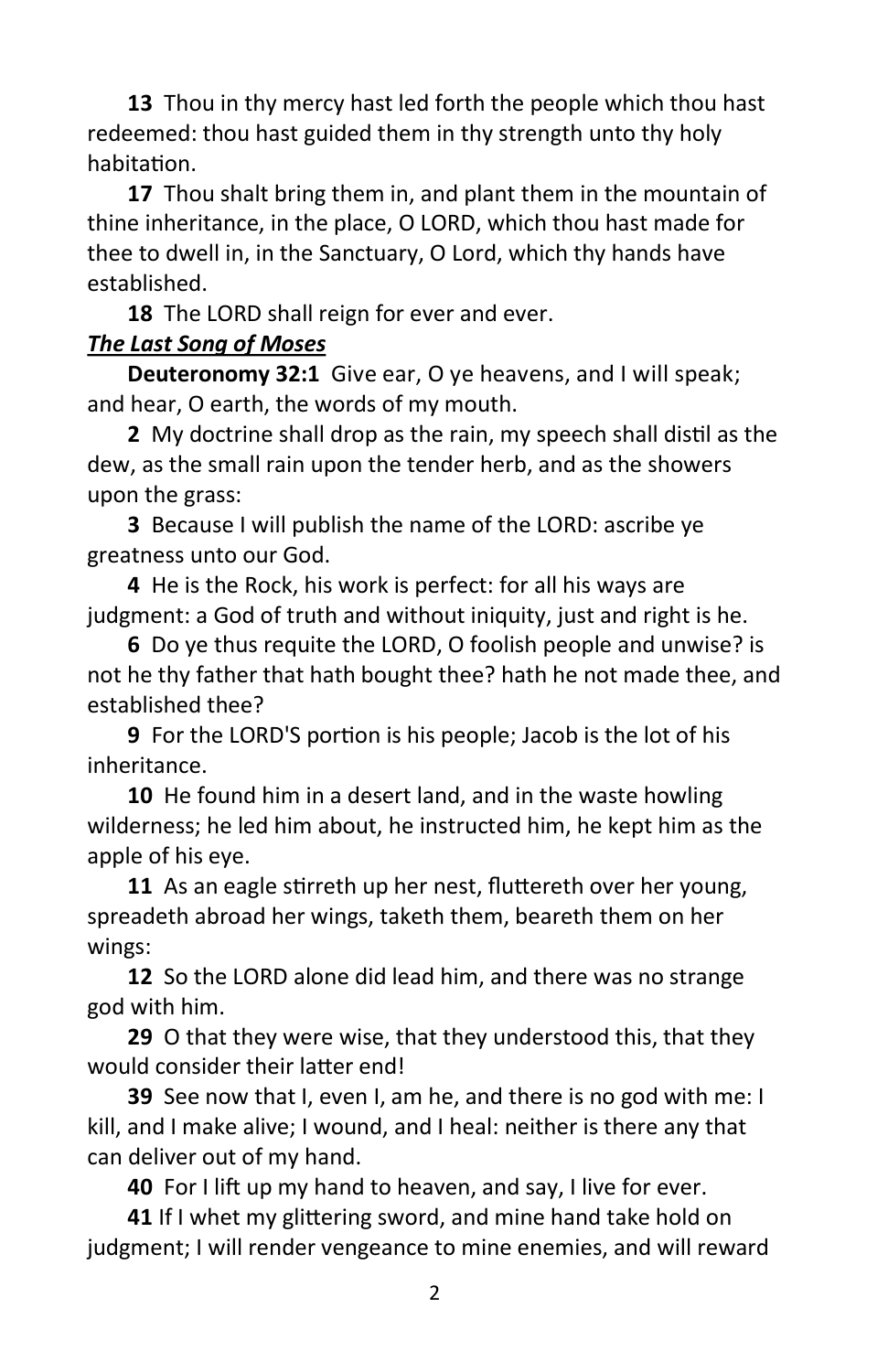**13** Thou in thy mercy hast led forth the people which thou hast redeemed: thou hast guided them in thy strength unto thy holy habitation.

**17** Thou shalt bring them in, and plant them in the mountain of thine inheritance, in the place, O LORD, which thou hast made for thee to dwell in, in the Sanctuary, O Lord, which thy hands have established.

**18** The LORD shall reign for ever and ever.

***The Last Song of Moses***

**Deuteronomy 32:1** Give ear, O ye heavens, and I will speak; and hear, O earth, the words of my mouth.

**2** My doctrine shall drop as the rain, my speech shall distil as the dew, as the small rain upon the tender herb, and as the showers upon the grass:

**3** Because I will publish the name of the LORD: ascribe ye greatness unto our God.

**4** He is the Rock, his work is perfect: for all his ways are judgment: a God of truth and without iniquity, just and right is he.

**6** Do ye thus requite the LORD, O foolish people and unwise? is not he thy father that hath bought thee? hath he not made thee, and established thee?

**9** For the LORD'S portion is his people; Jacob is the lot of his inheritance.

**10** He found him in a desert land, and in the waste howling wilderness; he led him about, he instructed him, he kept him as the apple of his eye.

**11** As an eagle stirreth up her nest, fluttereth over her young, spreadeth abroad her wings, taketh them, beareth them on her wings:

**12** So the LORD alone did lead him, and there was no strange god with him.

**29** O that they were wise, that they understood this, that they would consider their latter end!

**39** See now that I, even I, am he, and there is no god with me: I kill, and I make alive; I wound, and I heal: neither is there any that can deliver out of my hand.

**40** For I lift up my hand to heaven, and say, I live for ever.

**41** If I whet my glittering sword, and mine hand take hold on judgment; I will render vengeance to mine enemies, and will reward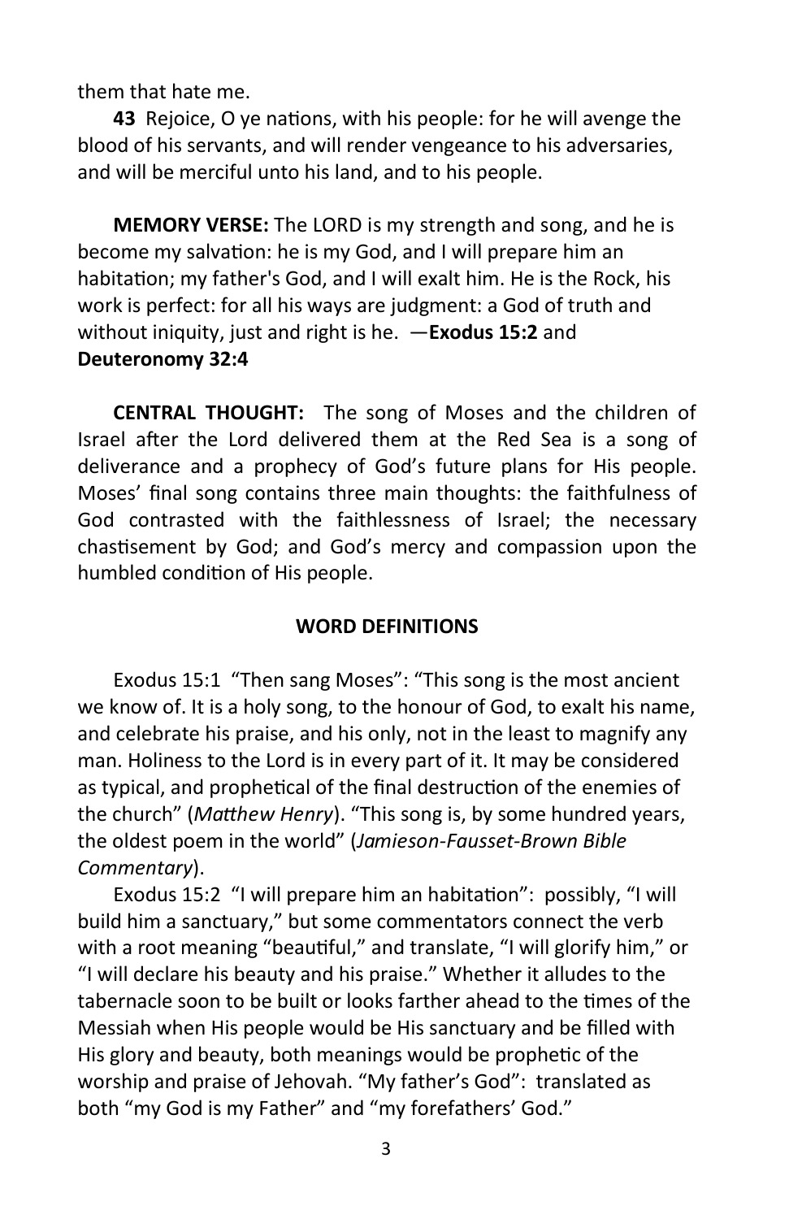them that hate me.

**43** Rejoice, O ye nations, with his people: for he will avenge the blood of his servants, and will render vengeance to his adversaries, and will be merciful unto his land, and to his people.

**MEMORY VERSE:** The LORD is my strength and song, and he is become my salvation: he is my God, and I will prepare him an habitation; my father's God, and I will exalt him. He is the Rock, his work is perfect: for all his ways are judgment: a God of truth and without iniquity, just and right is he. —**Exodus 15:2** and **Deuteronomy 32:4**

**CENTRAL THOUGHT:** The song of Moses and the children of Israel after the Lord delivered them at the Red Sea is a song of deliverance and a prophecy of God's future plans for His people. Moses' final song contains three main thoughts: the faithfulness of God contrasted with the faithlessness of Israel; the necessary chastisement by God; and God's mercy and compassion upon the humbled condition of His people.

## WORD DEFINITIONS

Exodus 15:1 "Then sang Moses": "This song is the most ancient we know of. It is a holy song, to the honour of God, to exalt his name, and celebrate his praise, and his only, not in the least to magnify any man. Holiness to the Lord is in every part of it. It may be considered as typical, and prophetical of the final destruction of the enemies of the church" (*Matthew Henry*). "This song is, by some hundred years, the oldest poem in the world" (*Jamieson-Fausset-Brown Bible Commentary*).

Exodus 15:2 "I will prepare him an habitation": possibly, "I will build him a sanctuary," but some commentators connect the verb with a root meaning "beautiful," and translate, "I will glorify him," or "I will declare his beauty and his praise." Whether it alludes to the tabernacle soon to be built or looks farther ahead to the times of the Messiah when His people would be His sanctuary and be filled with His glory and beauty, both meanings would be prophetic of the worship and praise of Jehovah. "My father's God": translated as both "my God is my Father" and "my forefathers' God."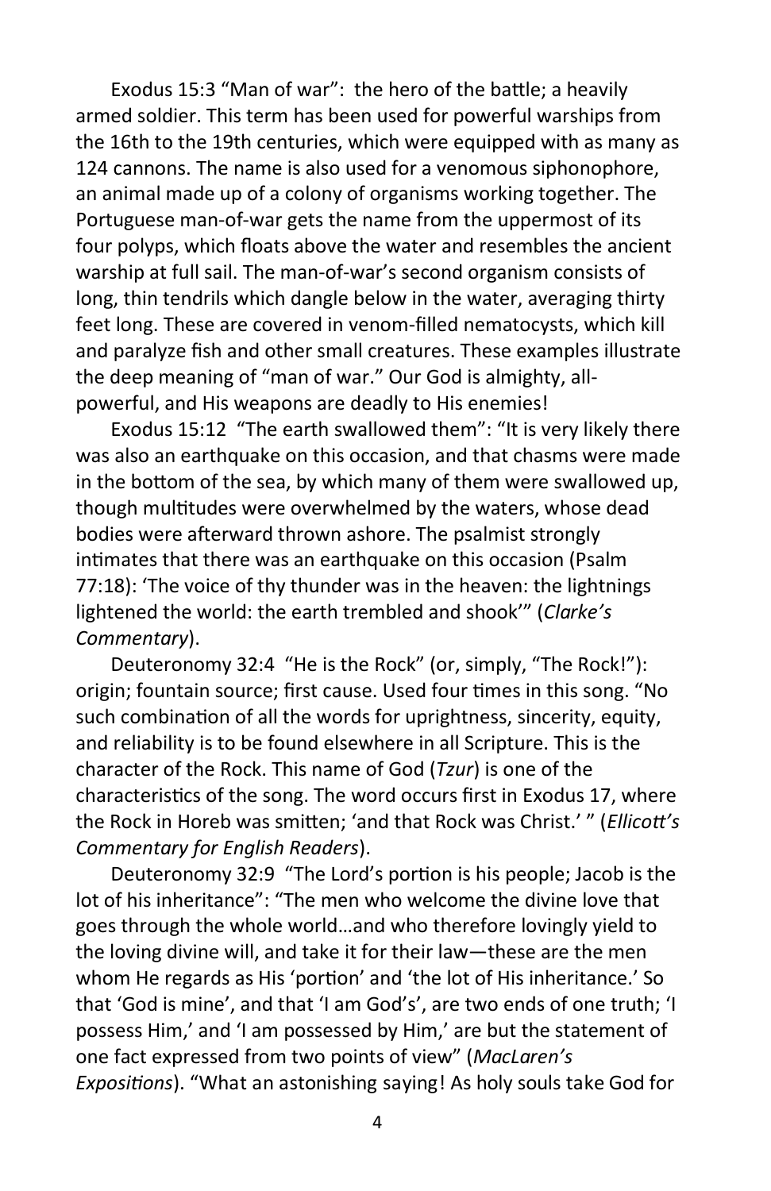Exodus 15:3 “Man of war”: the hero of the battle; a heavily armed soldier. This term has been used for powerful warships from the 16th to the 19th centuries, which were equipped with as many as 124 cannons. The name is also used for a venomous siphonophore, an animal made up of a colony of organisms working together. The Portuguese man-of-war gets the name from the uppermost of its four polyps, which floats above the water and resembles the ancient warship at full sail. The man-of-war’s second organism consists of long, thin tendrils which dangle below in the water, averaging thirty feet long. These are covered in venom-filled nematocysts, which kill and paralyze fish and other small creatures. These examples illustrate the deep meaning of “man of war.” Our God is almighty, all-powerful, and His weapons are deadly to His enemies!

Exodus 15:12 “The earth swallowed them”: “It is very likely there was also an earthquake on this occasion, and that chasms were made in the bottom of the sea, by which many of them were swallowed up, though multitudes were overwhelmed by the waters, whose dead bodies were afterward thrown ashore. The psalmist strongly intimates that there was an earthquake on this occasion (Psalm 77:18): ‘The voice of thy thunder was in the heaven: the lightnings lightened the world: the earth trembled and shook’” (*Clarke’s Commentary*).

Deuteronomy 32:4 “He is the Rock” (or, simply, “The Rock!”): origin; fountain source; first cause. Used four times in this song. “No such combination of all the words for uprightness, sincerity, equity, and reliability is to be found elsewhere in all Scripture. This is the character of the Rock. This name of God (*Tzur*) is one of the characteristics of the song. The word occurs first in Exodus 17, where the Rock in Horeb was smitten; ‘and that Rock was Christ.’ ” (*Ellicott’s Commentary for English Readers*).

Deuteronomy 32:9 “The Lord’s portion is his people; Jacob is the lot of his inheritance”: “The men who welcome the divine love that goes through the whole world…and who therefore lovingly yield to the loving divine will, and take it for their law—these are the men whom He regards as His ‘portion’ and ‘the lot of His inheritance.’ So that ‘God is mine’, and that ‘I am God’s’, are two ends of one truth; ‘I possess Him,’ and ‘I am possessed by Him,’ are but the statement of one fact expressed from two points of view” (*MacLaren’s Expositions*). “What an astonishing saying! As holy souls take God for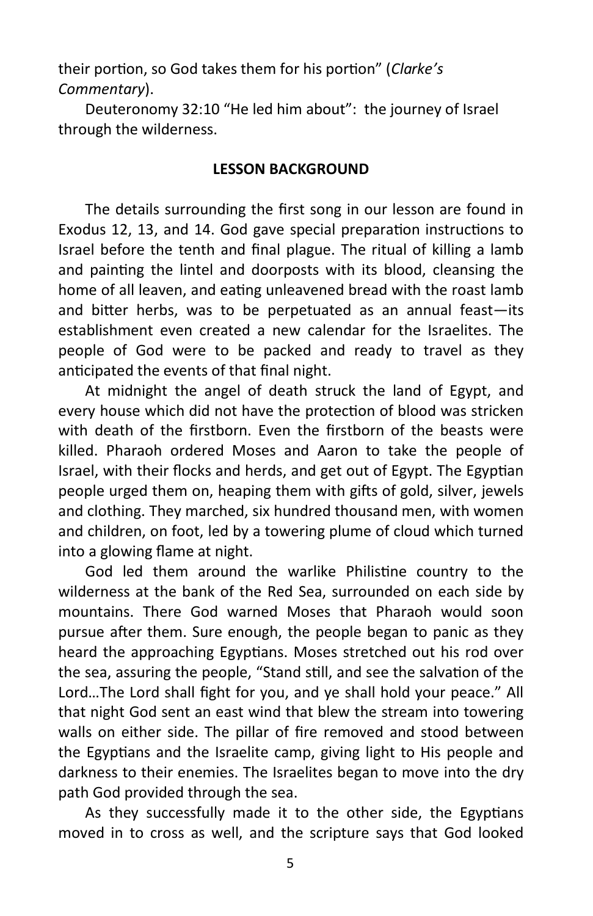their portion, so God takes them for his portion" (*Clarke's Commentary*).

Deuteronomy 32:10 "He led him about": the journey of Israel through the wilderness.

## LESSON BACKGROUND

The details surrounding the first song in our lesson are found in Exodus 12, 13, and 14. God gave special preparation instructions to Israel before the tenth and final plague. The ritual of killing a lamb and painting the lintel and doorposts with its blood, cleansing the home of all leaven, and eating unleavened bread with the roast lamb and bitter herbs, was to be perpetuated as an annual feast—its establishment even created a new calendar for the Israelites. The people of God were to be packed and ready to travel as they anticipated the events of that final night.

At midnight the angel of death struck the land of Egypt, and every house which did not have the protection of blood was stricken with death of the firstborn. Even the firstborn of the beasts were killed. Pharaoh ordered Moses and Aaron to take the people of Israel, with their flocks and herds, and get out of Egypt. The Egyptian people urged them on, heaping them with gifts of gold, silver, jewels and clothing. They marched, six hundred thousand men, with women and children, on foot, led by a towering plume of cloud which turned into a glowing flame at night.

God led them around the warlike Philistine country to the wilderness at the bank of the Red Sea, surrounded on each side by mountains. There God warned Moses that Pharaoh would soon pursue after them. Sure enough, the people began to panic as they heard the approaching Egyptians. Moses stretched out his rod over the sea, assuring the people, "Stand still, and see the salvation of the Lord…The Lord shall fight for you, and ye shall hold your peace." All that night God sent an east wind that blew the stream into towering walls on either side. The pillar of fire removed and stood between the Egyptians and the Israelite camp, giving light to His people and darkness to their enemies. The Israelites began to move into the dry path God provided through the sea.

As they successfully made it to the other side, the Egyptians moved in to cross as well, and the scripture says that God looked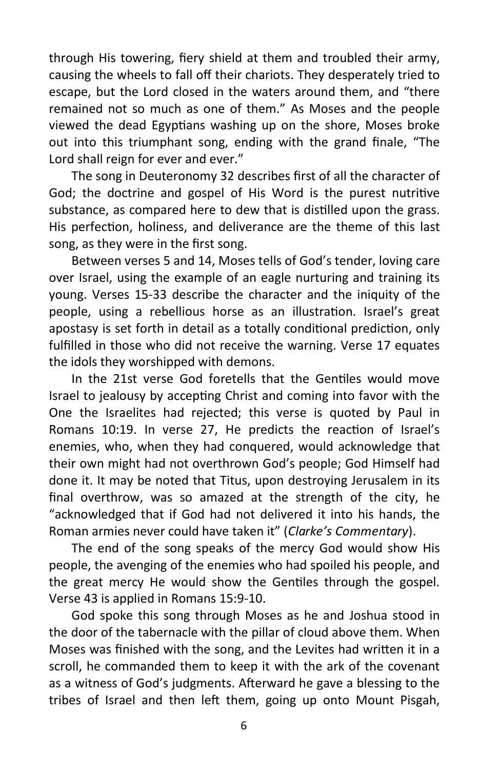through His towering, fiery shield at them and troubled their army, causing the wheels to fall off their chariots. They desperately tried to escape, but the Lord closed in the waters around them, and "there remained not so much as one of them." As Moses and the people viewed the dead Egyptians washing up on the shore, Moses broke out into this triumphant song, ending with the grand finale, "The Lord shall reign for ever and ever."

The song in Deuteronomy 32 describes first of all the character of God; the doctrine and gospel of His Word is the purest nutritive substance, as compared here to dew that is distilled upon the grass. His perfection, holiness, and deliverance are the theme of this last song, as they were in the first song.

Between verses 5 and 14, Moses tells of God's tender, loving care over Israel, using the example of an eagle nurturing and training its young. Verses 15-33 describe the character and the iniquity of the people, using a rebellious horse as an illustration. Israel's great apostasy is set forth in detail as a totally conditional prediction, only fulfilled in those who did not receive the warning. Verse 17 equates the idols they worshipped with demons.

In the 21st verse God foretells that the Gentiles would move Israel to jealousy by accepting Christ and coming into favor with the One the Israelites had rejected; this verse is quoted by Paul in Romans 10:19. In verse 27, He predicts the reaction of Israel's enemies, who, when they had conquered, would acknowledge that their own might had not overthrown God's people; God Himself had done it. It may be noted that Titus, upon destroying Jerusalem in its final overthrow, was so amazed at the strength of the city, he "acknowledged that if God had not delivered it into his hands, the Roman armies never could have taken it" (*Clarke's Commentary*).

The end of the song speaks of the mercy God would show His people, the avenging of the enemies who had spoiled his people, and the great mercy He would show the Gentiles through the gospel. Verse 43 is applied in Romans 15:9-10.

God spoke this song through Moses as he and Joshua stood in the door of the tabernacle with the pillar of cloud above them. When Moses was finished with the song, and the Levites had written it in a scroll, he commanded them to keep it with the ark of the covenant as a witness of God's judgments. Afterward he gave a blessing to the tribes of Israel and then left them, going up onto Mount Pisgah,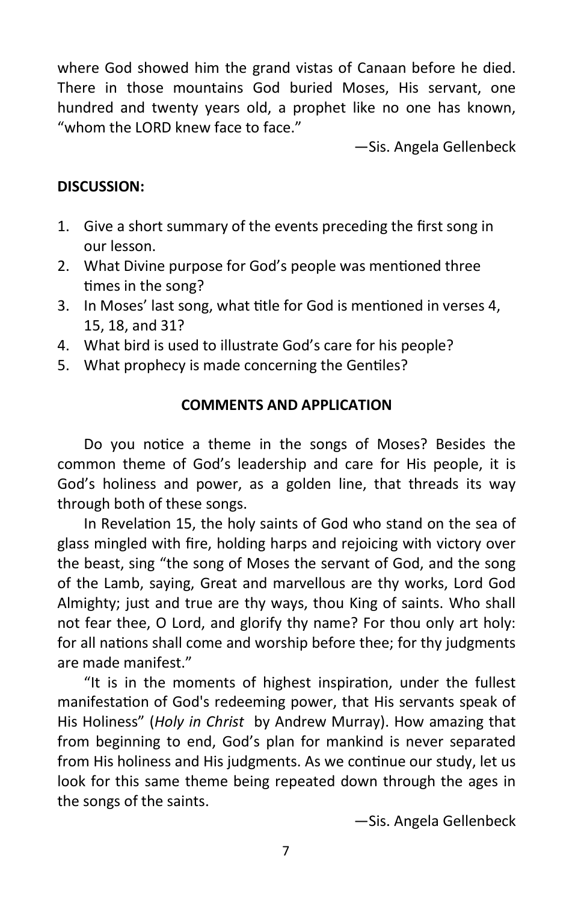where God showed him the grand vistas of Canaan before he died. There in those mountains God buried Moses, His servant, one hundred and twenty years old, a prophet like no one has known, "whom the LORD knew face to face."

—Sis. Angela Gellenbeck

**DISCUSSION:**

1. Give a short summary of the events preceding the first song in our lesson.
2. What Divine purpose for God's people was mentioned three times in the song?
3. In Moses' last song, what title for God is mentioned in verses 4, 15, 18, and 31?
4. What bird is used to illustrate God's care for his people?
5. What prophecy is made concerning the Gentiles?

**COMMENTS AND APPLICATION**

Do you notice a theme in the songs of Moses? Besides the common theme of God's leadership and care for His people, it is God's holiness and power, as a golden line, that threads its way through both of these songs.

In Revelation 15, the holy saints of God who stand on the sea of glass mingled with fire, holding harps and rejoicing with victory over the beast, sing "the song of Moses the servant of God, and the song of the Lamb, saying, Great and marvellous are thy works, Lord God Almighty; just and true are thy ways, thou King of saints. Who shall not fear thee, O Lord, and glorify thy name? For thou only art holy: for all nations shall come and worship before thee; for thy judgments are made manifest."

"It is in the moments of highest inspiration, under the fullest manifestation of God's redeeming power, that His servants speak of His Holiness" (*Holy in Christ* by Andrew Murray). How amazing that from beginning to end, God's plan for mankind is never separated from His holiness and His judgments. As we continue our study, let us look for this same theme being repeated down through the ages in the songs of the saints.

—Sis. Angela Gellenbeck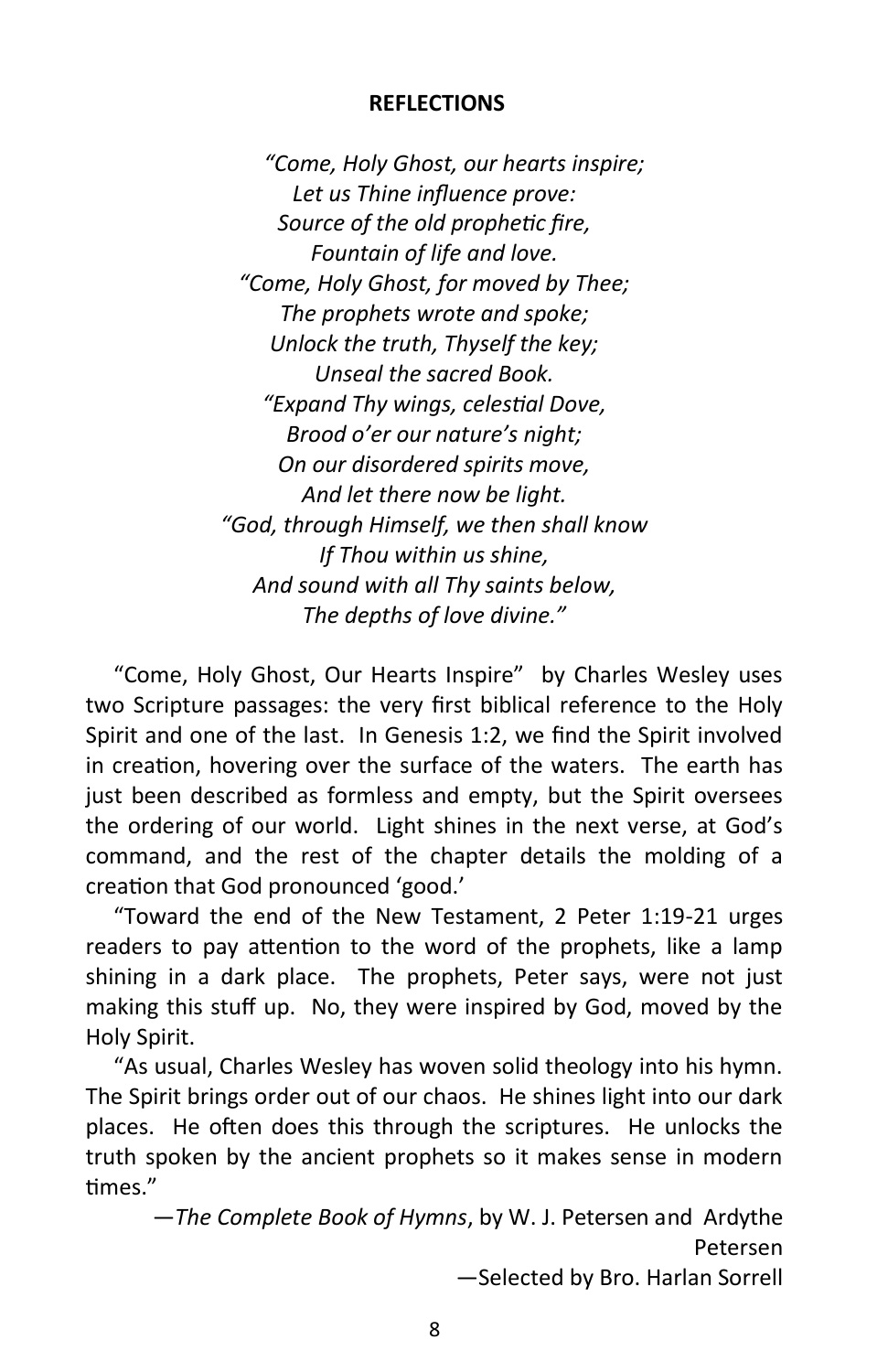**REFLECTIONS**

*"Come, Holy Ghost, our hearts inspire;*
*Let us Thine influence prove:*
*Source of the old prophetic fire,*
*Fountain of life and love.*
*"Come, Holy Ghost, for moved by Thee;*
*The prophets wrote and spoke;*
*Unlock the truth, Thyself the key;*
*Unseal the sacred Book.*
*"Expand Thy wings, celestial Dove,*
*Brood o'er our nature's night;*
*On our disordered spirits move,*
*And let there now be light.*
*"God, through Himself, we then shall know*
*If Thou within us shine,*
*And sound with all Thy saints below,*
*The depths of love divine."*

"Come, Holy Ghost, Our Hearts Inspire" by Charles Wesley uses two Scripture passages: the very first biblical reference to the Holy Spirit and one of the last. In Genesis 1:2, we find the Spirit involved in creation, hovering over the surface of the waters. The earth has just been described as formless and empty, but the Spirit oversees the ordering of our world. Light shines in the next verse, at God's command, and the rest of the chapter details the molding of a creation that God pronounced 'good.'

"Toward the end of the New Testament, 2 Peter 1:19-21 urges readers to pay attention to the word of the prophets, like a lamp shining in a dark place. The prophets, Peter says, were not just making this stuff up. No, they were inspired by God, moved by the Holy Spirit.

"As usual, Charles Wesley has woven solid theology into his hymn. The Spirit brings order out of our chaos. He shines light into our dark places. He often does this through the scriptures. He unlocks the truth spoken by the ancient prophets so it makes sense in modern times."

—*The Complete Book of Hymns*, by W. J. Petersen and Ardythe Petersen

—Selected by Bro. Harlan Sorrell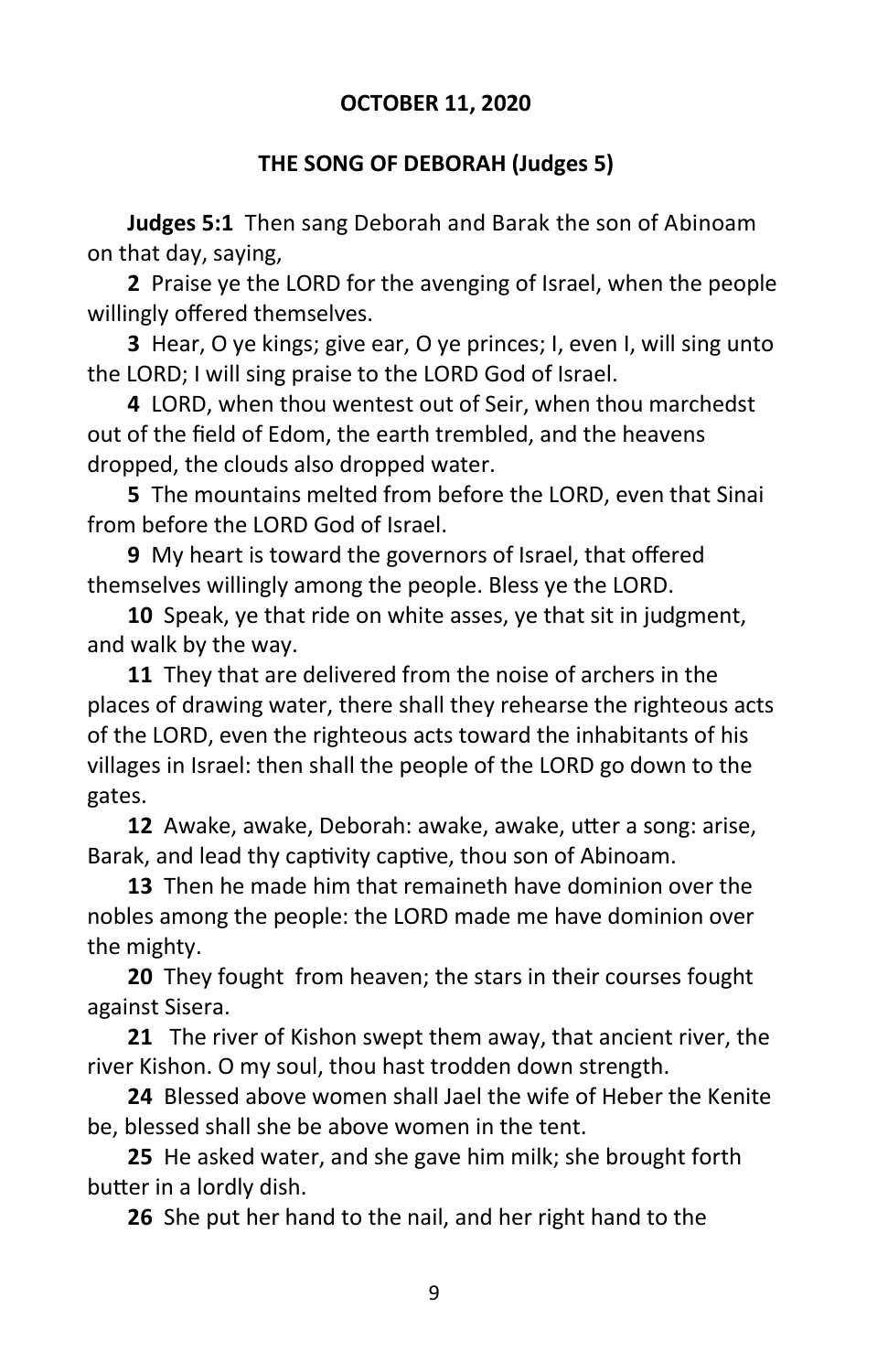**OCTOBER 11, 2020**

**THE SONG OF DEBORAH (Judges 5)**

**Judges 5:1** Then sang Deborah and Barak the son of Abinoam on that day, saying,

**2** Praise ye the LORD for the avenging of Israel, when the people willingly offered themselves.

**3** Hear, O ye kings; give ear, O ye princes; I, even I, will sing unto the LORD; I will sing praise to the LORD God of Israel.

**4** LORD, when thou wentest out of Seir, when thou marchedst out of the field of Edom, the earth trembled, and the heavens dropped, the clouds also dropped water.

**5** The mountains melted from before the LORD, even that Sinai from before the LORD God of Israel.

**9** My heart is toward the governors of Israel, that offered themselves willingly among the people. Bless ye the LORD.

**10** Speak, ye that ride on white asses, ye that sit in judgment, and walk by the way.

**11** They that are delivered from the noise of archers in the places of drawing water, there shall they rehearse the righteous acts of the LORD, even the righteous acts toward the inhabitants of his villages in Israel: then shall the people of the LORD go down to the gates.

**12** Awake, awake, Deborah: awake, awake, utter a song: arise, Barak, and lead thy captivity captive, thou son of Abinoam.

**13** Then he made him that remaineth have dominion over the nobles among the people: the LORD made me have dominion over the mighty.

**20** They fought from heaven; the stars in their courses fought against Sisera.

**21** The river of Kishon swept them away, that ancient river, the river Kishon. O my soul, thou hast trodden down strength.

**24** Blessed above women shall Jael the wife of Heber the Kenite be, blessed shall she be above women in the tent.

**25** He asked water, and she gave him milk; she brought forth butter in a lordly dish.

**26** She put her hand to the nail, and her right hand to the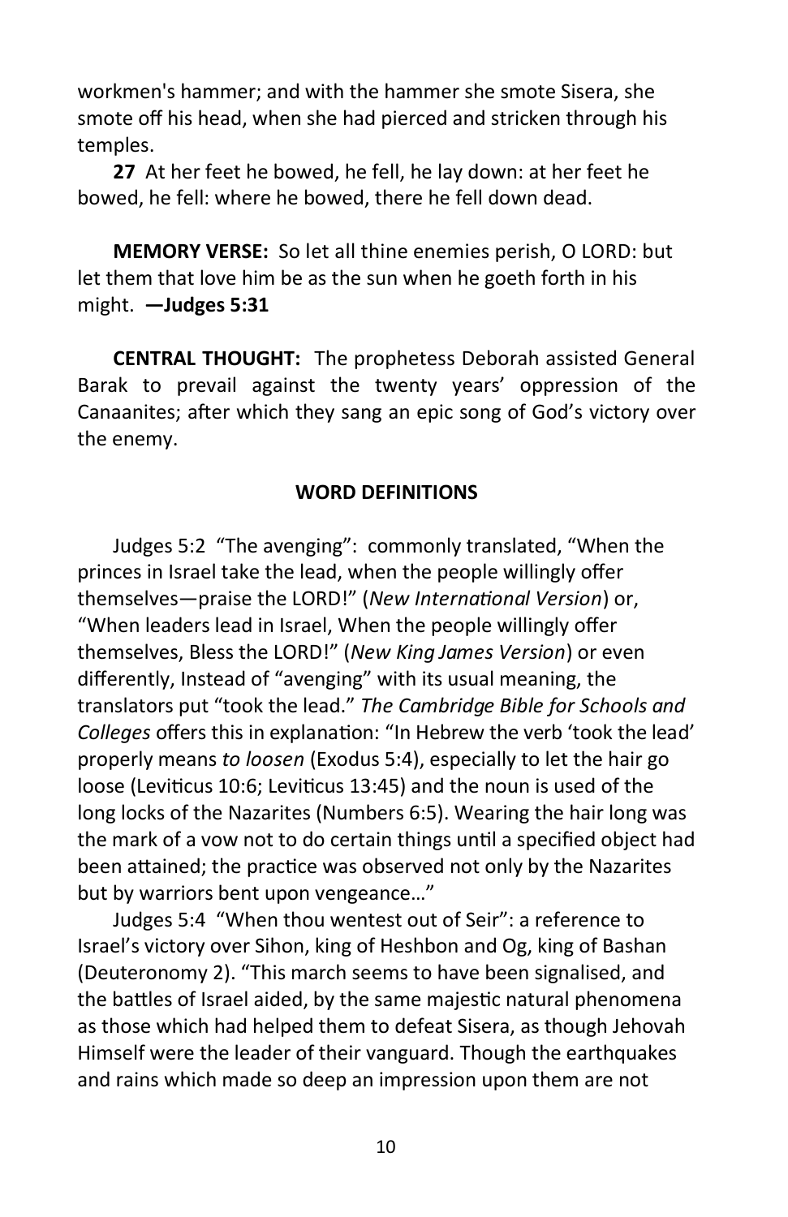workmen's hammer; and with the hammer she smote Sisera, she smote off his head, when she had pierced and stricken through his temples.

**27** At her feet he bowed, he fell, he lay down: at her feet he bowed, he fell: where he bowed, there he fell down dead.

**MEMORY VERSE:** So let all thine enemies perish, O LORD: but let them that love him be as the sun when he goeth forth in his might. **—Judges 5:31**

**CENTRAL THOUGHT:** The prophetess Deborah assisted General Barak to prevail against the twenty years' oppression of the Canaanites; after which they sang an epic song of God's victory over the enemy.

## WORD DEFINITIONS

Judges 5:2 "The avenging": commonly translated, "When the princes in Israel take the lead, when the people willingly offer themselves—praise the LORD!" (*New International Version*) or, "When leaders lead in Israel, When the people willingly offer themselves, Bless the LORD!" (*New King James Version*) or even differently, Instead of "avenging" with its usual meaning, the translators put "took the lead." *The Cambridge Bible for Schools and Colleges* offers this in explanation: "In Hebrew the verb 'took the lead' properly means *to loosen* (Exodus 5:4), especially to let the hair go loose (Leviticus 10:6; Leviticus 13:45) and the noun is used of the long locks of the Nazarites (Numbers 6:5). Wearing the hair long was the mark of a vow not to do certain things until a specified object had been attained; the practice was observed not only by the Nazarites but by warriors bent upon vengeance…"

Judges 5:4 "When thou wentest out of Seir": a reference to Israel's victory over Sihon, king of Heshbon and Og, king of Bashan (Deuteronomy 2). "This march seems to have been signalised, and the battles of Israel aided, by the same majestic natural phenomena as those which had helped them to defeat Sisera, as though Jehovah Himself were the leader of their vanguard. Though the earthquakes and rains which made so deep an impression upon them are not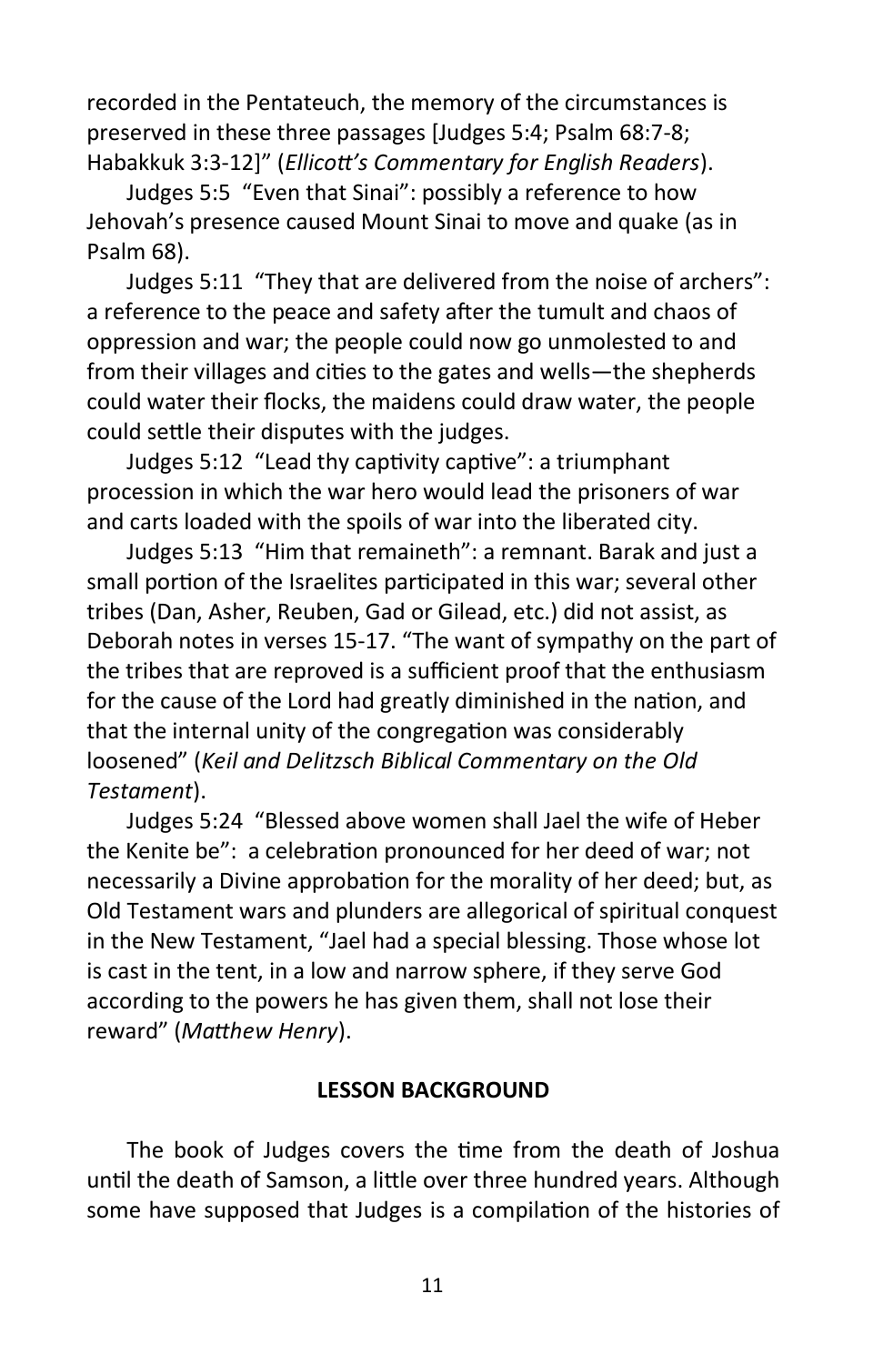recorded in the Pentateuch, the memory of the circumstances is preserved in these three passages [Judges 5:4; Psalm 68:7-8; Habakkuk 3:3-12]" (*Ellicott's Commentary for English Readers*).

Judges 5:5 "Even that Sinai": possibly a reference to how Jehovah's presence caused Mount Sinai to move and quake (as in Psalm 68).

Judges 5:11 "They that are delivered from the noise of archers": a reference to the peace and safety after the tumult and chaos of oppression and war; the people could now go unmolested to and from their villages and cities to the gates and wells—the shepherds could water their flocks, the maidens could draw water, the people could settle their disputes with the judges.

Judges 5:12 "Lead thy captivity captive": a triumphant procession in which the war hero would lead the prisoners of war and carts loaded with the spoils of war into the liberated city.

Judges 5:13 "Him that remaineth": a remnant. Barak and just a small portion of the Israelites participated in this war; several other tribes (Dan, Asher, Reuben, Gad or Gilead, etc.) did not assist, as Deborah notes in verses 15-17. "The want of sympathy on the part of the tribes that are reproved is a sufficient proof that the enthusiasm for the cause of the Lord had greatly diminished in the nation, and that the internal unity of the congregation was considerably loosened" (*Keil and Delitzsch Biblical Commentary on the Old Testament*).

Judges 5:24 "Blessed above women shall Jael the wife of Heber the Kenite be": a celebration pronounced for her deed of war; not necessarily a Divine approbation for the morality of her deed; but, as Old Testament wars and plunders are allegorical of spiritual conquest in the New Testament, "Jael had a special blessing. Those whose lot is cast in the tent, in a low and narrow sphere, if they serve God according to the powers he has given them, shall not lose their reward" (*Matthew Henry*).

**LESSON BACKGROUND**

The book of Judges covers the time from the death of Joshua until the death of Samson, a little over three hundred years. Although some have supposed that Judges is a compilation of the histories of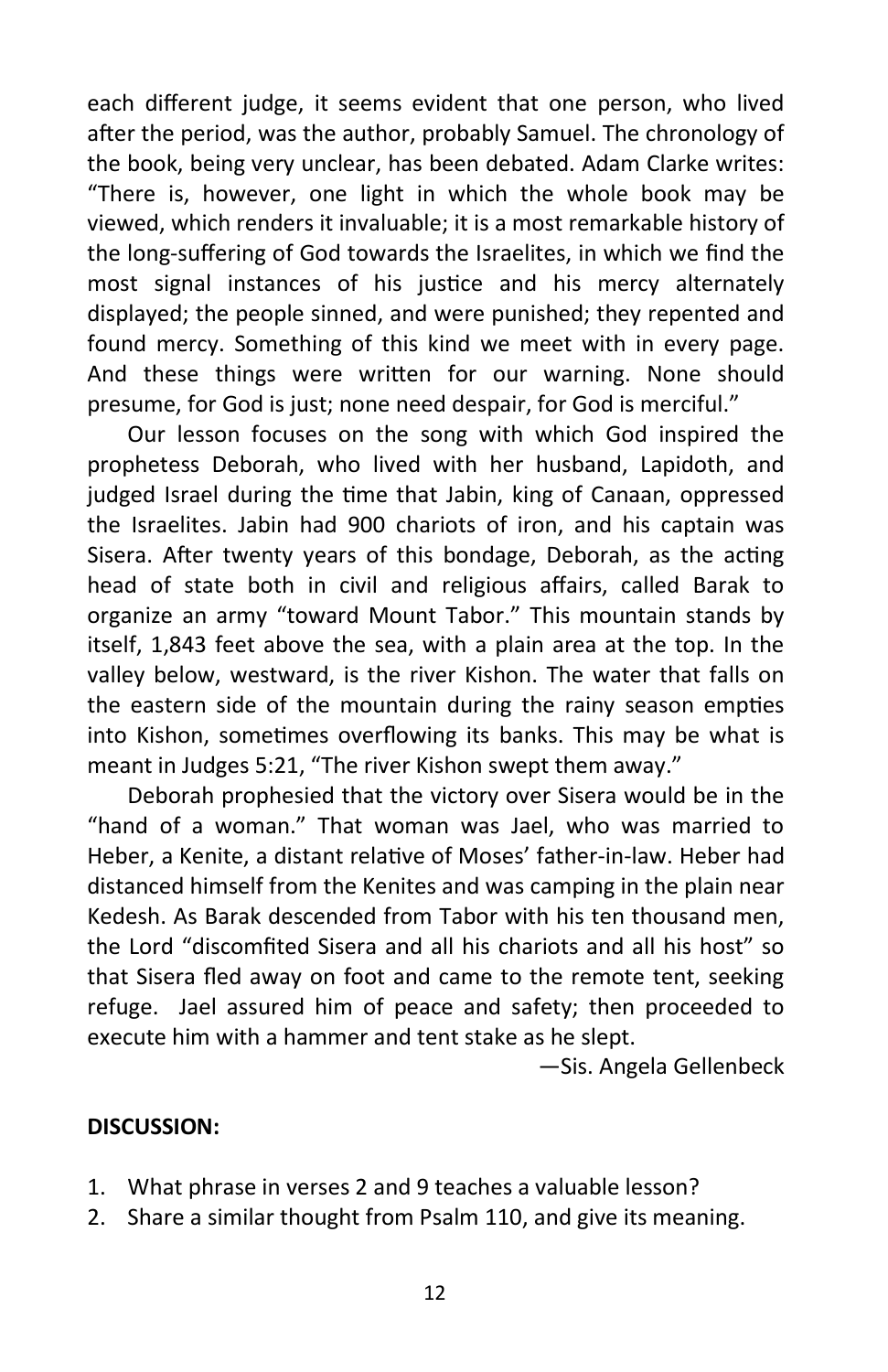each different judge, it seems evident that one person, who lived after the period, was the author, probably Samuel. The chronology of the book, being very unclear, has been debated. Adam Clarke writes: "There is, however, one light in which the whole book may be viewed, which renders it invaluable; it is a most remarkable history of the long-suffering of God towards the Israelites, in which we find the most signal instances of his justice and his mercy alternately displayed; the people sinned, and were punished; they repented and found mercy. Something of this kind we meet with in every page. And these things were written for our warning. None should presume, for God is just; none need despair, for God is merciful."

Our lesson focuses on the song with which God inspired the prophetess Deborah, who lived with her husband, Lapidoth, and judged Israel during the time that Jabin, king of Canaan, oppressed the Israelites. Jabin had 900 chariots of iron, and his captain was Sisera. After twenty years of this bondage, Deborah, as the acting head of state both in civil and religious affairs, called Barak to organize an army "toward Mount Tabor." This mountain stands by itself, 1,843 feet above the sea, with a plain area at the top. In the valley below, westward, is the river Kishon. The water that falls on the eastern side of the mountain during the rainy season empties into Kishon, sometimes overflowing its banks. This may be what is meant in Judges 5:21, "The river Kishon swept them away."

Deborah prophesied that the victory over Sisera would be in the "hand of a woman." That woman was Jael, who was married to Heber, a Kenite, a distant relative of Moses' father-in-law. Heber had distanced himself from the Kenites and was camping in the plain near Kedesh. As Barak descended from Tabor with his ten thousand men, the Lord "discomfited Sisera and all his chariots and all his host" so that Sisera fled away on foot and came to the remote tent, seeking refuge. Jael assured him of peace and safety; then proceeded to execute him with a hammer and tent stake as he slept.

—Sis. Angela Gellenbeck

**DISCUSSION:**

1. What phrase in verses 2 and 9 teaches a valuable lesson?
2. Share a similar thought from Psalm 110, and give its meaning.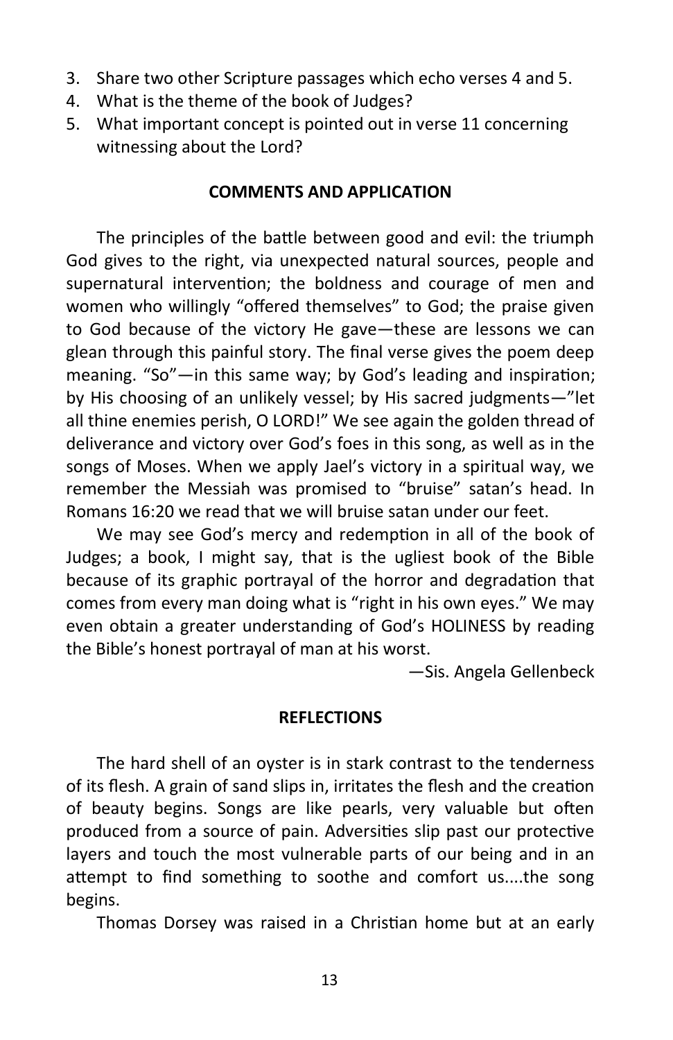3. Share two other Scripture passages which echo verses 4 and 5.
4. What is the theme of the book of Judges?
5. What important concept is pointed out in verse 11 concerning witnessing about the Lord?

### COMMENTS AND APPLICATION

The principles of the battle between good and evil: the triumph God gives to the right, via unexpected natural sources, people and supernatural intervention; the boldness and courage of men and women who willingly "offered themselves" to God; the praise given to God because of the victory He gave—these are lessons we can glean through this painful story. The final verse gives the poem deep meaning. "So"—in this same way; by God's leading and inspiration; by His choosing of an unlikely vessel; by His sacred judgments—"let all thine enemies perish, O LORD!" We see again the golden thread of deliverance and victory over God's foes in this song, as well as in the songs of Moses. When we apply Jael's victory in a spiritual way, we remember the Messiah was promised to "bruise" satan's head. In Romans 16:20 we read that we will bruise satan under our feet.

We may see God's mercy and redemption in all of the book of Judges; a book, I might say, that is the ugliest book of the Bible because of its graphic portrayal of the horror and degradation that comes from every man doing what is "right in his own eyes." We may even obtain a greater understanding of God's HOLINESS by reading the Bible's honest portrayal of man at his worst.

—Sis. Angela Gellenbeck

### REFLECTIONS

The hard shell of an oyster is in stark contrast to the tenderness of its flesh. A grain of sand slips in, irritates the flesh and the creation of beauty begins. Songs are like pearls, very valuable but often produced from a source of pain. Adversities slip past our protective layers and touch the most vulnerable parts of our being and in an attempt to find something to soothe and comfort us....the song begins.

Thomas Dorsey was raised in a Christian home but at an early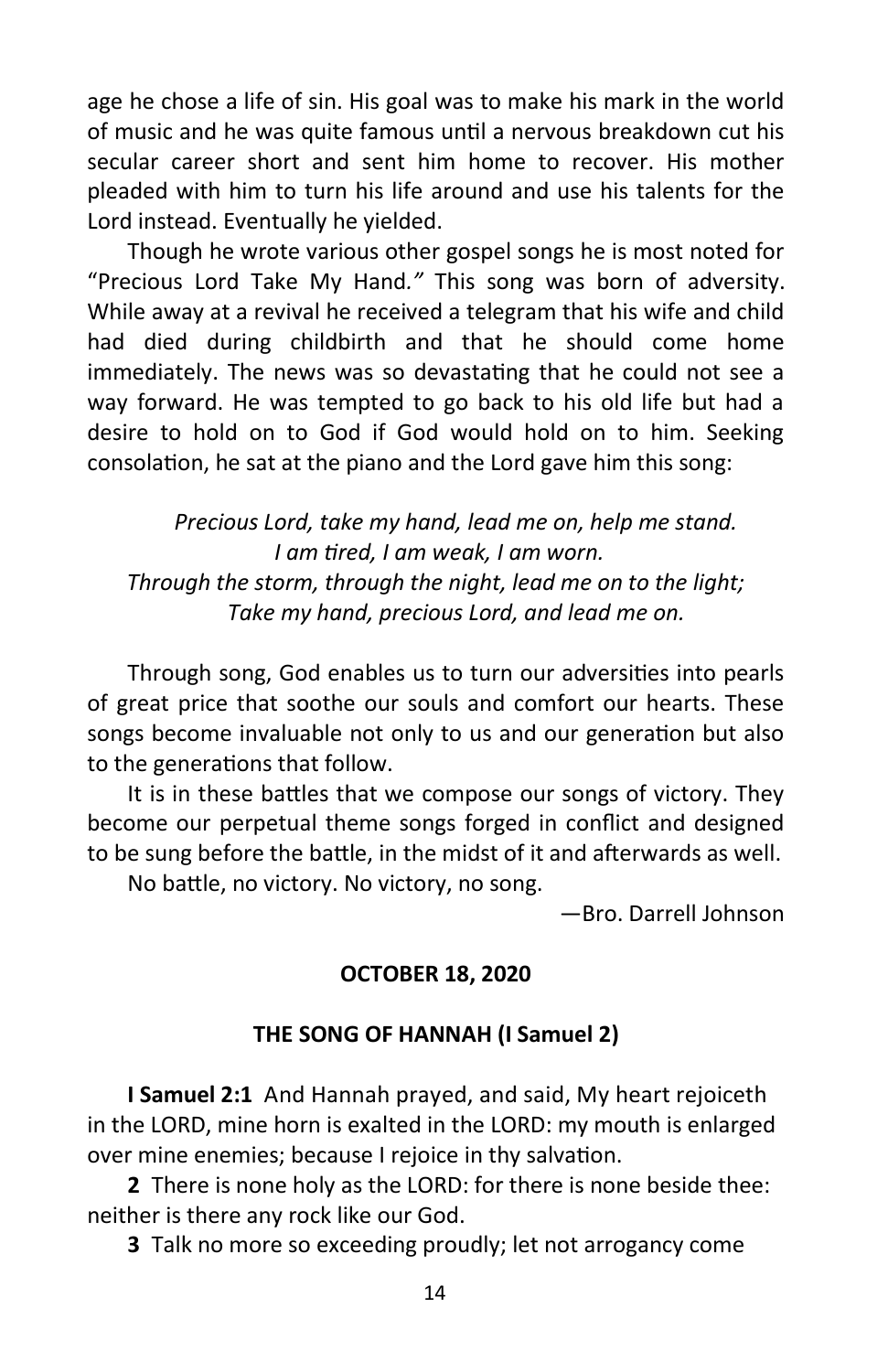age he chose a life of sin. His goal was to make his mark in the world of music and he was quite famous until a nervous breakdown cut his secular career short and sent him home to recover. His mother pleaded with him to turn his life around and use his talents for the Lord instead. Eventually he yielded.

Though he wrote various other gospel songs he is most noted for "Precious Lord Take My Hand*."* This song was born of adversity. While away at a revival he received a telegram that his wife and child had died during childbirth and that he should come home immediately. The news was so devastating that he could not see a way forward. He was tempted to go back to his old life but had a desire to hold on to God if God would hold on to him. Seeking consolation, he sat at the piano and the Lord gave him this song:

*Precious Lord, take my hand, lead me on, help me stand.*
*I am tired, I am weak, I am worn.*
*Through the storm, through the night, lead me on to the light;*
*Take my hand, precious Lord, and lead me on.*

Through song, God enables us to turn our adversities into pearls of great price that soothe our souls and comfort our hearts. These songs become invaluable not only to us and our generation but also to the generations that follow.

It is in these battles that we compose our songs of victory. They become our perpetual theme songs forged in conflict and designed to be sung before the battle, in the midst of it and afterwards as well.

No battle, no victory. No victory, no song.

—Bro. Darrell Johnson

**OCTOBER 18, 2020**

**THE SONG OF HANNAH (I Samuel 2)**

**I Samuel 2:1** And Hannah prayed, and said, My heart rejoiceth in the LORD, mine horn is exalted in the LORD: my mouth is enlarged over mine enemies; because I rejoice in thy salvation.

**2** There is none holy as the LORD: for there is none beside thee: neither is there any rock like our God.

**3** Talk no more so exceeding proudly; let not arrogancy come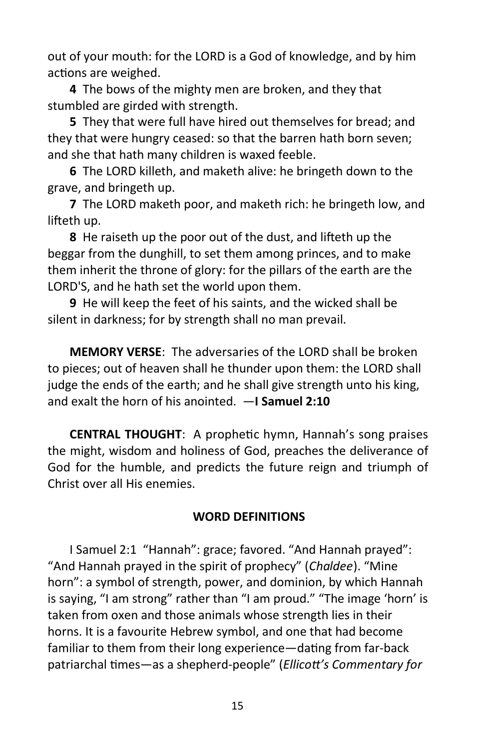out of your mouth: for the LORD is a God of knowledge, and by him actions are weighed.

**4** The bows of the mighty men are broken, and they that stumbled are girded with strength.

**5** They that were full have hired out themselves for bread; and they that were hungry ceased: so that the barren hath born seven; and she that hath many children is waxed feeble.

**6** The LORD killeth, and maketh alive: he bringeth down to the grave, and bringeth up.

**7** The LORD maketh poor, and maketh rich: he bringeth low, and lifteth up.

**8** He raiseth up the poor out of the dust, and lifteth up the beggar from the dunghill, to set them among princes, and to make them inherit the throne of glory: for the pillars of the earth are the LORD'S, and he hath set the world upon them.

**9** He will keep the feet of his saints, and the wicked shall be silent in darkness; for by strength shall no man prevail.

**MEMORY VERSE**: The adversaries of the LORD shall be broken to pieces; out of heaven shall he thunder upon them: the LORD shall judge the ends of the earth; and he shall give strength unto his king, and exalt the horn of his anointed. —**I Samuel 2:10**

**CENTRAL THOUGHT**: A prophetic hymn, Hannah's song praises the might, wisdom and holiness of God, preaches the deliverance of God for the humble, and predicts the future reign and triumph of Christ over all His enemies.

**WORD DEFINITIONS**

I Samuel 2:1 "Hannah": grace; favored. "And Hannah prayed": "And Hannah prayed in the spirit of prophecy" (*Chaldee*). "Mine horn": a symbol of strength, power, and dominion, by which Hannah is saying, "I am strong" rather than "I am proud." "The image 'horn' is taken from oxen and those animals whose strength lies in their horns. It is a favourite Hebrew symbol, and one that had become familiar to them from their long experience—dating from far-back patriarchal times—as a shepherd-people" (*Ellicott's Commentary for*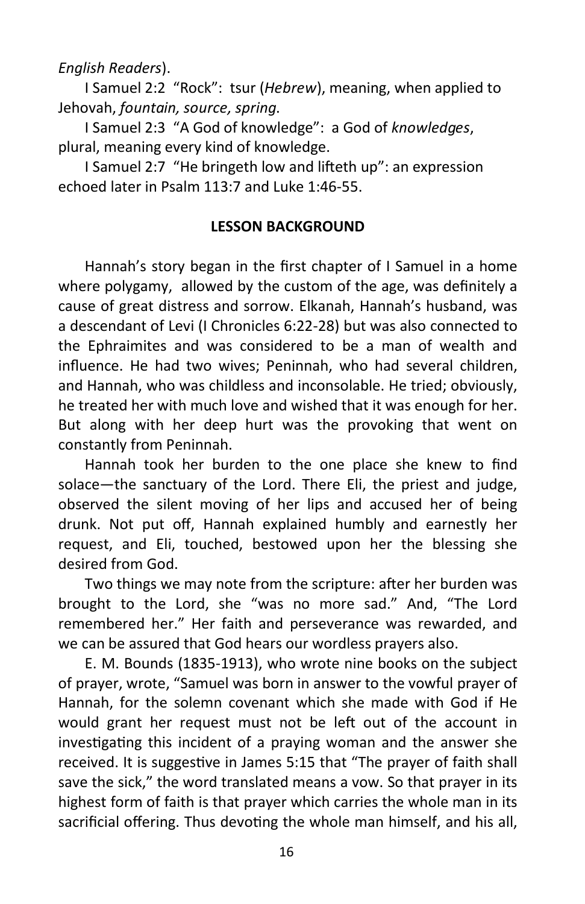*English Readers*).

I Samuel 2:2 “Rock”: tsur (*Hebrew*), meaning, when applied to Jehovah, *fountain, source, spring*.

I Samuel 2:3 “A God of knowledge”: a God of *knowledges*, plural, meaning every kind of knowledge.

I Samuel 2:7 “He bringeth low and lifteth up”: an expression echoed later in Psalm 113:7 and Luke 1:46-55.

**LESSON BACKGROUND**

Hannah’s story began in the first chapter of I Samuel in a home where polygamy, allowed by the custom of the age, was definitely a cause of great distress and sorrow. Elkanah, Hannah’s husband, was a descendant of Levi (I Chronicles 6:22-28) but was also connected to the Ephraimites and was considered to be a man of wealth and influence. He had two wives; Peninnah, who had several children, and Hannah, who was childless and inconsolable. He tried; obviously, he treated her with much love and wished that it was enough for her. But along with her deep hurt was the provoking that went on constantly from Peninnah.

Hannah took her burden to the one place she knew to find solace—the sanctuary of the Lord. There Eli, the priest and judge, observed the silent moving of her lips and accused her of being drunk. Not put off, Hannah explained humbly and earnestly her request, and Eli, touched, bestowed upon her the blessing she desired from God.

Two things we may note from the scripture: after her burden was brought to the Lord, she “was no more sad.” And, “The Lord remembered her.” Her faith and perseverance was rewarded, and we can be assured that God hears our wordless prayers also.

E. M. Bounds (1835-1913), who wrote nine books on the subject of prayer, wrote, “Samuel was born in answer to the vowful prayer of Hannah, for the solemn covenant which she made with God if He would grant her request must not be left out of the account in investigating this incident of a praying woman and the answer she received. It is suggestive in James 5:15 that “The prayer of faith shall save the sick,” the word translated means a vow. So that prayer in its highest form of faith is that prayer which carries the whole man in its sacrificial offering. Thus devoting the whole man himself, and his all,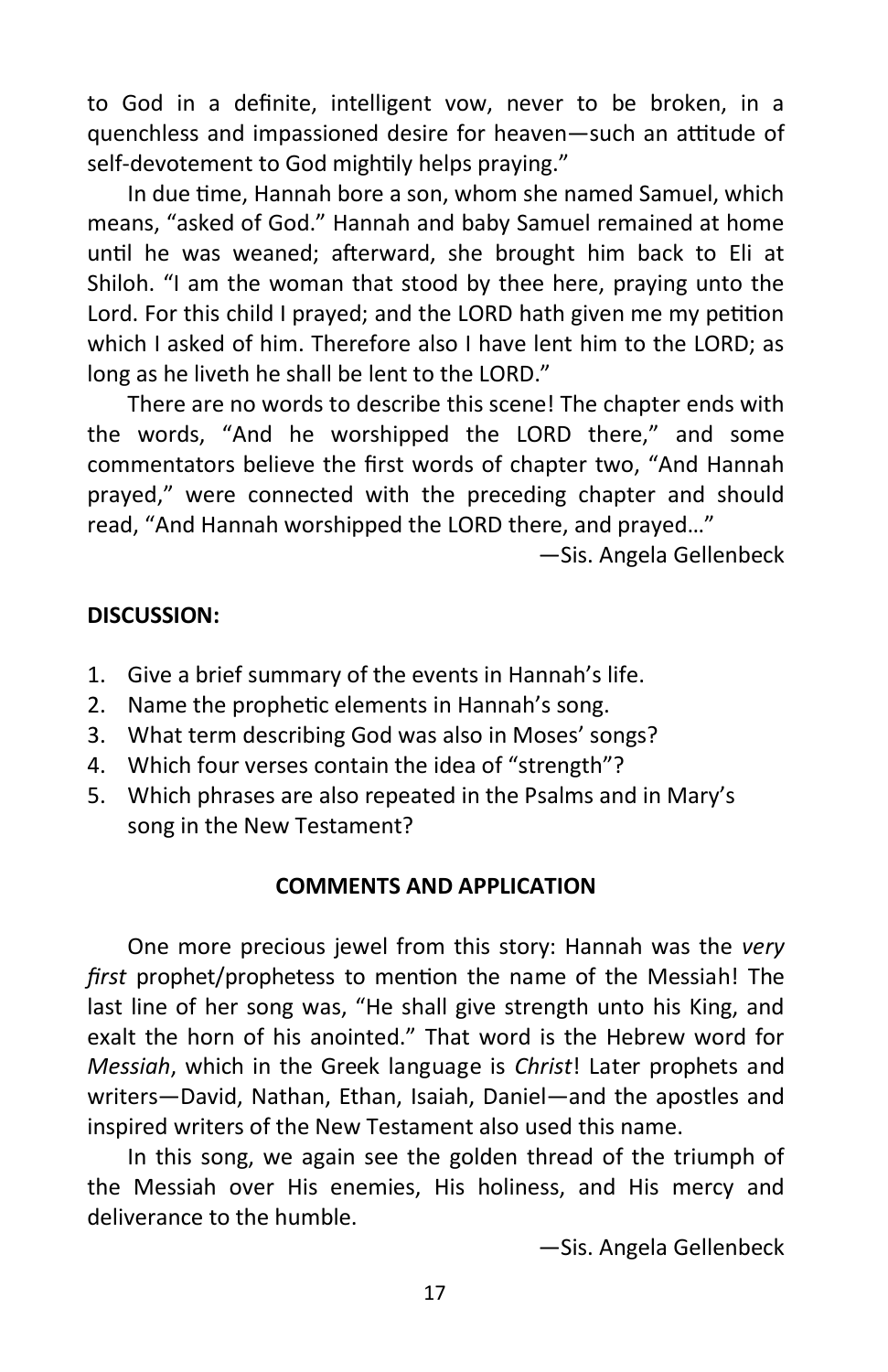to God in a definite, intelligent vow, never to be broken, in a quenchless and impassioned desire for heaven—such an attitude of self-devotement to God mightily helps praying."

In due time, Hannah bore a son, whom she named Samuel, which means, "asked of God." Hannah and baby Samuel remained at home until he was weaned; afterward, she brought him back to Eli at Shiloh. "I am the woman that stood by thee here, praying unto the Lord. For this child I prayed; and the LORD hath given me my petition which I asked of him. Therefore also I have lent him to the LORD; as long as he liveth he shall be lent to the LORD."

There are no words to describe this scene! The chapter ends with the words, "And he worshipped the LORD there," and some commentators believe the first words of chapter two, "And Hannah prayed," were connected with the preceding chapter and should read, "And Hannah worshipped the LORD there, and prayed…"

—Sis. Angela Gellenbeck

**DISCUSSION:**

1. Give a brief summary of the events in Hannah's life.
2. Name the prophetic elements in Hannah's song.
3. What term describing God was also in Moses' songs?
4. Which four verses contain the idea of "strength"?
5. Which phrases are also repeated in the Psalms and in Mary's song in the New Testament?

**COMMENTS AND APPLICATION**

One more precious jewel from this story: Hannah was the *very first* prophet/prophetess to mention the name of the Messiah! The last line of her song was, "He shall give strength unto his King, and exalt the horn of his anointed." That word is the Hebrew word for *Messiah*, which in the Greek language is *Christ*! Later prophets and writers—David, Nathan, Ethan, Isaiah, Daniel—and the apostles and inspired writers of the New Testament also used this name.

In this song, we again see the golden thread of the triumph of the Messiah over His enemies, His holiness, and His mercy and deliverance to the humble.

—Sis. Angela Gellenbeck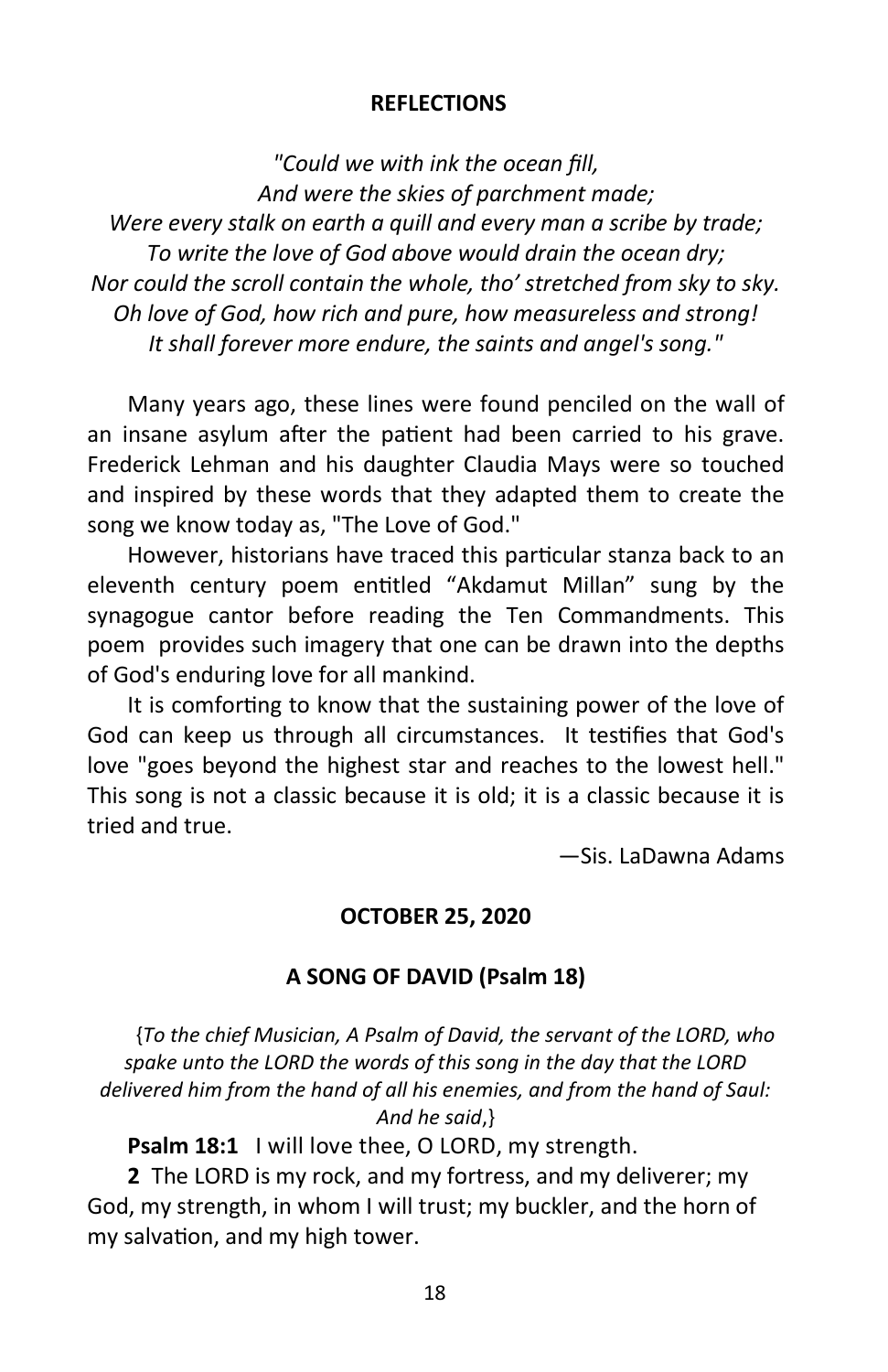## REFLECTIONS

*"Could we with ink the ocean fill,*
*And were the skies of parchment made;*
*Were every stalk on earth a quill and every man a scribe by trade;*
*To write the love of God above would drain the ocean dry;*
*Nor could the scroll contain the whole, tho' stretched from sky to sky.*
*Oh love of God, how rich and pure, how measureless and strong!*
*It shall forever more endure, the saints and angel's song."*

Many years ago, these lines were found penciled on the wall of an insane asylum after the patient had been carried to his grave. Frederick Lehman and his daughter Claudia Mays were so touched and inspired by these words that they adapted them to create the song we know today as, "The Love of God."

However, historians have traced this particular stanza back to an eleventh century poem entitled "Akdamut Millan" sung by the synagogue cantor before reading the Ten Commandments. This poem provides such imagery that one can be drawn into the depths of God's enduring love for all mankind.

It is comforting to know that the sustaining power of the love of God can keep us through all circumstances. It testifies that God's love "goes beyond the highest star and reaches to the lowest hell." This song is not a classic because it is old; it is a classic because it is tried and true.

—Sis. LaDawna Adams

## OCTOBER 25, 2020

## A SONG OF DAVID (Psalm 18)

{*To the chief Musician, A Psalm of David, the servant of the LORD, who spake unto the LORD the words of this song in the day that the LORD delivered him from the hand of all his enemies, and from the hand of Saul: And he said*,}

**Psalm 18:1** I will love thee, O LORD, my strength.

**2** The LORD is my rock, and my fortress, and my deliverer; my God, my strength, in whom I will trust; my buckler, and the horn of my salvation, and my high tower.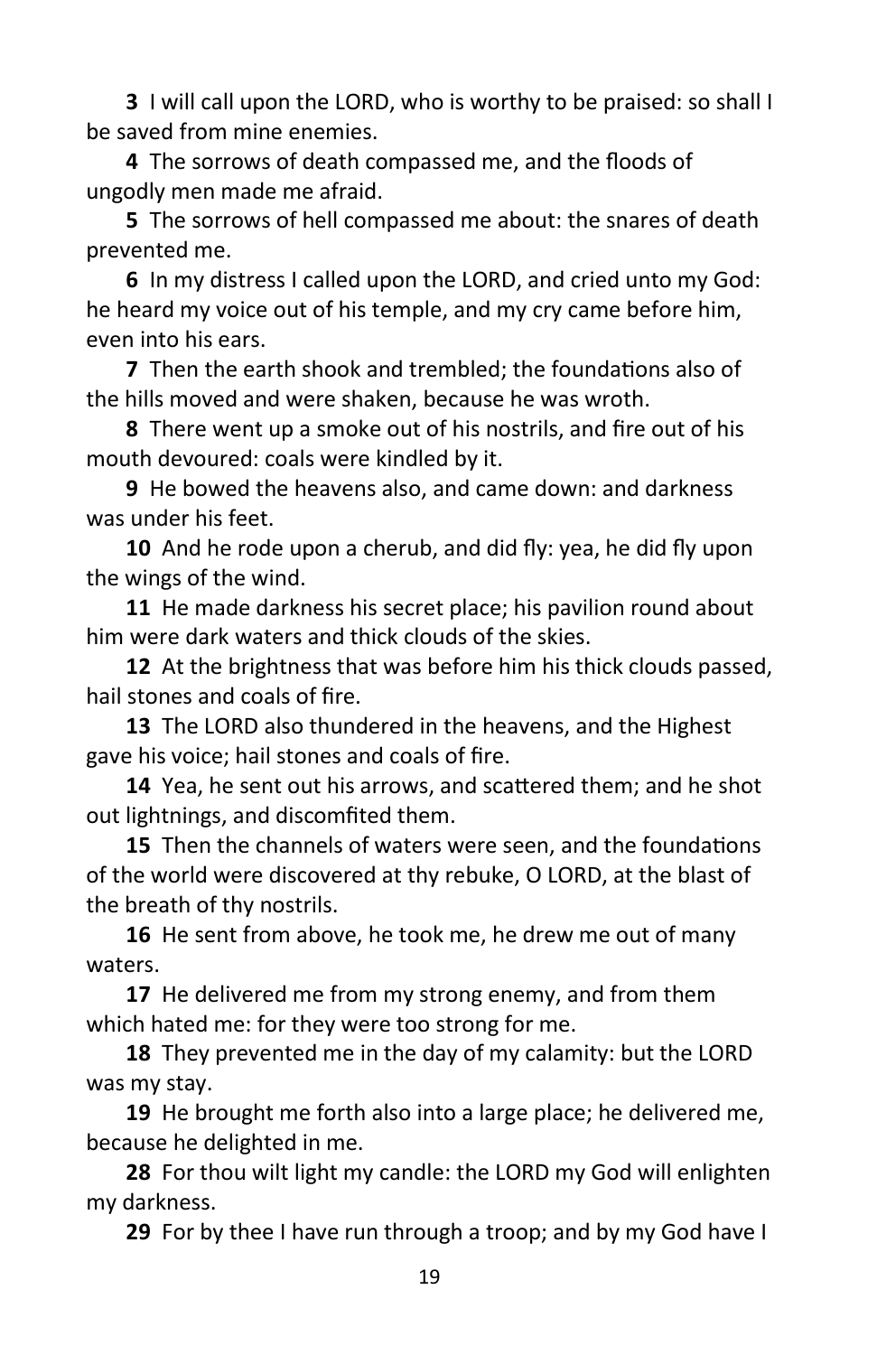**3** I will call upon the LORD, who is worthy to be praised: so shall I be saved from mine enemies.

**4** The sorrows of death compassed me, and the floods of ungodly men made me afraid.

**5** The sorrows of hell compassed me about: the snares of death prevented me.

**6** In my distress I called upon the LORD, and cried unto my God: he heard my voice out of his temple, and my cry came before him, even into his ears.

**7** Then the earth shook and trembled; the foundations also of the hills moved and were shaken, because he was wroth.

**8** There went up a smoke out of his nostrils, and fire out of his mouth devoured: coals were kindled by it.

**9** He bowed the heavens also, and came down: and darkness was under his feet.

**10** And he rode upon a cherub, and did fly: yea, he did fly upon the wings of the wind.

**11** He made darkness his secret place; his pavilion round about him were dark waters and thick clouds of the skies.

**12** At the brightness that was before him his thick clouds passed, hail stones and coals of fire.

**13** The LORD also thundered in the heavens, and the Highest gave his voice; hail stones and coals of fire.

**14** Yea, he sent out his arrows, and scattered them; and he shot out lightnings, and discomfited them.

**15** Then the channels of waters were seen, and the foundations of the world were discovered at thy rebuke, O LORD, at the blast of the breath of thy nostrils.

**16** He sent from above, he took me, he drew me out of many waters.

**17** He delivered me from my strong enemy, and from them which hated me: for they were too strong for me.

**18** They prevented me in the day of my calamity: but the LORD was my stay.

**19** He brought me forth also into a large place; he delivered me, because he delighted in me.

**28** For thou wilt light my candle: the LORD my God will enlighten my darkness.

**29** For by thee I have run through a troop; and by my God have I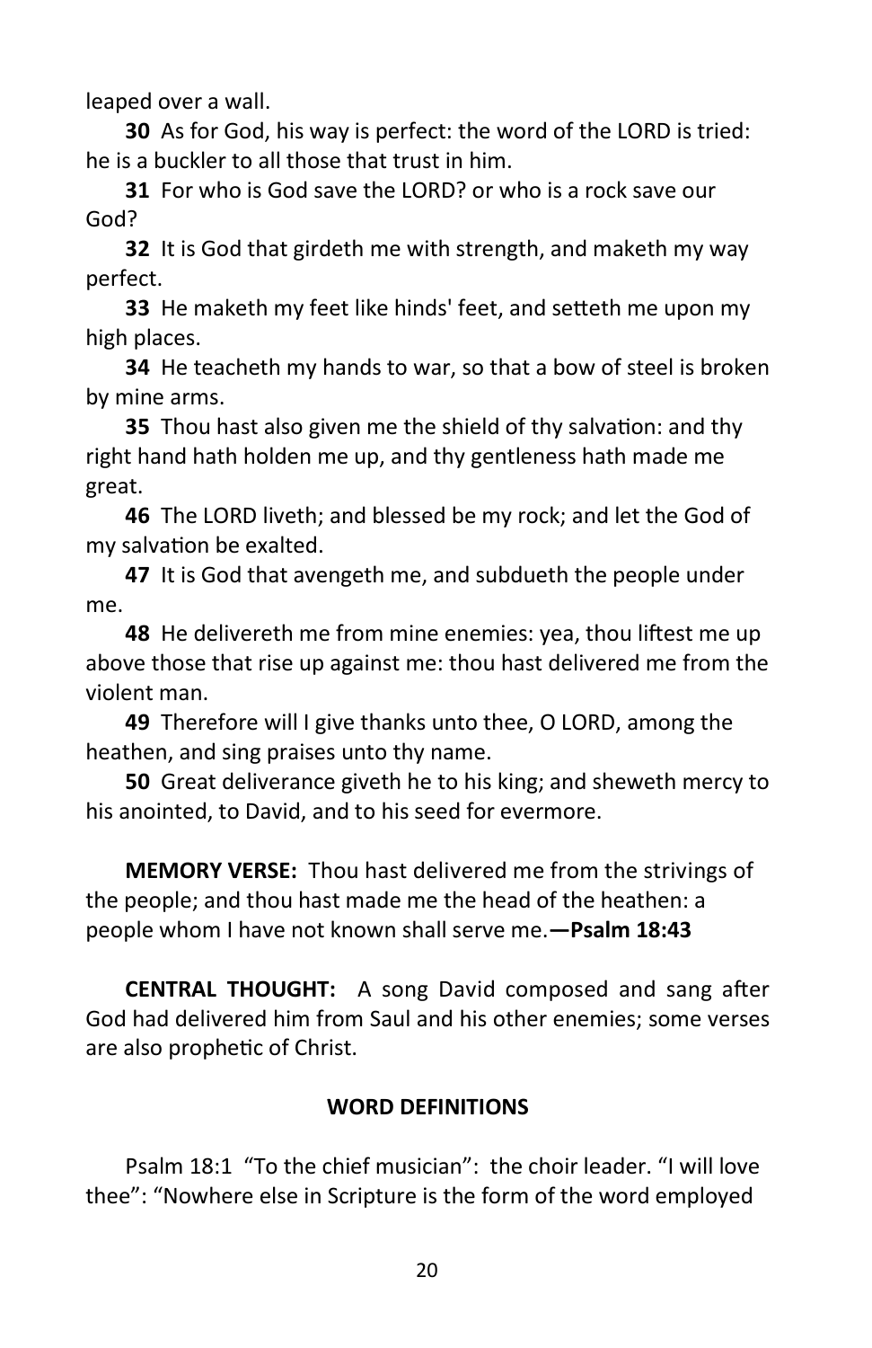leaped over a wall.

**30** As for God, his way is perfect: the word of the LORD is tried: he is a buckler to all those that trust in him.

**31** For who is God save the LORD? or who is a rock save our God?

**32** It is God that girdeth me with strength, and maketh my way perfect.

**33** He maketh my feet like hinds' feet, and setteth me upon my high places.

**34** He teacheth my hands to war, so that a bow of steel is broken by mine arms.

**35** Thou hast also given me the shield of thy salvation: and thy right hand hath holden me up, and thy gentleness hath made me great.

**46** The LORD liveth; and blessed be my rock; and let the God of my salvation be exalted.

**47** It is God that avengeth me, and subdueth the people under me.

**48** He delivereth me from mine enemies: yea, thou liftest me up above those that rise up against me: thou hast delivered me from the violent man.

**49** Therefore will I give thanks unto thee, O LORD, among the heathen, and sing praises unto thy name.

**50** Great deliverance giveth he to his king; and sheweth mercy to his anointed, to David, and to his seed for evermore.

**MEMORY VERSE:** Thou hast delivered me from the strivings of the people; and thou hast made me the head of the heathen: a people whom I have not known shall serve me.**—Psalm 18:43**

**CENTRAL THOUGHT:** A song David composed and sang after God had delivered him from Saul and his other enemies; some verses are also prophetic of Christ.

**WORD DEFINITIONS**

Psalm 18:1 "To the chief musician": the choir leader. "I will love thee": "Nowhere else in Scripture is the form of the word employed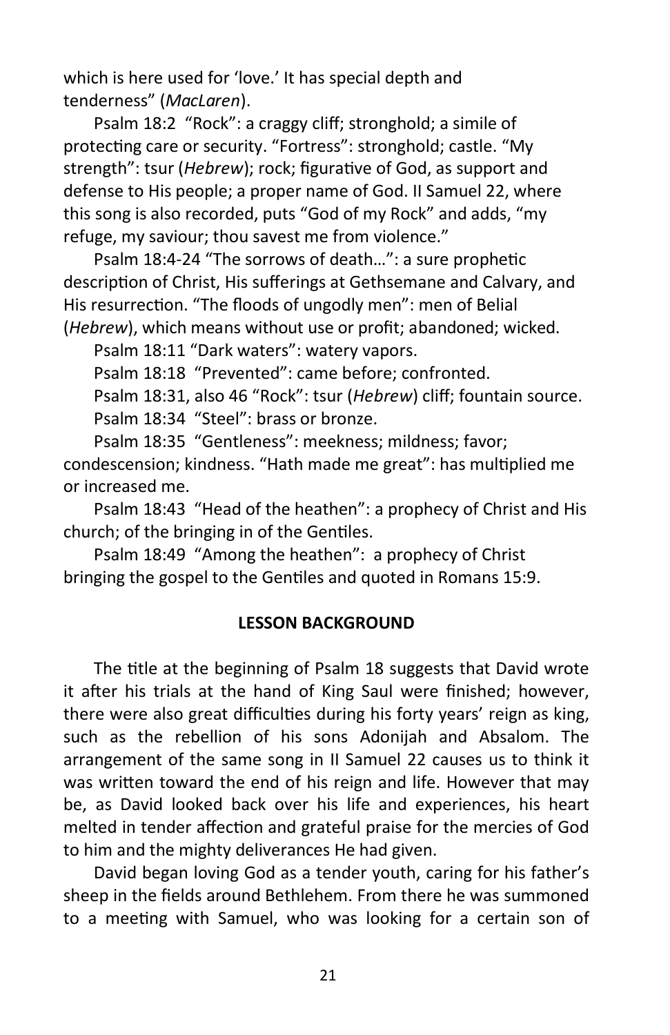which is here used for 'love.' It has special depth and tenderness" (*MacLaren*).

Psalm 18:2 "Rock": a craggy cliff; stronghold; a simile of protecting care or security. "Fortress": stronghold; castle. "My strength": tsur (*Hebrew*); rock; figurative of God, as support and defense to His people; a proper name of God. II Samuel 22, where this song is also recorded, puts "God of my Rock" and adds, "my refuge, my saviour; thou savest me from violence."

Psalm 18:4-24 "The sorrows of death…": a sure prophetic description of Christ, His sufferings at Gethsemane and Calvary, and His resurrection. "The floods of ungodly men": men of Belial (*Hebrew*), which means without use or profit; abandoned; wicked.

Psalm 18:11 "Dark waters": watery vapors.

Psalm 18:18 "Prevented": came before; confronted.

Psalm 18:31, also 46 "Rock": tsur (*Hebrew*) cliff; fountain source.

Psalm 18:34 "Steel": brass or bronze.

Psalm 18:35 "Gentleness": meekness; mildness; favor; condescension; kindness. "Hath made me great": has multiplied me or increased me.

Psalm 18:43 "Head of the heathen": a prophecy of Christ and His church; of the bringing in of the Gentiles.

Psalm 18:49 "Among the heathen": a prophecy of Christ bringing the gospel to the Gentiles and quoted in Romans 15:9.

## LESSON BACKGROUND

The title at the beginning of Psalm 18 suggests that David wrote it after his trials at the hand of King Saul were finished; however, there were also great difficulties during his forty years' reign as king, such as the rebellion of his sons Adonijah and Absalom. The arrangement of the same song in II Samuel 22 causes us to think it was written toward the end of his reign and life. However that may be, as David looked back over his life and experiences, his heart melted in tender affection and grateful praise for the mercies of God to him and the mighty deliverances He had given.

David began loving God as a tender youth, caring for his father's sheep in the fields around Bethlehem. From there he was summoned to a meeting with Samuel, who was looking for a certain son of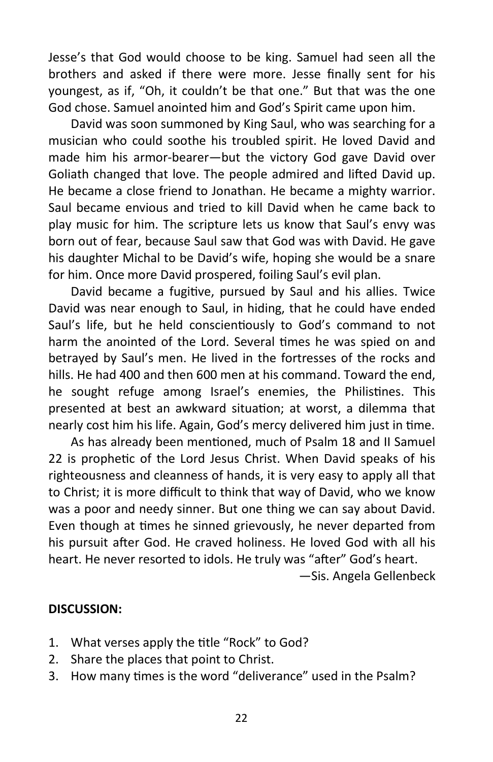Jesse's that God would choose to be king. Samuel had seen all the brothers and asked if there were more. Jesse finally sent for his youngest, as if, "Oh, it couldn't be that one." But that was the one God chose. Samuel anointed him and God's Spirit came upon him.

David was soon summoned by King Saul, who was searching for a musician who could soothe his troubled spirit. He loved David and made him his armor-bearer—but the victory God gave David over Goliath changed that love. The people admired and lifted David up. He became a close friend to Jonathan. He became a mighty warrior. Saul became envious and tried to kill David when he came back to play music for him. The scripture lets us know that Saul's envy was born out of fear, because Saul saw that God was with David. He gave his daughter Michal to be David's wife, hoping she would be a snare for him. Once more David prospered, foiling Saul's evil plan.

David became a fugitive, pursued by Saul and his allies. Twice David was near enough to Saul, in hiding, that he could have ended Saul's life, but he held conscientiously to God's command to not harm the anointed of the Lord. Several times he was spied on and betrayed by Saul's men. He lived in the fortresses of the rocks and hills. He had 400 and then 600 men at his command. Toward the end, he sought refuge among Israel's enemies, the Philistines. This presented at best an awkward situation; at worst, a dilemma that nearly cost him his life. Again, God's mercy delivered him just in time.

As has already been mentioned, much of Psalm 18 and II Samuel 22 is prophetic of the Lord Jesus Christ. When David speaks of his righteousness and cleanness of hands, it is very easy to apply all that to Christ; it is more difficult to think that way of David, who we know was a poor and needy sinner. But one thing we can say about David. Even though at times he sinned grievously, he never departed from his pursuit after God. He craved holiness. He loved God with all his heart. He never resorted to idols. He truly was "after" God's heart.

—Sis. Angela Gellenbeck

**DISCUSSION:**

1. What verses apply the title "Rock" to God?
2. Share the places that point to Christ.
3. How many times is the word "deliverance" used in the Psalm?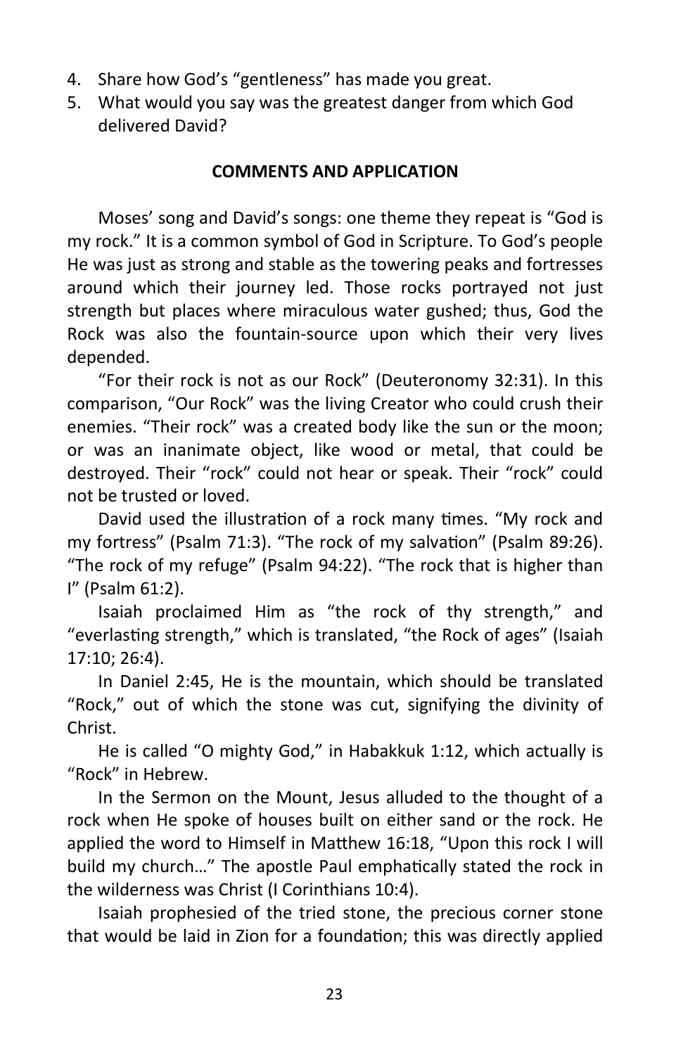4. Share how God's "gentleness" has made you great.
5. What would you say was the greatest danger from which God delivered David?

**COMMENTS AND APPLICATION**

Moses' song and David's songs: one theme they repeat is "God is my rock." It is a common symbol of God in Scripture. To God's people He was just as strong and stable as the towering peaks and fortresses around which their journey led. Those rocks portrayed not just strength but places where miraculous water gushed; thus, God the Rock was also the fountain-source upon which their very lives depended.

"For their rock is not as our Rock" (Deuteronomy 32:31). In this comparison, "Our Rock" was the living Creator who could crush their enemies. "Their rock" was a created body like the sun or the moon; or was an inanimate object, like wood or metal, that could be destroyed. Their "rock" could not hear or speak. Their "rock" could not be trusted or loved.

David used the illustration of a rock many times. "My rock and my fortress" (Psalm 71:3). "The rock of my salvation" (Psalm 89:26). "The rock of my refuge" (Psalm 94:22). "The rock that is higher than I" (Psalm 61:2).

Isaiah proclaimed Him as "the rock of thy strength," and "everlasting strength," which is translated, "the Rock of ages" (Isaiah 17:10; 26:4).

In Daniel 2:45, He is the mountain, which should be translated "Rock," out of which the stone was cut, signifying the divinity of Christ.

He is called "O mighty God," in Habakkuk 1:12, which actually is "Rock" in Hebrew.

In the Sermon on the Mount, Jesus alluded to the thought of a rock when He spoke of houses built on either sand or the rock. He applied the word to Himself in Matthew 16:18, "Upon this rock I will build my church…" The apostle Paul emphatically stated the rock in the wilderness was Christ (I Corinthians 10:4).

Isaiah prophesied of the tried stone, the precious corner stone that would be laid in Zion for a foundation; this was directly applied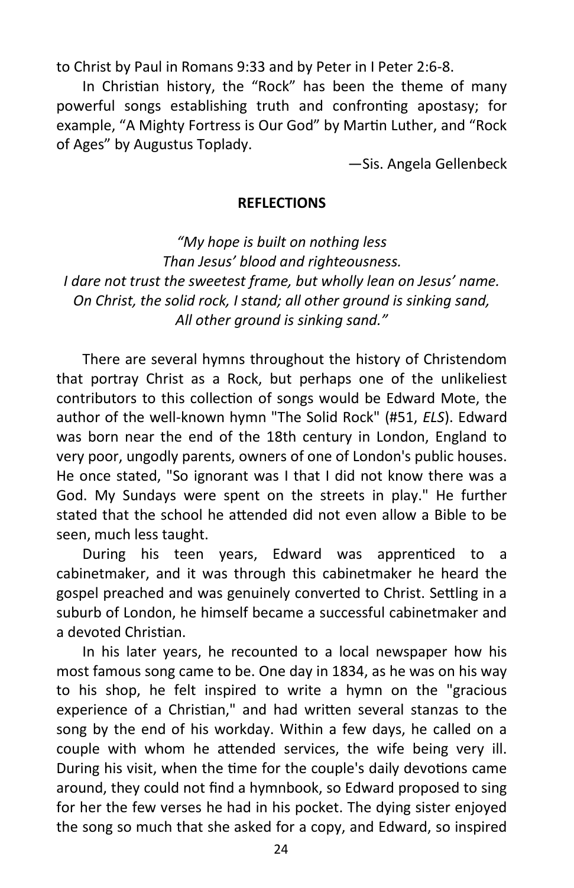to Christ by Paul in Romans 9:33 and by Peter in I Peter 2:6-8.

In Christian history, the "Rock" has been the theme of many powerful songs establishing truth and confronting apostasy; for example, "A Mighty Fortress is Our God" by Martin Luther, and "Rock of Ages" by Augustus Toplady.

—Sis. Angela Gellenbeck

**REFLECTIONS**

*"My hope is built on nothing less*
*Than Jesus' blood and righteousness.*
*I dare not trust the sweetest frame, but wholly lean on Jesus' name.*
*On Christ, the solid rock, I stand; all other ground is sinking sand,*
*All other ground is sinking sand."*

There are several hymns throughout the history of Christendom that portray Christ as a Rock, but perhaps one of the unlikeliest contributors to this collection of songs would be Edward Mote, the author of the well-known hymn "The Solid Rock" (#51, *ELS*). Edward was born near the end of the 18th century in London, England to very poor, ungodly parents, owners of one of London's public houses. He once stated, "So ignorant was I that I did not know there was a God. My Sundays were spent on the streets in play." He further stated that the school he attended did not even allow a Bible to be seen, much less taught.

During his teen years, Edward was apprenticed to a cabinetmaker, and it was through this cabinetmaker he heard the gospel preached and was genuinely converted to Christ. Settling in a suburb of London, he himself became a successful cabinetmaker and a devoted Christian.

In his later years, he recounted to a local newspaper how his most famous song came to be. One day in 1834, as he was on his way to his shop, he felt inspired to write a hymn on the "gracious experience of a Christian," and had written several stanzas to the song by the end of his workday. Within a few days, he called on a couple with whom he attended services, the wife being very ill. During his visit, when the time for the couple's daily devotions came around, they could not find a hymnbook, so Edward proposed to sing for her the few verses he had in his pocket. The dying sister enjoyed the song so much that she asked for a copy, and Edward, so inspired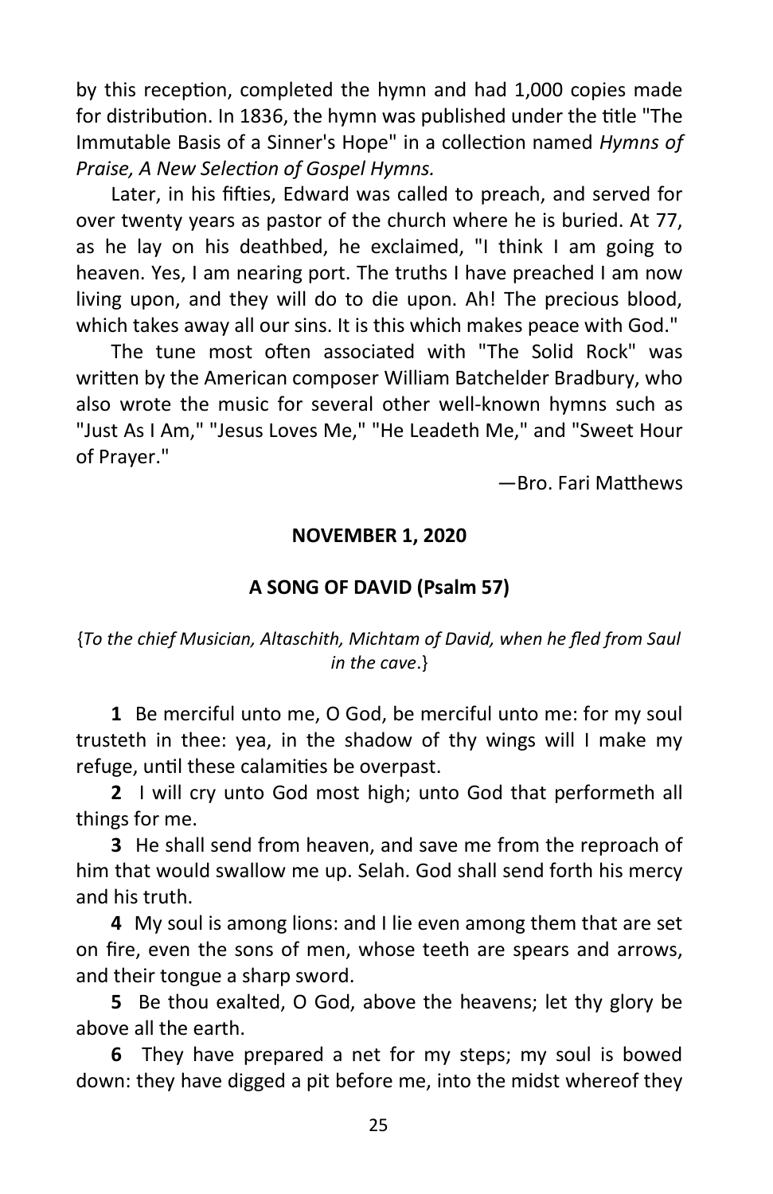by this reception, completed the hymn and had 1,000 copies made for distribution. In 1836, the hymn was published under the title "The Immutable Basis of a Sinner's Hope" in a collection named *Hymns of Praise, A New Selection of Gospel Hymns.*

Later, in his fifties, Edward was called to preach, and served for over twenty years as pastor of the church where he is buried. At 77, as he lay on his deathbed, he exclaimed, "I think I am going to heaven. Yes, I am nearing port. The truths I have preached I am now living upon, and they will do to die upon. Ah! The precious blood, which takes away all our sins. It is this which makes peace with God."

The tune most often associated with "The Solid Rock" was written by the American composer William Batchelder Bradbury, who also wrote the music for several other well-known hymns such as "Just As I Am," "Jesus Loves Me," "He Leadeth Me," and "Sweet Hour of Prayer."

—Bro. Fari Matthews

## NOVEMBER 1, 2020

## A SONG OF DAVID (Psalm 57)

{*To the chief Musician, Altaschith, Michtam of David, when he fled from Saul in the cave*.}

**1** Be merciful unto me, O God, be merciful unto me: for my soul trusteth in thee: yea, in the shadow of thy wings will I make my refuge, until these calamities be overpast.

**2** I will cry unto God most high; unto God that performeth all things for me.

**3** He shall send from heaven, and save me from the reproach of him that would swallow me up. Selah. God shall send forth his mercy and his truth.

**4** My soul is among lions: and I lie even among them that are set on fire, even the sons of men, whose teeth are spears and arrows, and their tongue a sharp sword.

**5** Be thou exalted, O God, above the heavens; let thy glory be above all the earth.

**6** They have prepared a net for my steps; my soul is bowed down: they have digged a pit before me, into the midst whereof they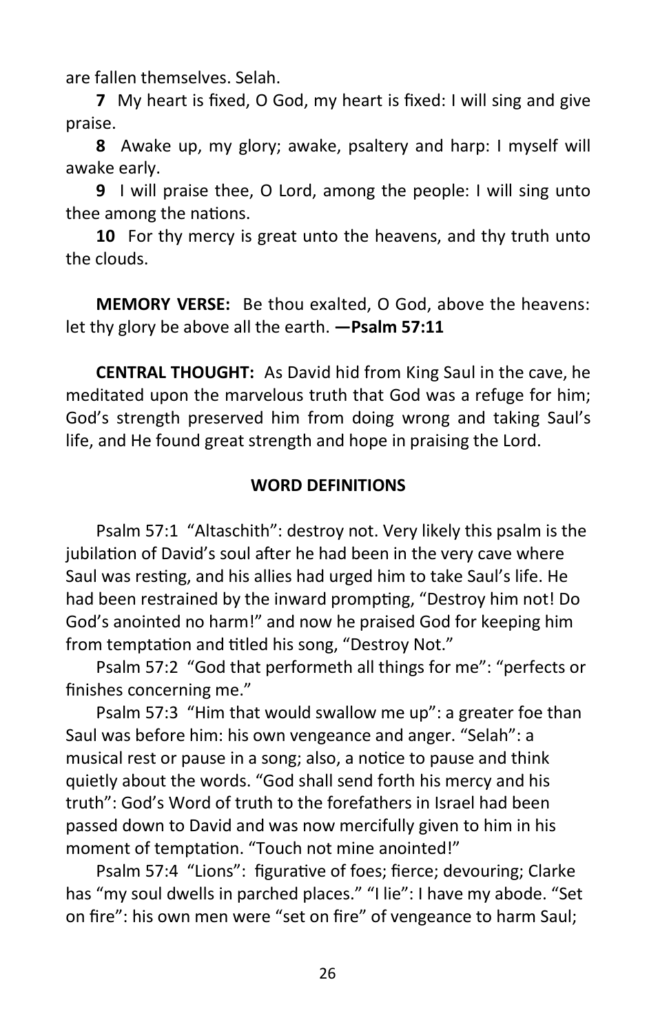are fallen themselves. Selah.

**7** My heart is fixed, O God, my heart is fixed: I will sing and give praise.

**8** Awake up, my glory; awake, psaltery and harp: I myself will awake early.

**9** I will praise thee, O Lord, among the people: I will sing unto thee among the nations.

**10** For thy mercy is great unto the heavens, and thy truth unto the clouds.

**MEMORY VERSE:** Be thou exalted, O God, above the heavens: let thy glory be above all the earth. **—Psalm 57:11**

**CENTRAL THOUGHT:** As David hid from King Saul in the cave, he meditated upon the marvelous truth that God was a refuge for him; God's strength preserved him from doing wrong and taking Saul's life, and He found great strength and hope in praising the Lord.

### WORD DEFINITIONS

Psalm 57:1 "Altaschith": destroy not. Very likely this psalm is the jubilation of David's soul after he had been in the very cave where Saul was resting, and his allies had urged him to take Saul's life. He had been restrained by the inward prompting, "Destroy him not! Do God's anointed no harm!" and now he praised God for keeping him from temptation and titled his song, "Destroy Not."

Psalm 57:2 "God that performeth all things for me": "perfects or finishes concerning me."

Psalm 57:3 "Him that would swallow me up": a greater foe than Saul was before him: his own vengeance and anger. "Selah": a musical rest or pause in a song; also, a notice to pause and think quietly about the words. "God shall send forth his mercy and his truth": God's Word of truth to the forefathers in Israel had been passed down to David and was now mercifully given to him in his moment of temptation. "Touch not mine anointed!"

Psalm 57:4 "Lions": figurative of foes; fierce; devouring; Clarke has "my soul dwells in parched places." "I lie": I have my abode. "Set on fire": his own men were "set on fire" of vengeance to harm Saul;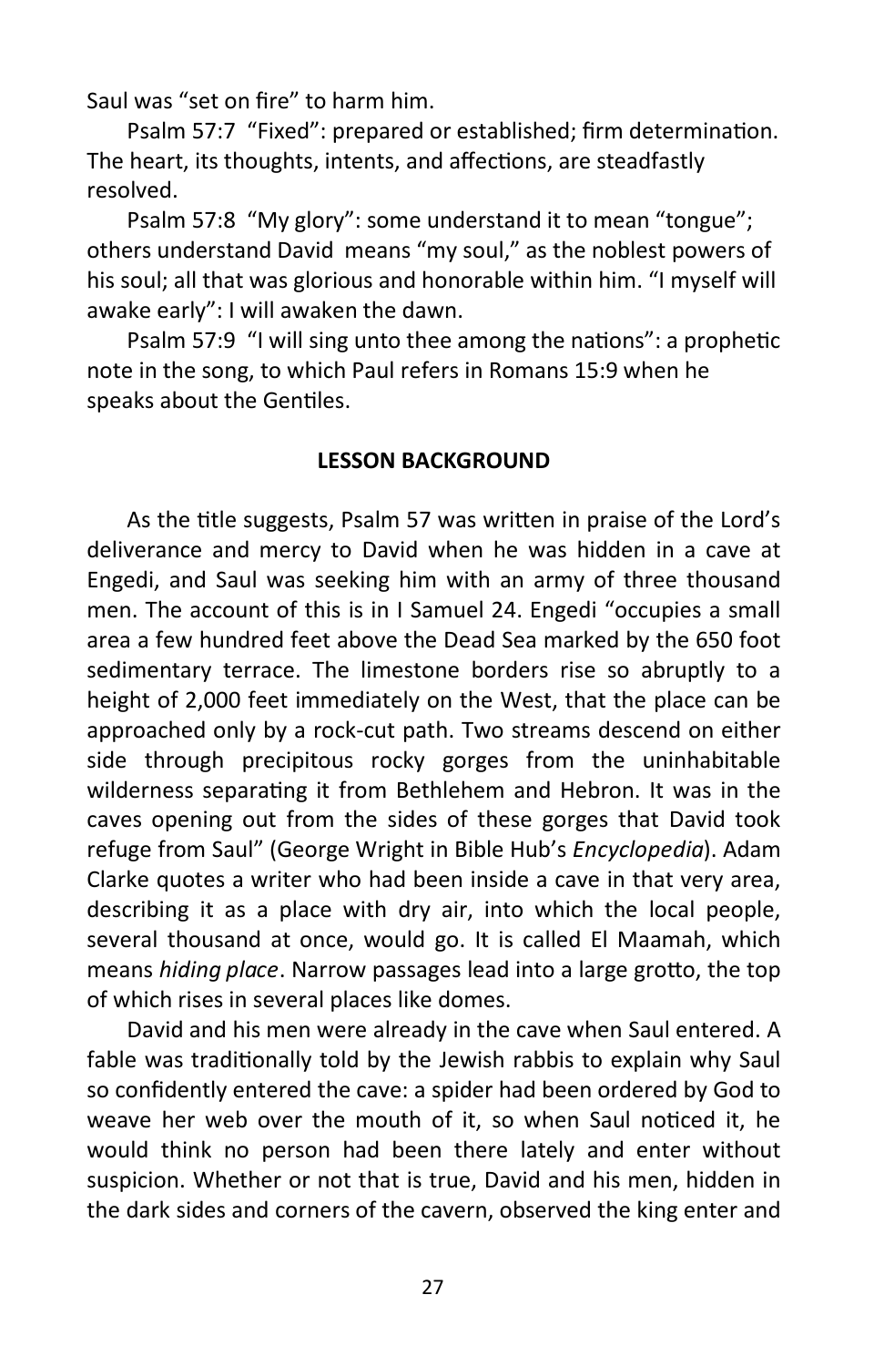Saul was "set on fire" to harm him.

Psalm 57:7 "Fixed": prepared or established; firm determination. The heart, its thoughts, intents, and affections, are steadfastly resolved.

Psalm 57:8 "My glory": some understand it to mean "tongue"; others understand David means "my soul," as the noblest powers of his soul; all that was glorious and honorable within him. "I myself will awake early": I will awaken the dawn.

Psalm 57:9 "I will sing unto thee among the nations": a prophetic note in the song, to which Paul refers in Romans 15:9 when he speaks about the Gentiles.

## LESSON BACKGROUND

As the title suggests, Psalm 57 was written in praise of the Lord's deliverance and mercy to David when he was hidden in a cave at Engedi, and Saul was seeking him with an army of three thousand men. The account of this is in I Samuel 24. Engedi "occupies a small area a few hundred feet above the Dead Sea marked by the 650 foot sedimentary terrace. The limestone borders rise so abruptly to a height of 2,000 feet immediately on the West, that the place can be approached only by a rock-cut path. Two streams descend on either side through precipitous rocky gorges from the uninhabitable wilderness separating it from Bethlehem and Hebron. It was in the caves opening out from the sides of these gorges that David took refuge from Saul" (George Wright in Bible Hub's *Encyclopedia*). Adam Clarke quotes a writer who had been inside a cave in that very area, describing it as a place with dry air, into which the local people, several thousand at once, would go. It is called El Maamah, which means *hiding place*. Narrow passages lead into a large grotto, the top of which rises in several places like domes.

David and his men were already in the cave when Saul entered. A fable was traditionally told by the Jewish rabbis to explain why Saul so confidently entered the cave: a spider had been ordered by God to weave her web over the mouth of it, so when Saul noticed it, he would think no person had been there lately and enter without suspicion. Whether or not that is true, David and his men, hidden in the dark sides and corners of the cavern, observed the king enter and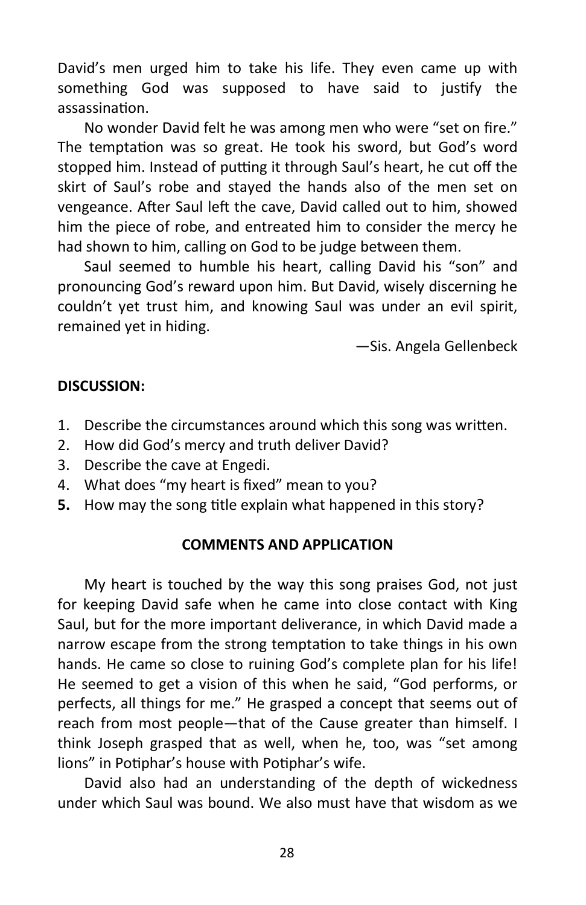David's men urged him to take his life. They even came up with something God was supposed to have said to justify the assassination.

No wonder David felt he was among men who were "set on fire." The temptation was so great. He took his sword, but God's word stopped him. Instead of putting it through Saul's heart, he cut off the skirt of Saul's robe and stayed the hands also of the men set on vengeance. After Saul left the cave, David called out to him, showed him the piece of robe, and entreated him to consider the mercy he had shown to him, calling on God to be judge between them.

Saul seemed to humble his heart, calling David his "son" and pronouncing God's reward upon him. But David, wisely discerning he couldn't yet trust him, and knowing Saul was under an evil spirit, remained yet in hiding.

—Sis. Angela Gellenbeck

**DISCUSSION:**

1. Describe the circumstances around which this song was written.
2. How did God's mercy and truth deliver David?
3. Describe the cave at Engedi.
4. What does "my heart is fixed" mean to you?
5. How may the song title explain what happened in this story?

**COMMENTS AND APPLICATION**

My heart is touched by the way this song praises God, not just for keeping David safe when he came into close contact with King Saul, but for the more important deliverance, in which David made a narrow escape from the strong temptation to take things in his own hands. He came so close to ruining God's complete plan for his life! He seemed to get a vision of this when he said, "God performs, or perfects, all things for me." He grasped a concept that seems out of reach from most people—that of the Cause greater than himself. I think Joseph grasped that as well, when he, too, was "set among lions" in Potiphar's house with Potiphar's wife.

David also had an understanding of the depth of wickedness under which Saul was bound. We also must have that wisdom as we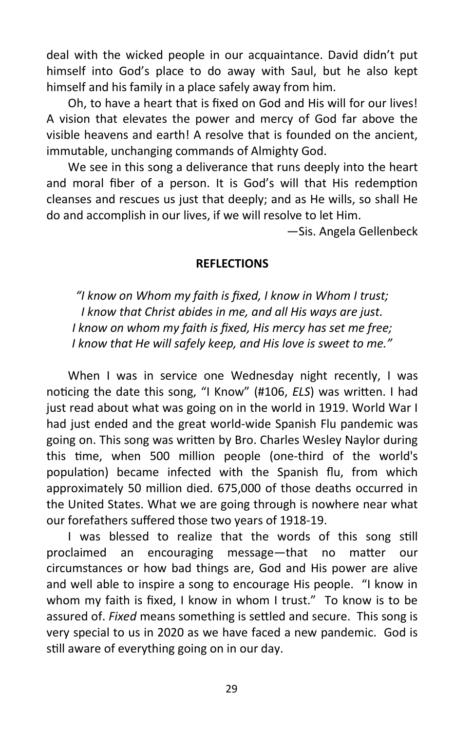deal with the wicked people in our acquaintance. David didn't put himself into God's place to do away with Saul, but he also kept himself and his family in a place safely away from him.

Oh, to have a heart that is fixed on God and His will for our lives! A vision that elevates the power and mercy of God far above the visible heavens and earth! A resolve that is founded on the ancient, immutable, unchanging commands of Almighty God.

We see in this song a deliverance that runs deeply into the heart and moral fiber of a person. It is God's will that His redemption cleanses and rescues us just that deeply; and as He wills, so shall He do and accomplish in our lives, if we will resolve to let Him.

—Sis. Angela Gellenbeck

## REFLECTIONS

*"I know on Whom my faith is fixed, I know in Whom I trust;*
*I know that Christ abides in me, and all His ways are just.*
*I know on whom my faith is fixed, His mercy has set me free;*
*I know that He will safely keep, and His love is sweet to me."*

When I was in service one Wednesday night recently, I was noticing the date this song, "I Know" (#106, *ELS*) was written. I had just read about what was going on in the world in 1919. World War I had just ended and the great world-wide Spanish Flu pandemic was going on. This song was written by Bro. Charles Wesley Naylor during this time, when 500 million people (one-third of the world's population) became infected with the Spanish flu, from which approximately 50 million died. 675,000 of those deaths occurred in the United States. What we are going through is nowhere near what our forefathers suffered those two years of 1918-19.

I was blessed to realize that the words of this song still proclaimed an encouraging message—that no matter our circumstances or how bad things are, God and His power are alive and well able to inspire a song to encourage His people. "I know in whom my faith is fixed, I know in whom I trust." To know is to be assured of. *Fixed* means something is settled and secure. This song is very special to us in 2020 as we have faced a new pandemic. God is still aware of everything going on in our day.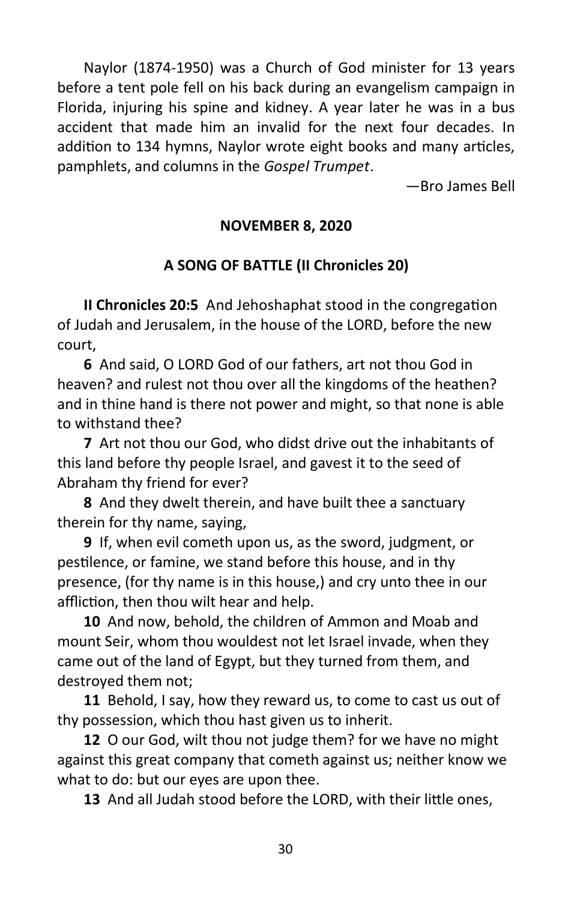Naylor (1874-1950) was a Church of God minister for 13 years before a tent pole fell on his back during an evangelism campaign in Florida, injuring his spine and kidney. A year later he was in a bus accident that made him an invalid for the next four decades. In addition to 134 hymns, Naylor wrote eight books and many articles, pamphlets, and columns in the *Gospel Trumpet*.

—Bro James Bell

**NOVEMBER 8, 2020**

**A SONG OF BATTLE (II Chronicles 20)**

**II Chronicles 20:5** And Jehoshaphat stood in the congregation of Judah and Jerusalem, in the house of the LORD, before the new court,

**6** And said, O LORD God of our fathers, art not thou God in heaven? and rulest not thou over all the kingdoms of the heathen? and in thine hand is there not power and might, so that none is able to withstand thee?

**7** Art not thou our God, who didst drive out the inhabitants of this land before thy people Israel, and gavest it to the seed of Abraham thy friend for ever?

**8** And they dwelt therein, and have built thee a sanctuary therein for thy name, saying,

**9** If, when evil cometh upon us, as the sword, judgment, or pestilence, or famine, we stand before this house, and in thy presence, (for thy name is in this house,) and cry unto thee in our affliction, then thou wilt hear and help.

**10** And now, behold, the children of Ammon and Moab and mount Seir, whom thou wouldest not let Israel invade, when they came out of the land of Egypt, but they turned from them, and destroyed them not;

**11** Behold, I say, how they reward us, to come to cast us out of thy possession, which thou hast given us to inherit.

**12** O our God, wilt thou not judge them? for we have no might against this great company that cometh against us; neither know we what to do: but our eyes are upon thee.

**13** And all Judah stood before the LORD, with their little ones,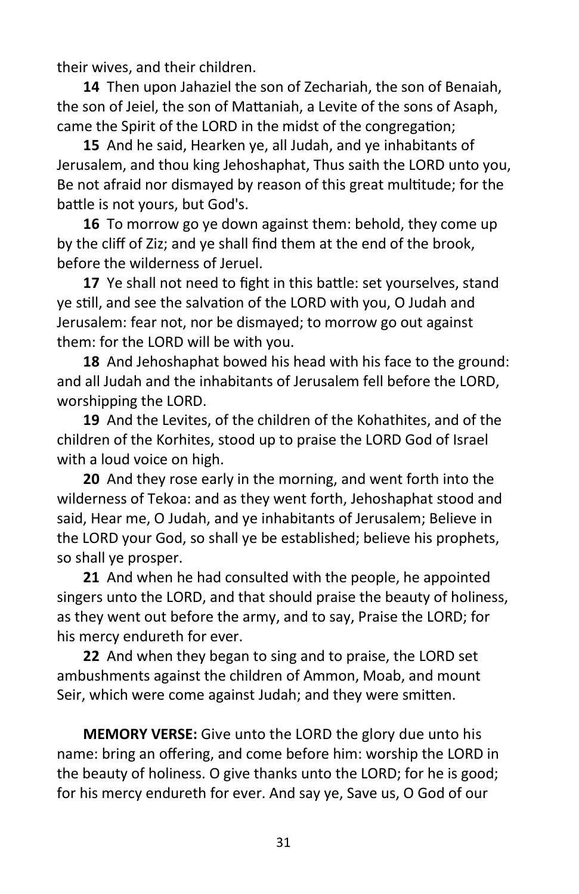their wives, and their children.

**14** Then upon Jahaziel the son of Zechariah, the son of Benaiah, the son of Jeiel, the son of Mattaniah, a Levite of the sons of Asaph, came the Spirit of the LORD in the midst of the congregation;

**15** And he said, Hearken ye, all Judah, and ye inhabitants of Jerusalem, and thou king Jehoshaphat, Thus saith the LORD unto you, Be not afraid nor dismayed by reason of this great multitude; for the battle is not yours, but God's.

**16** To morrow go ye down against them: behold, they come up by the cliff of Ziz; and ye shall find them at the end of the brook, before the wilderness of Jeruel.

**17** Ye shall not need to fight in this battle: set yourselves, stand ye still, and see the salvation of the LORD with you, O Judah and Jerusalem: fear not, nor be dismayed; to morrow go out against them: for the LORD will be with you.

**18** And Jehoshaphat bowed his head with his face to the ground: and all Judah and the inhabitants of Jerusalem fell before the LORD, worshipping the LORD.

**19** And the Levites, of the children of the Kohathites, and of the children of the Korhites, stood up to praise the LORD God of Israel with a loud voice on high.

**20** And they rose early in the morning, and went forth into the wilderness of Tekoa: and as they went forth, Jehoshaphat stood and said, Hear me, O Judah, and ye inhabitants of Jerusalem; Believe in the LORD your God, so shall ye be established; believe his prophets, so shall ye prosper.

**21** And when he had consulted with the people, he appointed singers unto the LORD, and that should praise the beauty of holiness, as they went out before the army, and to say, Praise the LORD; for his mercy endureth for ever.

**22** And when they began to sing and to praise, the LORD set ambushments against the children of Ammon, Moab, and mount Seir, which were come against Judah; and they were smitten.

**MEMORY VERSE:** Give unto the LORD the glory due unto his name: bring an offering, and come before him: worship the LORD in the beauty of holiness. O give thanks unto the LORD; for he is good; for his mercy endureth for ever. And say ye, Save us, O God of our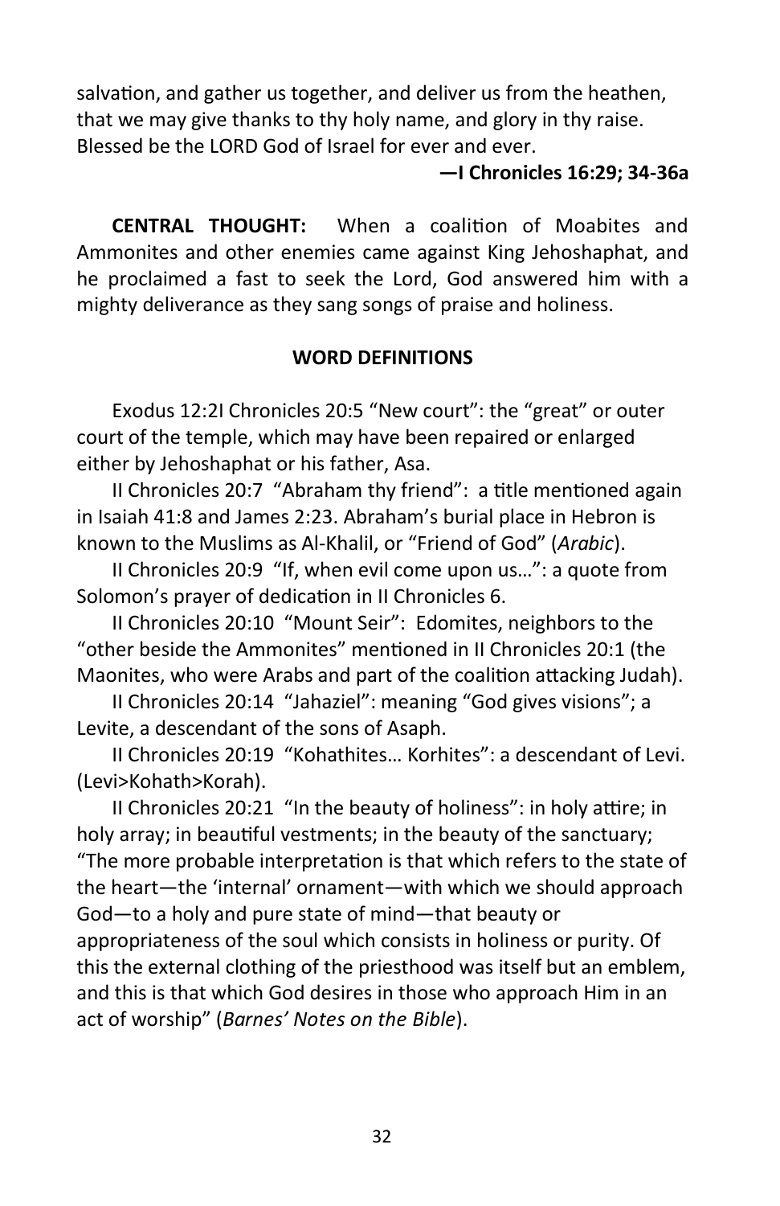salvation, and gather us together, and deliver us from the heathen, that we may give thanks to thy holy name, and glory in thy raise. Blessed be the LORD God of Israel for ever and ever.

**—I Chronicles 16:29; 34-36a**

**CENTRAL THOUGHT:** When a coalition of Moabites and Ammonites and other enemies came against King Jehoshaphat, and he proclaimed a fast to seek the Lord, God answered him with a mighty deliverance as they sang songs of praise and holiness.

**WORD DEFINITIONS**

Exodus 12:2I Chronicles 20:5 "New court": the "great" or outer court of the temple, which may have been repaired or enlarged either by Jehoshaphat or his father, Asa.

II Chronicles 20:7 "Abraham thy friend": a title mentioned again in Isaiah 41:8 and James 2:23. Abraham's burial place in Hebron is known to the Muslims as Al-Khalil, or "Friend of God" (*Arabic*).

II Chronicles 20:9 "If, when evil come upon us…": a quote from Solomon's prayer of dedication in II Chronicles 6.

II Chronicles 20:10 "Mount Seir": Edomites, neighbors to the "other beside the Ammonites" mentioned in II Chronicles 20:1 (the Maonites, who were Arabs and part of the coalition attacking Judah).

II Chronicles 20:14 "Jahaziel": meaning "God gives visions"; a Levite, a descendant of the sons of Asaph.

II Chronicles 20:19 "Kohathites… Korhites": a descendant of Levi. (Levi>Kohath>Korah).

II Chronicles 20:21 "In the beauty of holiness": in holy attire; in holy array; in beautiful vestments; in the beauty of the sanctuary; "The more probable interpretation is that which refers to the state of the heart—the 'internal' ornament—with which we should approach God—to a holy and pure state of mind—that beauty or appropriateness of the soul which consists in holiness or purity. Of this the external clothing of the priesthood was itself but an emblem, and this is that which God desires in those who approach Him in an act of worship" (*Barnes' Notes on the Bible*).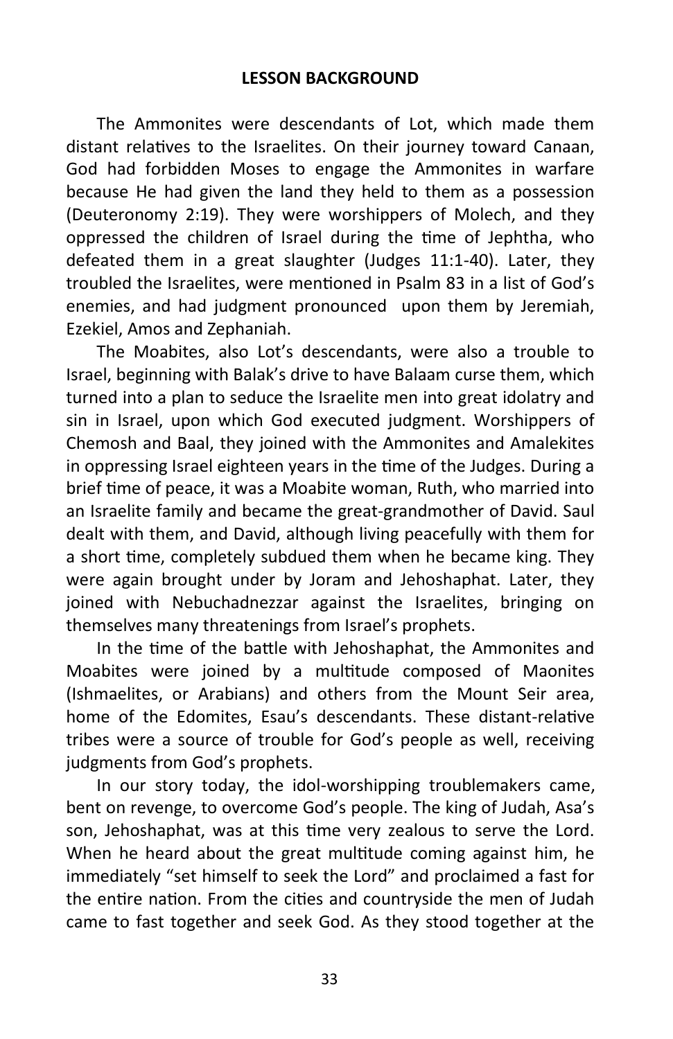## LESSON BACKGROUND

The Ammonites were descendants of Lot, which made them distant relatives to the Israelites. On their journey toward Canaan, God had forbidden Moses to engage the Ammonites in warfare because He had given the land they held to them as a possession (Deuteronomy 2:19). They were worshippers of Molech, and they oppressed the children of Israel during the time of Jephtha, who defeated them in a great slaughter (Judges 11:1-40). Later, they troubled the Israelites, were mentioned in Psalm 83 in a list of God's enemies, and had judgment pronounced upon them by Jeremiah, Ezekiel, Amos and Zephaniah.

The Moabites, also Lot's descendants, were also a trouble to Israel, beginning with Balak's drive to have Balaam curse them, which turned into a plan to seduce the Israelite men into great idolatry and sin in Israel, upon which God executed judgment. Worshippers of Chemosh and Baal, they joined with the Ammonites and Amalekites in oppressing Israel eighteen years in the time of the Judges. During a brief time of peace, it was a Moabite woman, Ruth, who married into an Israelite family and became the great-grandmother of David. Saul dealt with them, and David, although living peacefully with them for a short time, completely subdued them when he became king. They were again brought under by Joram and Jehoshaphat. Later, they joined with Nebuchadnezzar against the Israelites, bringing on themselves many threatenings from Israel's prophets.

In the time of the battle with Jehoshaphat, the Ammonites and Moabites were joined by a multitude composed of Maonites (Ishmaelites, or Arabians) and others from the Mount Seir area, home of the Edomites, Esau's descendants. These distant-relative tribes were a source of trouble for God's people as well, receiving judgments from God's prophets.

In our story today, the idol-worshipping troublemakers came, bent on revenge, to overcome God's people. The king of Judah, Asa's son, Jehoshaphat, was at this time very zealous to serve the Lord. When he heard about the great multitude coming against him, he immediately "set himself to seek the Lord" and proclaimed a fast for the entire nation. From the cities and countryside the men of Judah came to fast together and seek God. As they stood together at the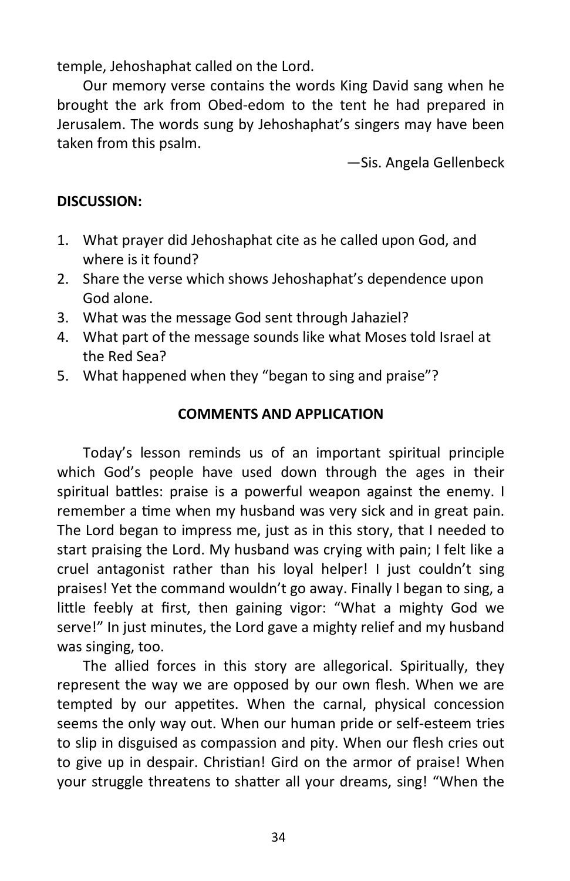temple, Jehoshaphat called on the Lord.

Our memory verse contains the words King David sang when he brought the ark from Obed-edom to the tent he had prepared in Jerusalem. The words sung by Jehoshaphat's singers may have been taken from this psalm.

—Sis. Angela Gellenbeck

**DISCUSSION:**

1. What prayer did Jehoshaphat cite as he called upon God, and where is it found?
2. Share the verse which shows Jehoshaphat's dependence upon God alone.
3. What was the message God sent through Jahaziel?
4. What part of the message sounds like what Moses told Israel at the Red Sea?
5. What happened when they "began to sing and praise"?

**COMMENTS AND APPLICATION**

Today's lesson reminds us of an important spiritual principle which God's people have used down through the ages in their spiritual battles: praise is a powerful weapon against the enemy. I remember a time when my husband was very sick and in great pain. The Lord began to impress me, just as in this story, that I needed to start praising the Lord. My husband was crying with pain; I felt like a cruel antagonist rather than his loyal helper! I just couldn't sing praises! Yet the command wouldn't go away. Finally I began to sing, a little feebly at first, then gaining vigor: "What a mighty God we serve!" In just minutes, the Lord gave a mighty relief and my husband was singing, too.

The allied forces in this story are allegorical. Spiritually, they represent the way we are opposed by our own flesh. When we are tempted by our appetites. When the carnal, physical concession seems the only way out. When our human pride or self-esteem tries to slip in disguised as compassion and pity. When our flesh cries out to give up in despair. Christian! Gird on the armor of praise! When your struggle threatens to shatter all your dreams, sing! "When the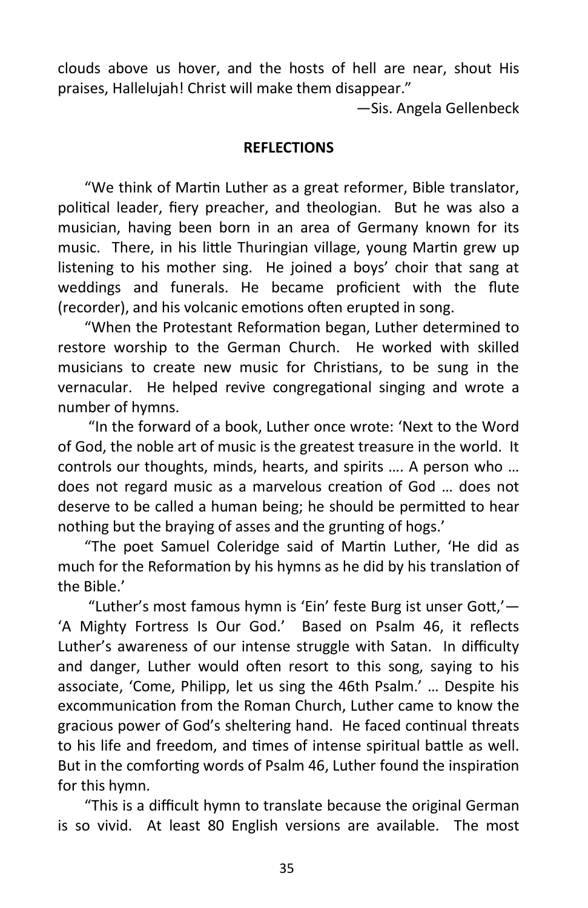clouds above us hover, and the hosts of hell are near, shout His praises, Hallelujah! Christ will make them disappear."

—Sis. Angela Gellenbeck

**REFLECTIONS**

"We think of Martin Luther as a great reformer, Bible translator, political leader, fiery preacher, and theologian. But he was also a musician, having been born in an area of Germany known for its music. There, in his little Thuringian village, young Martin grew up listening to his mother sing. He joined a boys' choir that sang at weddings and funerals. He became proficient with the flute (recorder), and his volcanic emotions often erupted in song.

"When the Protestant Reformation began, Luther determined to restore worship to the German Church. He worked with skilled musicians to create new music for Christians, to be sung in the vernacular. He helped revive congregational singing and wrote a number of hymns.

"In the forward of a book, Luther once wrote: 'Next to the Word of God, the noble art of music is the greatest treasure in the world. It controls our thoughts, minds, hearts, and spirits …. A person who … does not regard music as a marvelous creation of God … does not deserve to be called a human being; he should be permitted to hear nothing but the braying of asses and the grunting of hogs.'

"The poet Samuel Coleridge said of Martin Luther, 'He did as much for the Reformation by his hymns as he did by his translation of the Bible.'

"Luther's most famous hymn is 'Ein' feste Burg ist unser Gott,'—'A Mighty Fortress Is Our God.' Based on Psalm 46, it reflects Luther's awareness of our intense struggle with Satan. In difficulty and danger, Luther would often resort to this song, saying to his associate, 'Come, Philipp, let us sing the 46th Psalm.' … Despite his excommunication from the Roman Church, Luther came to know the gracious power of God's sheltering hand. He faced continual threats to his life and freedom, and times of intense spiritual battle as well. But in the comforting words of Psalm 46, Luther found the inspiration for this hymn.

"This is a difficult hymn to translate because the original German is so vivid. At least 80 English versions are available. The most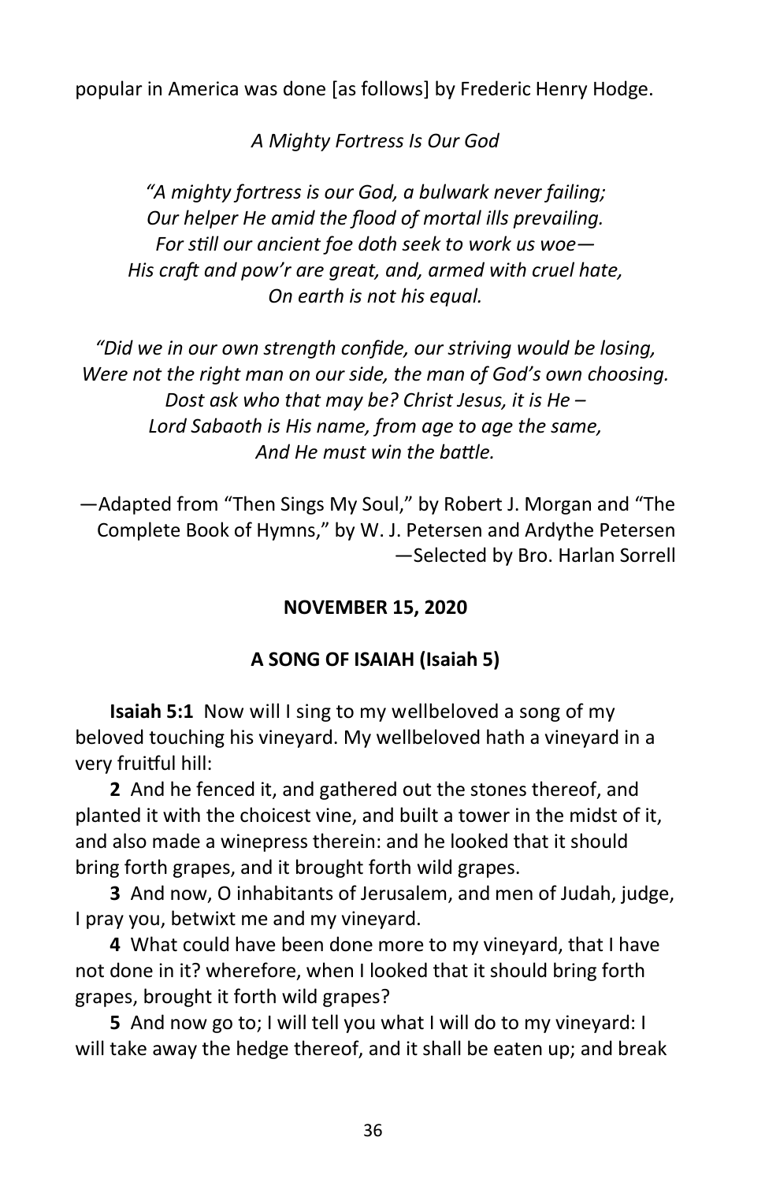popular in America was done [as follows] by Frederic Henry Hodge.

*A Mighty Fortress Is Our God*

*"A mighty fortress is our God, a bulwark never failing;
Our helper He amid the flood of mortal ills prevailing.
For still our ancient foe doth seek to work us woe—
His craft and pow'r are great, and, armed with cruel hate,
On earth is not his equal.*

*"Did we in our own strength confide, our striving would be losing,
Were not the right man on our side, the man of God's own choosing.
Dost ask who that may be? Christ Jesus, it is He –
Lord Sabaoth is His name, from age to age the same,
And He must win the battle.*

—Adapted from "Then Sings My Soul," by Robert J. Morgan and "The Complete Book of Hymns," by W. J. Petersen and Ardythe Petersen

—Selected by Bro. Harlan Sorrell

## NOVEMBER 15, 2020

## A SONG OF ISAIAH (Isaiah 5)

**Isaiah 5:1** Now will I sing to my wellbeloved a song of my beloved touching his vineyard. My wellbeloved hath a vineyard in a very fruitful hill:

**2** And he fenced it, and gathered out the stones thereof, and planted it with the choicest vine, and built a tower in the midst of it, and also made a winepress therein: and he looked that it should bring forth grapes, and it brought forth wild grapes.

**3** And now, O inhabitants of Jerusalem, and men of Judah, judge, I pray you, betwixt me and my vineyard.

**4** What could have been done more to my vineyard, that I have not done in it? wherefore, when I looked that it should bring forth grapes, brought it forth wild grapes?

**5** And now go to; I will tell you what I will do to my vineyard: I will take away the hedge thereof, and it shall be eaten up; and break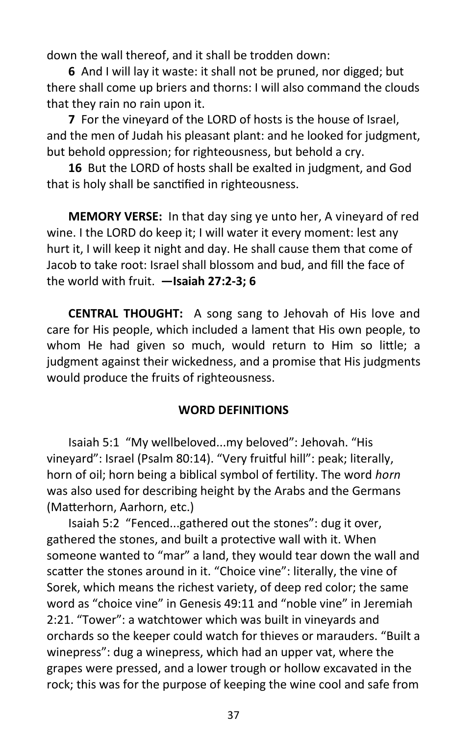down the wall thereof, and it shall be trodden down:

**6** And I will lay it waste: it shall not be pruned, nor digged; but there shall come up briers and thorns: I will also command the clouds that they rain no rain upon it.

**7** For the vineyard of the LORD of hosts is the house of Israel, and the men of Judah his pleasant plant: and he looked for judgment, but behold oppression; for righteousness, but behold a cry.

**16** But the LORD of hosts shall be exalted in judgment, and God that is holy shall be sanctified in righteousness.

**MEMORY VERSE:** In that day sing ye unto her, A vineyard of red wine. I the LORD do keep it; I will water it every moment: lest any hurt it, I will keep it night and day. He shall cause them that come of Jacob to take root: Israel shall blossom and bud, and fill the face of the world with fruit. **—Isaiah 27:2-3; 6**

**CENTRAL THOUGHT:** A song sang to Jehovah of His love and care for His people, which included a lament that His own people, to whom He had given so much, would return to Him so little; a judgment against their wickedness, and a promise that His judgments would produce the fruits of righteousness.

## WORD DEFINITIONS

Isaiah 5:1 "My wellbeloved...my beloved": Jehovah. "His vineyard": Israel (Psalm 80:14). "Very fruitful hill": peak; literally, horn of oil; horn being a biblical symbol of fertility. The word *horn* was also used for describing height by the Arabs and the Germans (Matterhorn, Aarhorn, etc.)

Isaiah 5:2 "Fenced...gathered out the stones": dug it over, gathered the stones, and built a protective wall with it. When someone wanted to "mar" a land, they would tear down the wall and scatter the stones around in it. "Choice vine": literally, the vine of Sorek, which means the richest variety, of deep red color; the same word as "choice vine" in Genesis 49:11 and "noble vine" in Jeremiah 2:21. "Tower": a watchtower which was built in vineyards and orchards so the keeper could watch for thieves or marauders. "Built a winepress": dug a winepress, which had an upper vat, where the grapes were pressed, and a lower trough or hollow excavated in the rock; this was for the purpose of keeping the wine cool and safe from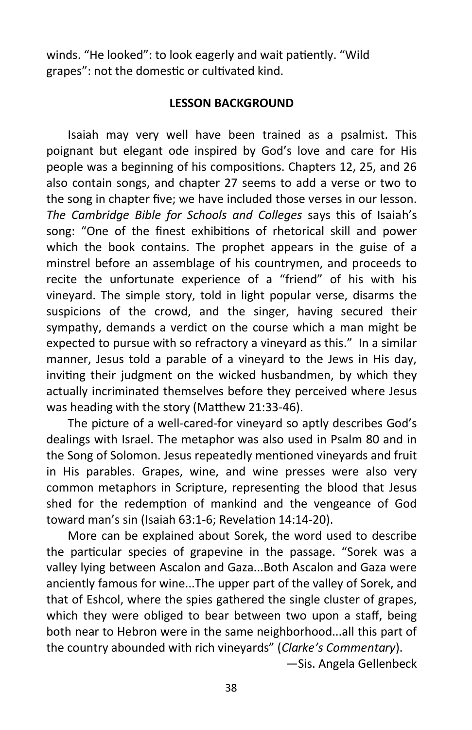winds. "He looked": to look eagerly and wait patiently. "Wild grapes": not the domestic or cultivated kind.

## LESSON BACKGROUND

Isaiah may very well have been trained as a psalmist. This poignant but elegant ode inspired by God's love and care for His people was a beginning of his compositions. Chapters 12, 25, and 26 also contain songs, and chapter 27 seems to add a verse or two to the song in chapter five; we have included those verses in our lesson. *The Cambridge Bible for Schools and Colleges* says this of Isaiah's song: "One of the finest exhibitions of rhetorical skill and power which the book contains. The prophet appears in the guise of a minstrel before an assemblage of his countrymen, and proceeds to recite the unfortunate experience of a "friend" of his with his vineyard. The simple story, told in light popular verse, disarms the suspicions of the crowd, and the singer, having secured their sympathy, demands a verdict on the course which a man might be expected to pursue with so refractory a vineyard as this." In a similar manner, Jesus told a parable of a vineyard to the Jews in His day, inviting their judgment on the wicked husbandmen, by which they actually incriminated themselves before they perceived where Jesus was heading with the story (Matthew 21:33-46).

The picture of a well-cared-for vineyard so aptly describes God's dealings with Israel. The metaphor was also used in Psalm 80 and in the Song of Solomon. Jesus repeatedly mentioned vineyards and fruit in His parables. Grapes, wine, and wine presses were also very common metaphors in Scripture, representing the blood that Jesus shed for the redemption of mankind and the vengeance of God toward man's sin (Isaiah 63:1-6; Revelation 14:14-20).

More can be explained about Sorek, the word used to describe the particular species of grapevine in the passage. "Sorek was a valley lying between Ascalon and Gaza...Both Ascalon and Gaza were anciently famous for wine...The upper part of the valley of Sorek, and that of Eshcol, where the spies gathered the single cluster of grapes, which they were obliged to bear between two upon a staff, being both near to Hebron were in the same neighborhood...all this part of the country abounded with rich vineyards" (*Clarke's Commentary*).

—Sis. Angela Gellenbeck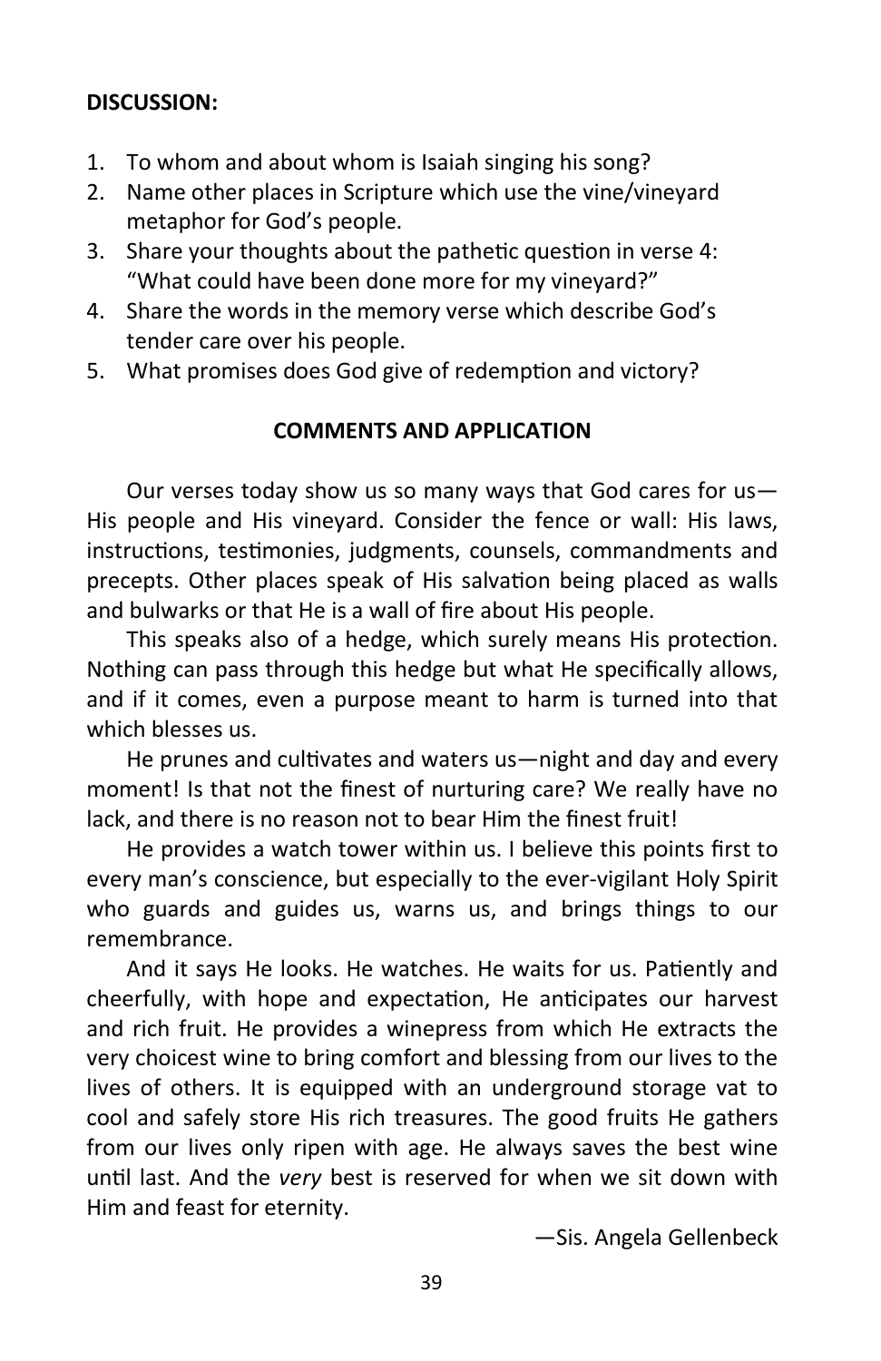**DISCUSSION:**

1. To whom and about whom is Isaiah singing his song?
2. Name other places in Scripture which use the vine/vineyard metaphor for God's people.
3. Share your thoughts about the pathetic question in verse 4: "What could have been done more for my vineyard?"
4. Share the words in the memory verse which describe God's tender care over his people.
5. What promises does God give of redemption and victory?

**COMMENTS AND APPLICATION**

Our verses today show us so many ways that God cares for us—His people and His vineyard. Consider the fence or wall: His laws, instructions, testimonies, judgments, counsels, commandments and precepts. Other places speak of His salvation being placed as walls and bulwarks or that He is a wall of fire about His people.

This speaks also of a hedge, which surely means His protection. Nothing can pass through this hedge but what He specifically allows, and if it comes, even a purpose meant to harm is turned into that which blesses us.

He prunes and cultivates and waters us—night and day and every moment! Is that not the finest of nurturing care? We really have no lack, and there is no reason not to bear Him the finest fruit!

He provides a watch tower within us. I believe this points first to every man's conscience, but especially to the ever-vigilant Holy Spirit who guards and guides us, warns us, and brings things to our remembrance.

And it says He looks. He watches. He waits for us. Patiently and cheerfully, with hope and expectation, He anticipates our harvest and rich fruit. He provides a winepress from which He extracts the very choicest wine to bring comfort and blessing from our lives to the lives of others. It is equipped with an underground storage vat to cool and safely store His rich treasures. The good fruits He gathers from our lives only ripen with age. He always saves the best wine until last. And the *very* best is reserved for when we sit down with Him and feast for eternity.

—Sis. Angela Gellenbeck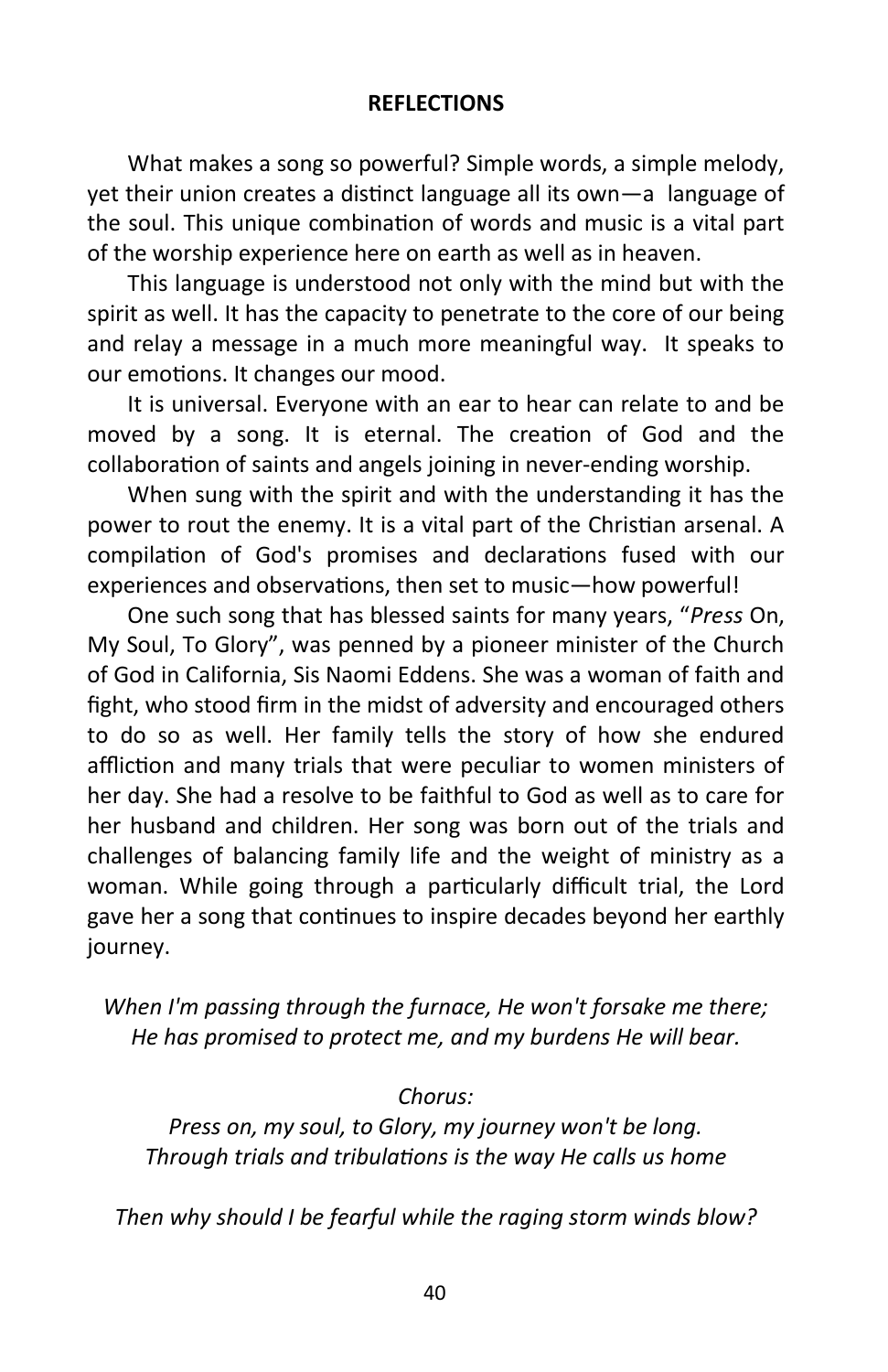**REFLECTIONS**

What makes a song so powerful? Simple words, a simple melody, yet their union creates a distinct language all its own—a language of the soul. This unique combination of words and music is a vital part of the worship experience here on earth as well as in heaven.

This language is understood not only with the mind but with the spirit as well. It has the capacity to penetrate to the core of our being and relay a message in a much more meaningful way. It speaks to our emotions. It changes our mood.

It is universal. Everyone with an ear to hear can relate to and be moved by a song. It is eternal. The creation of God and the collaboration of saints and angels joining in never-ending worship.

When sung with the spirit and with the understanding it has the power to rout the enemy. It is a vital part of the Christian arsenal. A compilation of God's promises and declarations fused with our experiences and observations, then set to music—how powerful!

One such song that has blessed saints for many years, "*Press* On, My Soul, To Glory", was penned by a pioneer minister of the Church of God in California, Sis Naomi Eddens. She was a woman of faith and fight, who stood firm in the midst of adversity and encouraged others to do so as well. Her family tells the story of how she endured affliction and many trials that were peculiar to women ministers of her day. She had a resolve to be faithful to God as well as to care for her husband and children. Her song was born out of the trials and challenges of balancing family life and the weight of ministry as a woman. While going through a particularly difficult trial, the Lord gave her a song that continues to inspire decades beyond her earthly journey.

*When I'm passing through the furnace, He won't forsake me there;*
*He has promised to protect me, and my burdens He will bear.*

*Chorus:*

*Press on, my soul, to Glory, my journey won't be long.*
*Through trials and tribulations is the way He calls us home*

*Then why should I be fearful while the raging storm winds blow?*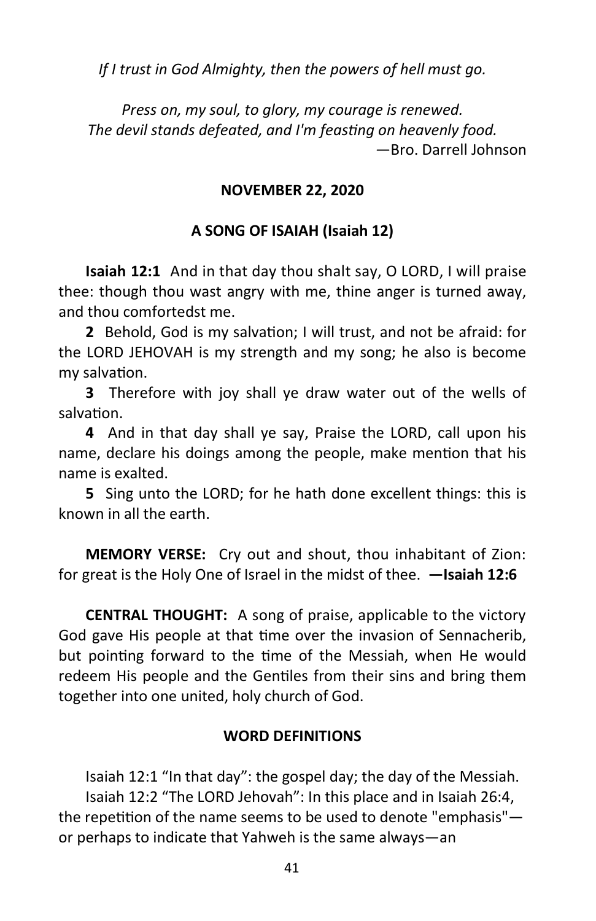*If I trust in God Almighty, then the powers of hell must go.*

*Press on, my soul, to glory, my courage is renewed.*
*The devil stands defeated, and I'm feasting on heavenly food.*
—Bro. Darrell Johnson

## NOVEMBER 22, 2020

### A SONG OF ISAIAH (Isaiah 12)

**Isaiah 12:1** And in that day thou shalt say, O LORD, I will praise thee: though thou wast angry with me, thine anger is turned away, and thou comfortedst me.

**2** Behold, God is my salvation; I will trust, and not be afraid: for the LORD JEHOVAH is my strength and my song; he also is become my salvation.

**3** Therefore with joy shall ye draw water out of the wells of salvation.

**4** And in that day shall ye say, Praise the LORD, call upon his name, declare his doings among the people, make mention that his name is exalted.

**5** Sing unto the LORD; for he hath done excellent things: this is known in all the earth.

**MEMORY VERSE:** Cry out and shout, thou inhabitant of Zion: for great is the Holy One of Israel in the midst of thee. **—Isaiah 12:6**

**CENTRAL THOUGHT:** A song of praise, applicable to the victory God gave His people at that time over the invasion of Sennacherib, but pointing forward to the time of the Messiah, when He would redeem His people and the Gentiles from their sins and bring them together into one united, holy church of God.

### WORD DEFINITIONS

Isaiah 12:1 "In that day": the gospel day; the day of the Messiah.

Isaiah 12:2 "The LORD Jehovah": In this place and in Isaiah 26:4, the repetition of the name seems to be used to denote "emphasis"—or perhaps to indicate that Yahweh is the same always—an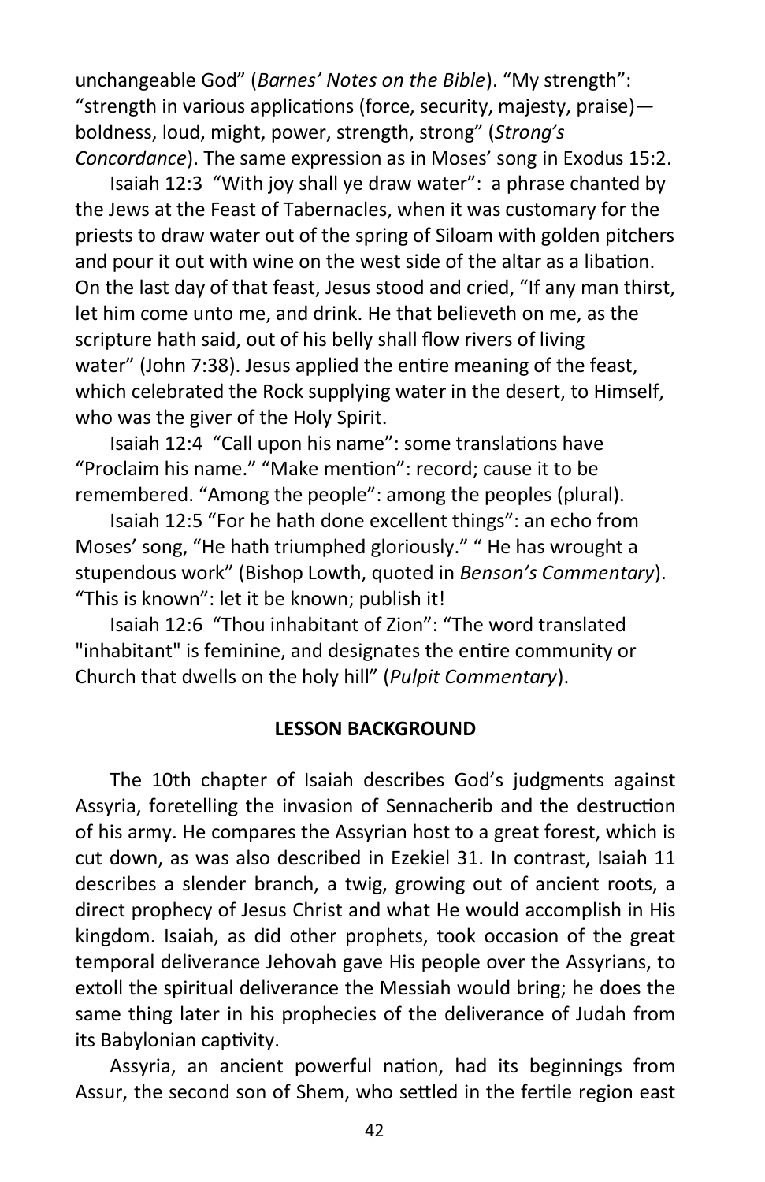unchangeable God" (*Barnes' Notes on the Bible*). "My strength": "strength in various applications (force, security, majesty, praise)—boldness, loud, might, power, strength, strong" (*Strong's Concordance*). The same expression as in Moses' song in Exodus 15:2.

Isaiah 12:3 "With joy shall ye draw water": a phrase chanted by the Jews at the Feast of Tabernacles, when it was customary for the priests to draw water out of the spring of Siloam with golden pitchers and pour it out with wine on the west side of the altar as a libation. On the last day of that feast, Jesus stood and cried, "If any man thirst, let him come unto me, and drink. He that believeth on me, as the scripture hath said, out of his belly shall flow rivers of living water" (John 7:38). Jesus applied the entire meaning of the feast, which celebrated the Rock supplying water in the desert, to Himself, who was the giver of the Holy Spirit.

Isaiah 12:4 "Call upon his name": some translations have "Proclaim his name." "Make mention": record; cause it to be remembered. "Among the people": among the peoples (plural).

Isaiah 12:5 "For he hath done excellent things": an echo from Moses' song, "He hath triumphed gloriously." " He has wrought a stupendous work" (Bishop Lowth, quoted in *Benson's Commentary*). "This is known": let it be known; publish it!

Isaiah 12:6 "Thou inhabitant of Zion": "The word translated "inhabitant" is feminine, and designates the entire community or Church that dwells on the holy hill" (*Pulpit Commentary*).

## LESSON BACKGROUND

The 10th chapter of Isaiah describes God's judgments against Assyria, foretelling the invasion of Sennacherib and the destruction of his army. He compares the Assyrian host to a great forest, which is cut down, as was also described in Ezekiel 31. In contrast, Isaiah 11 describes a slender branch, a twig, growing out of ancient roots, a direct prophecy of Jesus Christ and what He would accomplish in His kingdom. Isaiah, as did other prophets, took occasion of the great temporal deliverance Jehovah gave His people over the Assyrians, to extoll the spiritual deliverance the Messiah would bring; he does the same thing later in his prophecies of the deliverance of Judah from its Babylonian captivity.

Assyria, an ancient powerful nation, had its beginnings from Assur, the second son of Shem, who settled in the fertile region east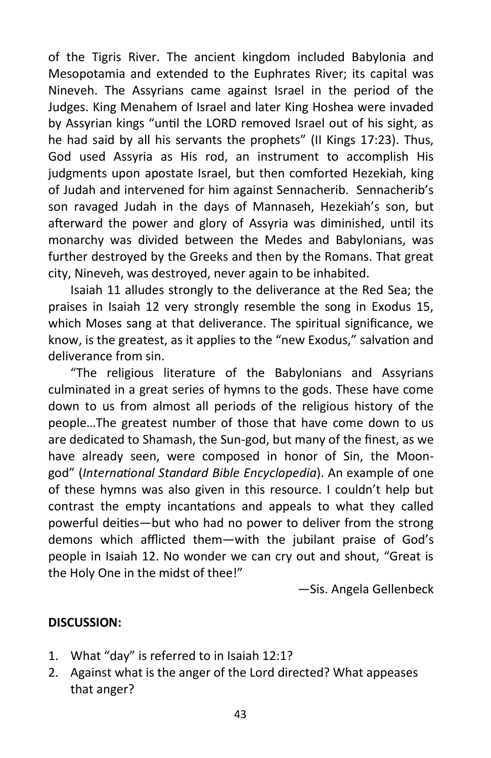of the Tigris River. The ancient kingdom included Babylonia and Mesopotamia and extended to the Euphrates River; its capital was Nineveh. The Assyrians came against Israel in the period of the Judges. King Menahem of Israel and later King Hoshea were invaded by Assyrian kings "until the LORD removed Israel out of his sight, as he had said by all his servants the prophets" (II Kings 17:23). Thus, God used Assyria as His rod, an instrument to accomplish His judgments upon apostate Israel, but then comforted Hezekiah, king of Judah and intervened for him against Sennacherib. Sennacherib's son ravaged Judah in the days of Mannaseh, Hezekiah's son, but afterward the power and glory of Assyria was diminished, until its monarchy was divided between the Medes and Babylonians, was further destroyed by the Greeks and then by the Romans. That great city, Nineveh, was destroyed, never again to be inhabited.

Isaiah 11 alludes strongly to the deliverance at the Red Sea; the praises in Isaiah 12 very strongly resemble the song in Exodus 15, which Moses sang at that deliverance. The spiritual significance, we know, is the greatest, as it applies to the "new Exodus," salvation and deliverance from sin.

"The religious literature of the Babylonians and Assyrians culminated in a great series of hymns to the gods. These have come down to us from almost all periods of the religious history of the people…The greatest number of those that have come down to us are dedicated to Shamash, the Sun-god, but many of the finest, as we have already seen, were composed in honor of Sin, the Moon-god" (*International Standard Bible Encyclopedia*). An example of one of these hymns was also given in this resource. I couldn't help but contrast the empty incantations and appeals to what they called powerful deities—but who had no power to deliver from the strong demons which afflicted them—with the jubilant praise of God's people in Isaiah 12. No wonder we can cry out and shout, "Great is the Holy One in the midst of thee!"

—Sis. Angela Gellenbeck

**DISCUSSION:**

1. What "day" is referred to in Isaiah 12:1?
2. Against what is the anger of the Lord directed? What appeases that anger?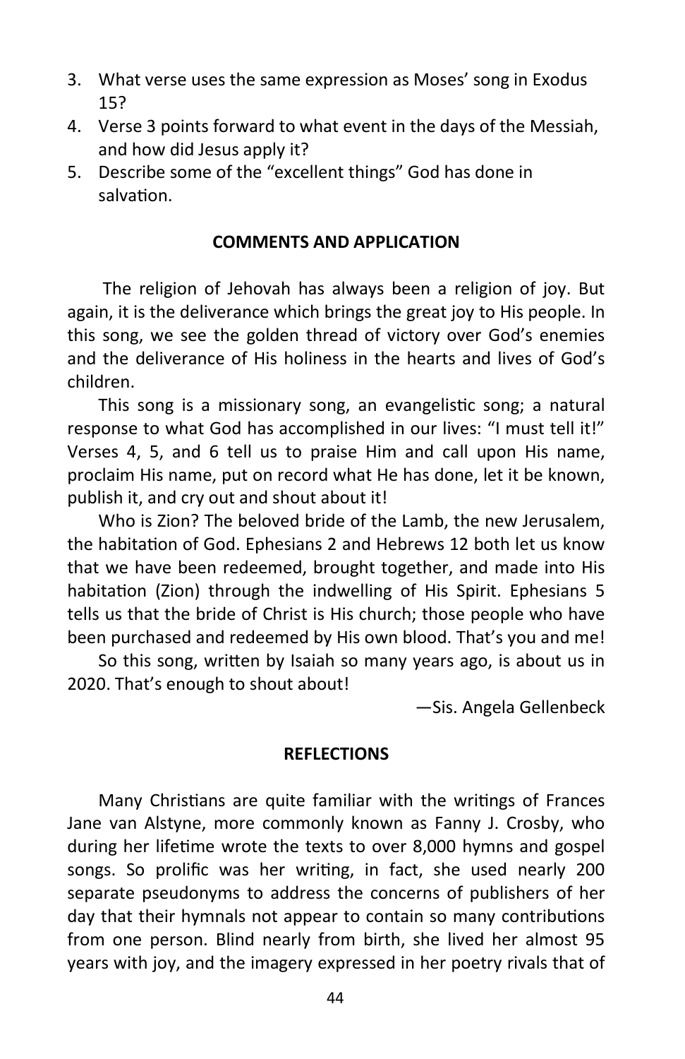3. What verse uses the same expression as Moses' song in Exodus 15?
4. Verse 3 points forward to what event in the days of the Messiah, and how did Jesus apply it?
5. Describe some of the "excellent things" God has done in salvation.

### COMMENTS AND APPLICATION

The religion of Jehovah has always been a religion of joy. But again, it is the deliverance which brings the great joy to His people. In this song, we see the golden thread of victory over God's enemies and the deliverance of His holiness in the hearts and lives of God's children.

This song is a missionary song, an evangelistic song; a natural response to what God has accomplished in our lives: "I must tell it!" Verses 4, 5, and 6 tell us to praise Him and call upon His name, proclaim His name, put on record what He has done, let it be known, publish it, and cry out and shout about it!

Who is Zion? The beloved bride of the Lamb, the new Jerusalem, the habitation of God. Ephesians 2 and Hebrews 12 both let us know that we have been redeemed, brought together, and made into His habitation (Zion) through the indwelling of His Spirit. Ephesians 5 tells us that the bride of Christ is His church; those people who have been purchased and redeemed by His own blood. That's you and me!

So this song, written by Isaiah so many years ago, is about us in 2020. That's enough to shout about!

—Sis. Angela Gellenbeck

### REFLECTIONS

Many Christians are quite familiar with the writings of Frances Jane van Alstyne, more commonly known as Fanny J. Crosby, who during her lifetime wrote the texts to over 8,000 hymns and gospel songs. So prolific was her writing, in fact, she used nearly 200 separate pseudonyms to address the concerns of publishers of her day that their hymnals not appear to contain so many contributions from one person. Blind nearly from birth, she lived her almost 95 years with joy, and the imagery expressed in her poetry rivals that of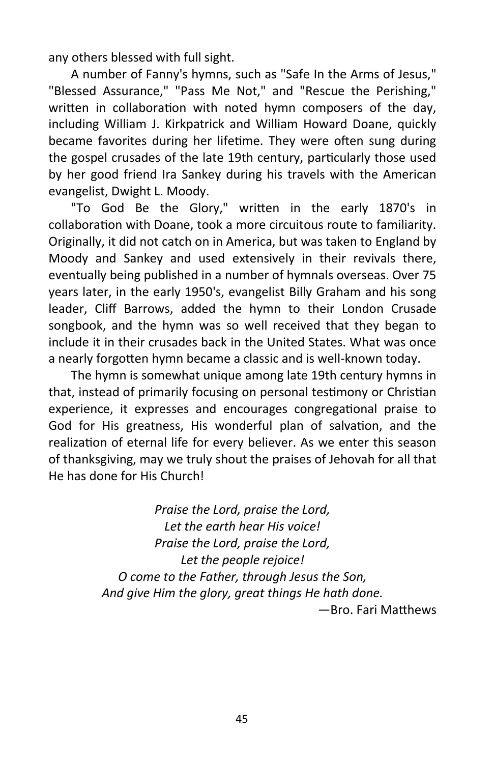any others blessed with full sight.

A number of Fanny's hymns, such as "Safe In the Arms of Jesus," "Blessed Assurance," "Pass Me Not," and "Rescue the Perishing," written in collaboration with noted hymn composers of the day, including William J. Kirkpatrick and William Howard Doane, quickly became favorites during her lifetime. They were often sung during the gospel crusades of the late 19th century, particularly those used by her good friend Ira Sankey during his travels with the American evangelist, Dwight L. Moody.

"To God Be the Glory," written in the early 1870's in collaboration with Doane, took a more circuitous route to familiarity. Originally, it did not catch on in America, but was taken to England by Moody and Sankey and used extensively in their revivals there, eventually being published in a number of hymnals overseas. Over 75 years later, in the early 1950's, evangelist Billy Graham and his song leader, Cliff Barrows, added the hymn to their London Crusade songbook, and the hymn was so well received that they began to include it in their crusades back in the United States. What was once a nearly forgotten hymn became a classic and is well-known today.

The hymn is somewhat unique among late 19th century hymns in that, instead of primarily focusing on personal testimony or Christian experience, it expresses and encourages congregational praise to God for His greatness, His wonderful plan of salvation, and the realization of eternal life for every believer. As we enter this season of thanksgiving, may we truly shout the praises of Jehovah for all that He has done for His Church!

*Praise the Lord, praise the Lord,*
*Let the earth hear His voice!*
*Praise the Lord, praise the Lord,*
*Let the people rejoice!*
*O come to the Father, through Jesus the Son,*
*And give Him the glory, great things He hath done.*

—Bro. Fari Matthews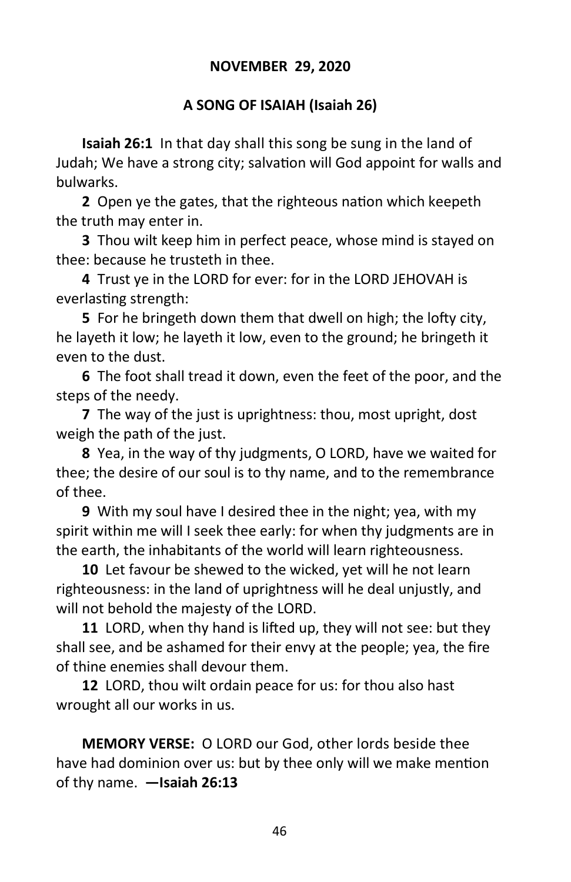**NOVEMBER 29, 2020**

**A SONG OF ISAIAH (Isaiah 26)**

**Isaiah 26:1** In that day shall this song be sung in the land of Judah; We have a strong city; salvation will God appoint for walls and bulwarks.

**2** Open ye the gates, that the righteous nation which keepeth the truth may enter in.

**3** Thou wilt keep him in perfect peace, whose mind is stayed on thee: because he trusteth in thee.

**4** Trust ye in the LORD for ever: for in the LORD JEHOVAH is everlasting strength:

**5** For he bringeth down them that dwell on high; the lofty city, he layeth it low; he layeth it low, even to the ground; he bringeth it even to the dust.

**6** The foot shall tread it down, even the feet of the poor, and the steps of the needy.

**7** The way of the just is uprightness: thou, most upright, dost weigh the path of the just.

**8** Yea, in the way of thy judgments, O LORD, have we waited for thee; the desire of our soul is to thy name, and to the remembrance of thee.

**9** With my soul have I desired thee in the night; yea, with my spirit within me will I seek thee early: for when thy judgments are in the earth, the inhabitants of the world will learn righteousness.

**10** Let favour be shewed to the wicked, yet will he not learn righteousness: in the land of uprightness will he deal unjustly, and will not behold the majesty of the LORD.

**11** LORD, when thy hand is lifted up, they will not see: but they shall see, and be ashamed for their envy at the people; yea, the fire of thine enemies shall devour them.

**12** LORD, thou wilt ordain peace for us: for thou also hast wrought all our works in us.

**MEMORY VERSE:** O LORD our God, other lords beside thee have had dominion over us: but by thee only will we make mention of thy name. **—Isaiah 26:13**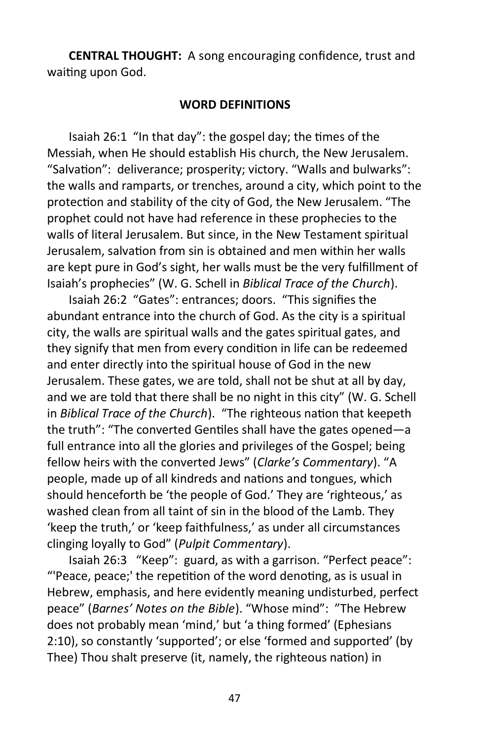**CENTRAL THOUGHT:** A song encouraging confidence, trust and waiting upon God.

**WORD DEFINITIONS**

Isaiah 26:1 "In that day": the gospel day; the times of the Messiah, when He should establish His church, the New Jerusalem. "Salvation": deliverance; prosperity; victory. "Walls and bulwarks": the walls and ramparts, or trenches, around a city, which point to the protection and stability of the city of God, the New Jerusalem. "The prophet could not have had reference in these prophecies to the walls of literal Jerusalem. But since, in the New Testament spiritual Jerusalem, salvation from sin is obtained and men within her walls are kept pure in God's sight, her walls must be the very fulfillment of Isaiah's prophecies" (W. G. Schell in *Biblical Trace of the Church*).

Isaiah 26:2 "Gates": entrances; doors. "This signifies the abundant entrance into the church of God. As the city is a spiritual city, the walls are spiritual walls and the gates spiritual gates, and they signify that men from every condition in life can be redeemed and enter directly into the spiritual house of God in the new Jerusalem. These gates, we are told, shall not be shut at all by day, and we are told that there shall be no night in this city" (W. G. Schell in *Biblical Trace of the Church*). "The righteous nation that keepeth the truth": "The converted Gentiles shall have the gates opened—a full entrance into all the glories and privileges of the Gospel; being fellow heirs with the converted Jews" (*Clarke's Commentary*). "A people, made up of all kindreds and nations and tongues, which should henceforth be 'the people of God.' They are 'righteous,' as washed clean from all taint of sin in the blood of the Lamb. They 'keep the truth,' or 'keep faithfulness,' as under all circumstances clinging loyally to God" (*Pulpit Commentary*).

Isaiah 26:3 "Keep": guard, as with a garrison. "Perfect peace": "'Peace, peace;' the repetition of the word denoting, as is usual in Hebrew, emphasis, and here evidently meaning undisturbed, perfect peace" (*Barnes' Notes on the Bible*). "Whose mind": "The Hebrew does not probably mean 'mind,' but 'a thing formed' (Ephesians 2:10), so constantly 'supported'; or else 'formed and supported' (by Thee) Thou shalt preserve (it, namely, the righteous nation) in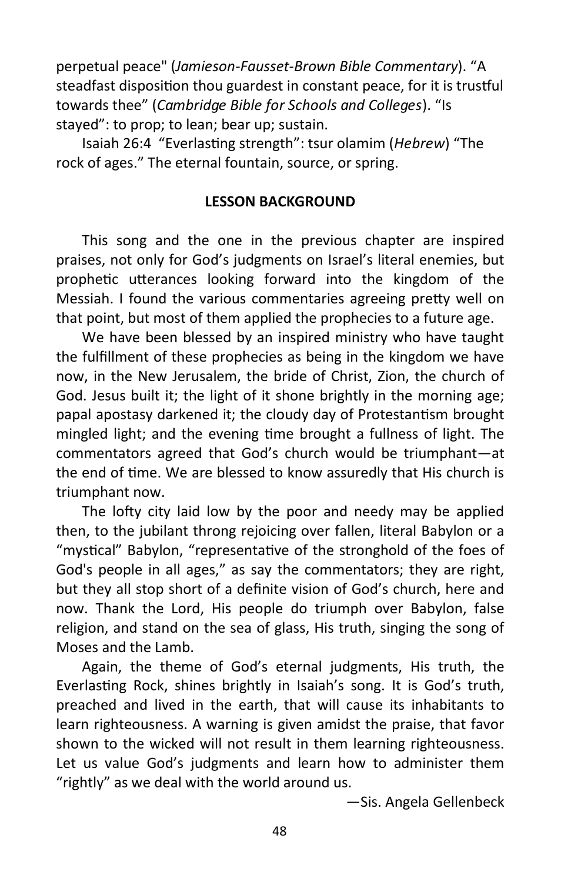perpetual peace" (*Jamieson-Fausset-Brown Bible Commentary*). "A steadfast disposition thou guardest in constant peace, for it is trustful towards thee" (*Cambridge Bible for Schools and Colleges*). "Is stayed": to prop; to lean; bear up; sustain.

Isaiah 26:4 "Everlasting strength": tsur olamim (*Hebrew*) "The rock of ages." The eternal fountain, source, or spring.

**LESSON BACKGROUND**

This song and the one in the previous chapter are inspired praises, not only for God's judgments on Israel's literal enemies, but prophetic utterances looking forward into the kingdom of the Messiah. I found the various commentaries agreeing pretty well on that point, but most of them applied the prophecies to a future age.

We have been blessed by an inspired ministry who have taught the fulfillment of these prophecies as being in the kingdom we have now, in the New Jerusalem, the bride of Christ, Zion, the church of God. Jesus built it; the light of it shone brightly in the morning age; papal apostasy darkened it; the cloudy day of Protestantism brought mingled light; and the evening time brought a fullness of light. The commentators agreed that God's church would be triumphant—at the end of time. We are blessed to know assuredly that His church is triumphant now.

The lofty city laid low by the poor and needy may be applied then, to the jubilant throng rejoicing over fallen, literal Babylon or a "mystical" Babylon, "representative of the stronghold of the foes of God's people in all ages," as say the commentators; they are right, but they all stop short of a definite vision of God's church, here and now. Thank the Lord, His people do triumph over Babylon, false religion, and stand on the sea of glass, His truth, singing the song of Moses and the Lamb.

Again, the theme of God's eternal judgments, His truth, the Everlasting Rock, shines brightly in Isaiah's song. It is God's truth, preached and lived in the earth, that will cause its inhabitants to learn righteousness. A warning is given amidst the praise, that favor shown to the wicked will not result in them learning righteousness. Let us value God's judgments and learn how to administer them "rightly" as we deal with the world around us.

—Sis. Angela Gellenbeck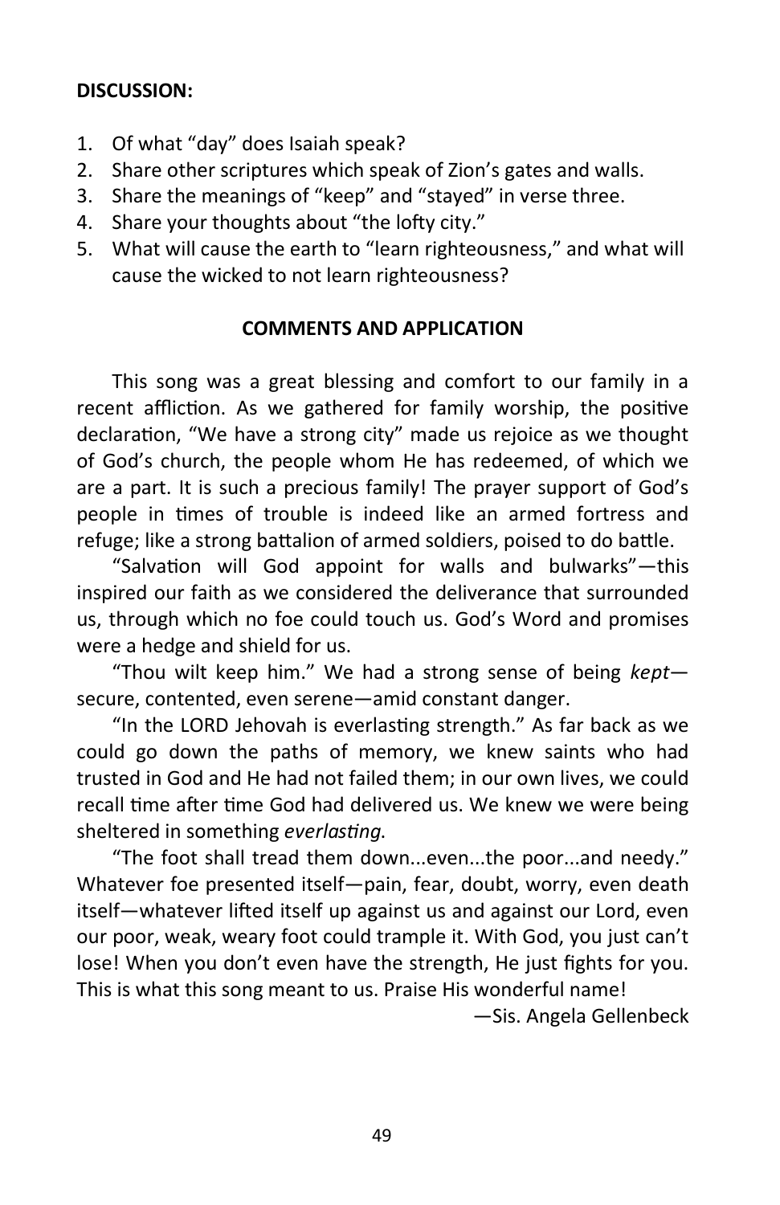**DISCUSSION:**

1. Of what "day" does Isaiah speak?
2. Share other scriptures which speak of Zion's gates and walls.
3. Share the meanings of "keep" and "stayed" in verse three.
4. Share your thoughts about "the lofty city."
5. What will cause the earth to "learn righteousness," and what will cause the wicked to not learn righteousness?

**COMMENTS AND APPLICATION**

This song was a great blessing and comfort to our family in a recent affliction. As we gathered for family worship, the positive declaration, "We have a strong city" made us rejoice as we thought of God's church, the people whom He has redeemed, of which we are a part. It is such a precious family! The prayer support of God's people in times of trouble is indeed like an armed fortress and refuge; like a strong battalion of armed soldiers, poised to do battle.

"Salvation will God appoint for walls and bulwarks"—this inspired our faith as we considered the deliverance that surrounded us, through which no foe could touch us. God's Word and promises were a hedge and shield for us.

"Thou wilt keep him." We had a strong sense of being *kept*—secure, contented, even serene—amid constant danger.

"In the LORD Jehovah is everlasting strength." As far back as we could go down the paths of memory, we knew saints who had trusted in God and He had not failed them; in our own lives, we could recall time after time God had delivered us. We knew we were being sheltered in something *everlasting*.

"The foot shall tread them down...even...the poor...and needy." Whatever foe presented itself—pain, fear, doubt, worry, even death itself—whatever lifted itself up against us and against our Lord, even our poor, weak, weary foot could trample it. With God, you just can't lose! When you don't even have the strength, He just fights for you. This is what this song meant to us. Praise His wonderful name!

—Sis. Angela Gellenbeck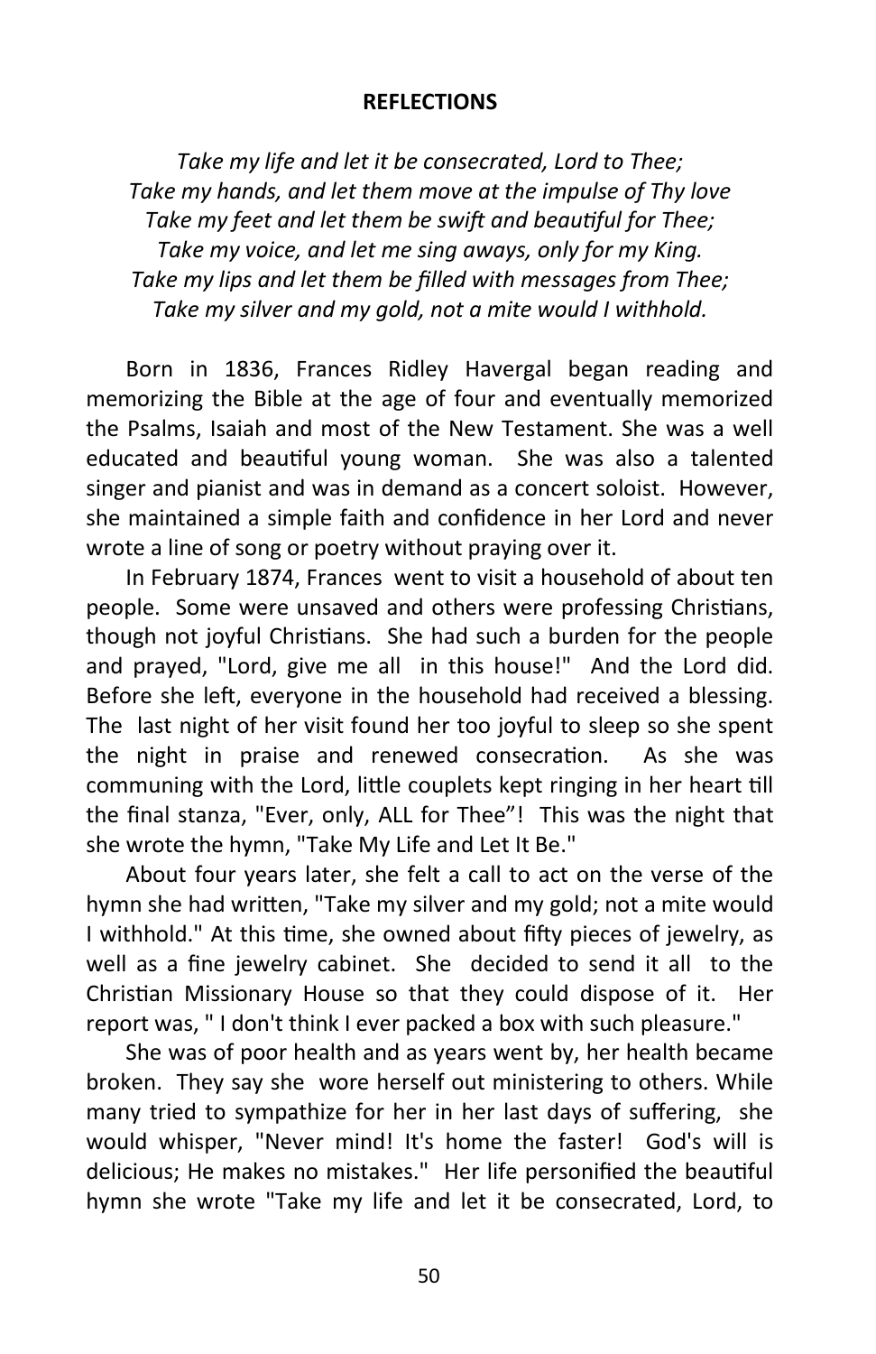**REFLECTIONS**

*Take my life and let it be consecrated, Lord to Thee;*
*Take my hands, and let them move at the impulse of Thy love*
*Take my feet and let them be swift and beautiful for Thee;*
*Take my voice, and let me sing aways, only for my King.*
*Take my lips and let them be filled with messages from Thee;*
*Take my silver and my gold, not a mite would I withhold.*

Born in 1836, Frances Ridley Havergal began reading and memorizing the Bible at the age of four and eventually memorized the Psalms, Isaiah and most of the New Testament. She was a well educated and beautiful young woman. She was also a talented singer and pianist and was in demand as a concert soloist. However, she maintained a simple faith and confidence in her Lord and never wrote a line of song or poetry without praying over it.

In February 1874, Frances went to visit a household of about ten people. Some were unsaved and others were professing Christians, though not joyful Christians. She had such a burden for the people and prayed, "Lord, give me all in this house!" And the Lord did. Before she left, everyone in the household had received a blessing. The last night of her visit found her too joyful to sleep so she spent the night in praise and renewed consecration. As she was communing with the Lord, little couplets kept ringing in her heart till the final stanza, "Ever, only, ALL for Thee"! This was the night that she wrote the hymn, "Take My Life and Let It Be."

About four years later, she felt a call to act on the verse of the hymn she had written, "Take my silver and my gold; not a mite would I withhold." At this time, she owned about fifty pieces of jewelry, as well as a fine jewelry cabinet. She decided to send it all to the Christian Missionary House so that they could dispose of it. Her report was, " I don't think I ever packed a box with such pleasure."

She was of poor health and as years went by, her health became broken. They say she wore herself out ministering to others. While many tried to sympathize for her in her last days of suffering, she would whisper, "Never mind! It's home the faster! God's will is delicious; He makes no mistakes." Her life personified the beautiful hymn she wrote "Take my life and let it be consecrated, Lord, to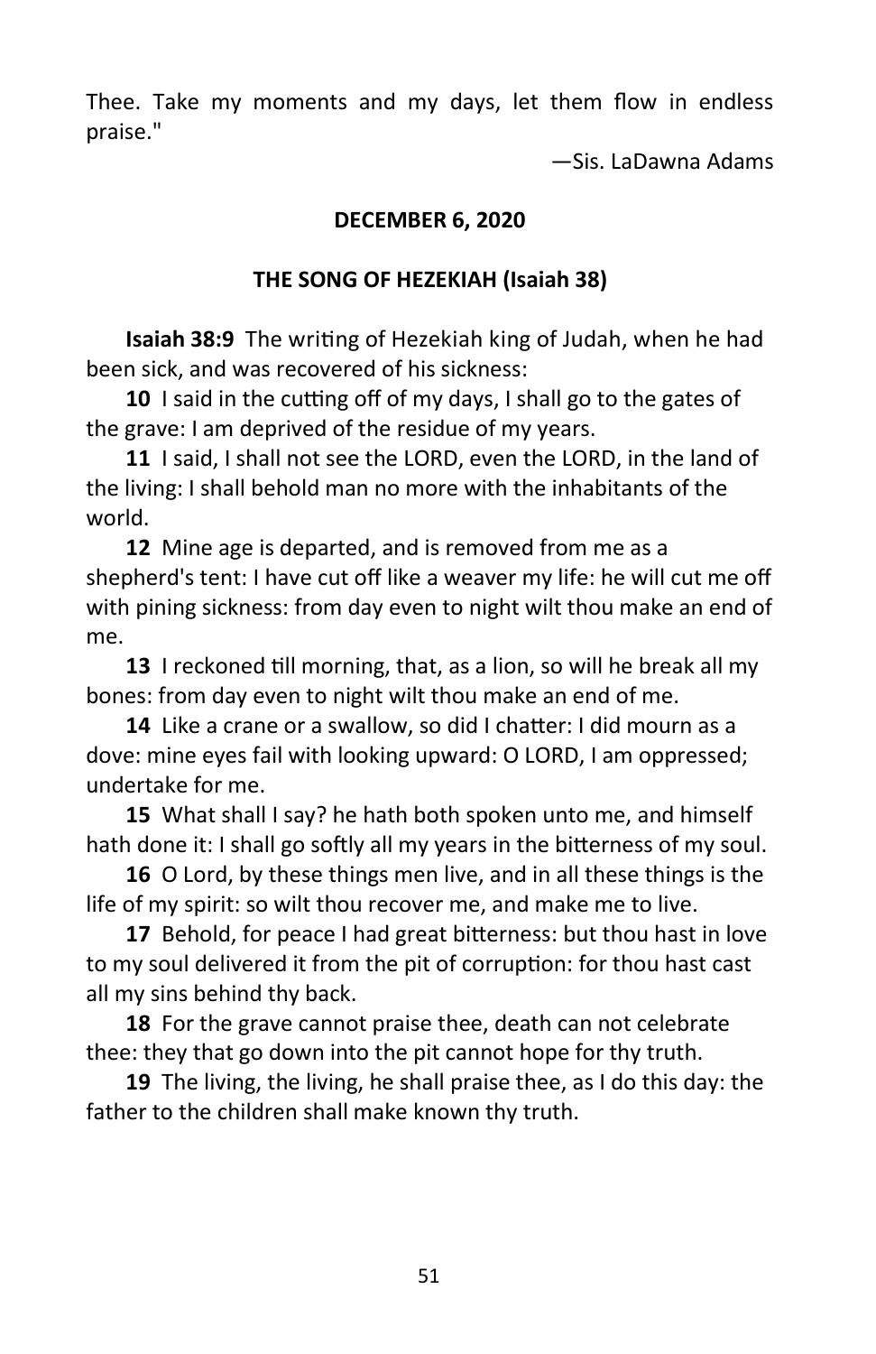Thee. Take my moments and my days, let them flow in endless praise."

—Sis. LaDawna Adams

**DECEMBER 6, 2020**

**THE SONG OF HEZEKIAH (Isaiah 38)**

**Isaiah 38:9** The writing of Hezekiah king of Judah, when he had been sick, and was recovered of his sickness:

**10** I said in the cutting off of my days, I shall go to the gates of the grave: I am deprived of the residue of my years.

**11** I said, I shall not see the LORD, even the LORD, in the land of the living: I shall behold man no more with the inhabitants of the world.

**12** Mine age is departed, and is removed from me as a shepherd's tent: I have cut off like a weaver my life: he will cut me off with pining sickness: from day even to night wilt thou make an end of me.

**13** I reckoned till morning, that, as a lion, so will he break all my bones: from day even to night wilt thou make an end of me.

**14** Like a crane or a swallow, so did I chatter: I did mourn as a dove: mine eyes fail with looking upward: O LORD, I am oppressed; undertake for me.

**15** What shall I say? he hath both spoken unto me, and himself hath done it: I shall go softly all my years in the bitterness of my soul.

**16** O Lord, by these things men live, and in all these things is the life of my spirit: so wilt thou recover me, and make me to live.

**17** Behold, for peace I had great bitterness: but thou hast in love to my soul delivered it from the pit of corruption: for thou hast cast all my sins behind thy back.

**18** For the grave cannot praise thee, death can not celebrate thee: they that go down into the pit cannot hope for thy truth.

**19** The living, the living, he shall praise thee, as I do this day: the father to the children shall make known thy truth.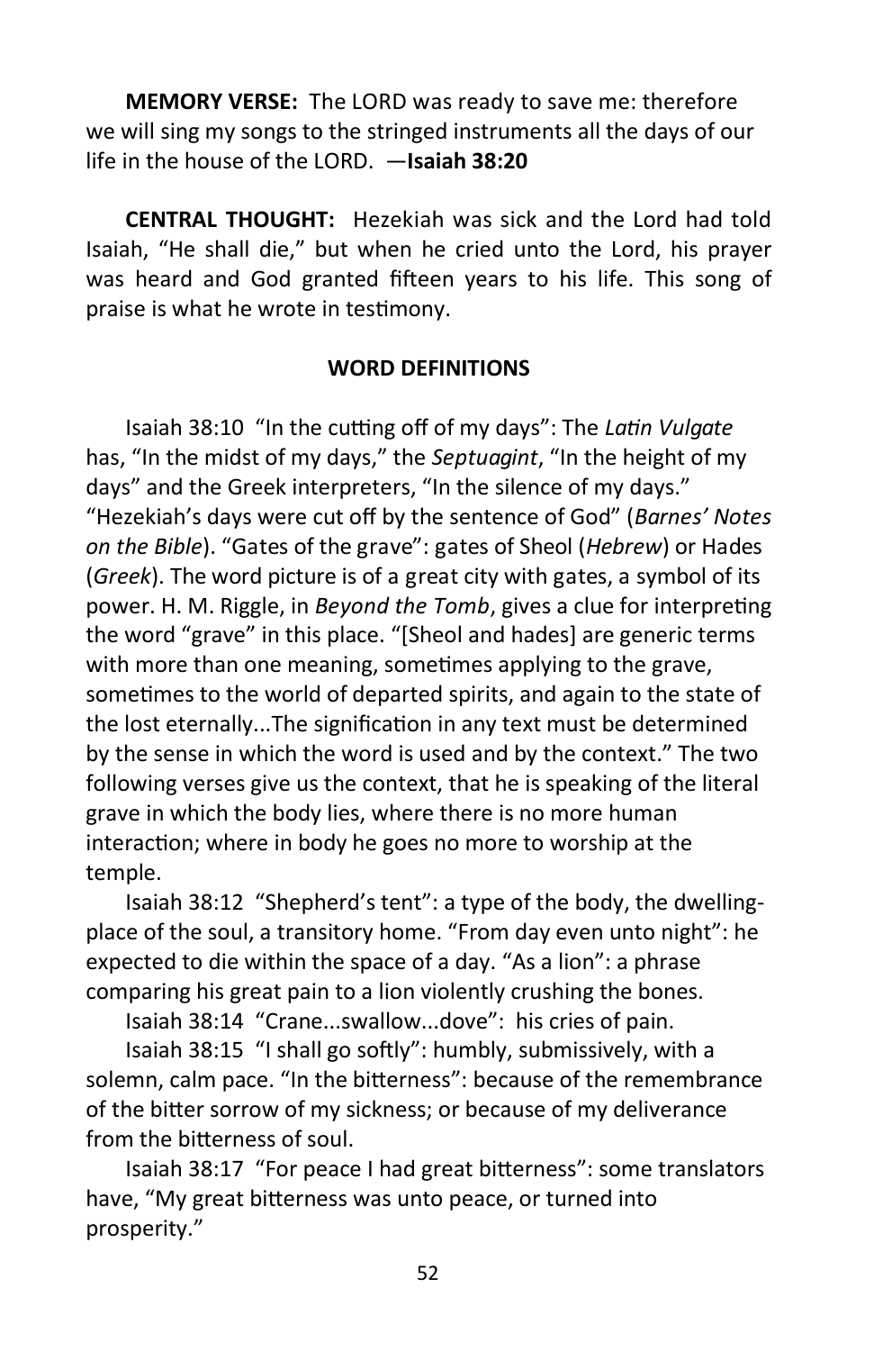**MEMORY VERSE:** The LORD was ready to save me: therefore we will sing my songs to the stringed instruments all the days of our life in the house of the LORD. —**Isaiah 38:20**

**CENTRAL THOUGHT:** Hezekiah was sick and the Lord had told Isaiah, "He shall die," but when he cried unto the Lord, his prayer was heard and God granted fifteen years to his life. This song of praise is what he wrote in testimony.

### WORD DEFINITIONS

Isaiah 38:10 "In the cutting off of my days": The *Latin Vulgate* has, "In the midst of my days," the *Septuagint*, "In the height of my days" and the Greek interpreters, "In the silence of my days." "Hezekiah's days were cut off by the sentence of God" (*Barnes' Notes on the Bible*). "Gates of the grave": gates of Sheol (*Hebrew*) or Hades (*Greek*). The word picture is of a great city with gates, a symbol of its power. H. M. Riggle, in *Beyond the Tomb*, gives a clue for interpreting the word "grave" in this place. "[Sheol and hades] are generic terms with more than one meaning, sometimes applying to the grave, sometimes to the world of departed spirits, and again to the state of the lost eternally...The signification in any text must be determined by the sense in which the word is used and by the context." The two following verses give us the context, that he is speaking of the literal grave in which the body lies, where there is no more human interaction; where in body he goes no more to worship at the temple.

Isaiah 38:12 "Shepherd's tent": a type of the body, the dwelling-place of the soul, a transitory home. "From day even unto night": he expected to die within the space of a day. "As a lion": a phrase comparing his great pain to a lion violently crushing the bones.

Isaiah 38:14 "Crane...swallow...dove": his cries of pain.

Isaiah 38:15 "I shall go softly": humbly, submissively, with a solemn, calm pace. "In the bitterness": because of the remembrance of the bitter sorrow of my sickness; or because of my deliverance from the bitterness of soul.

Isaiah 38:17 "For peace I had great bitterness": some translators have, "My great bitterness was unto peace, or turned into prosperity."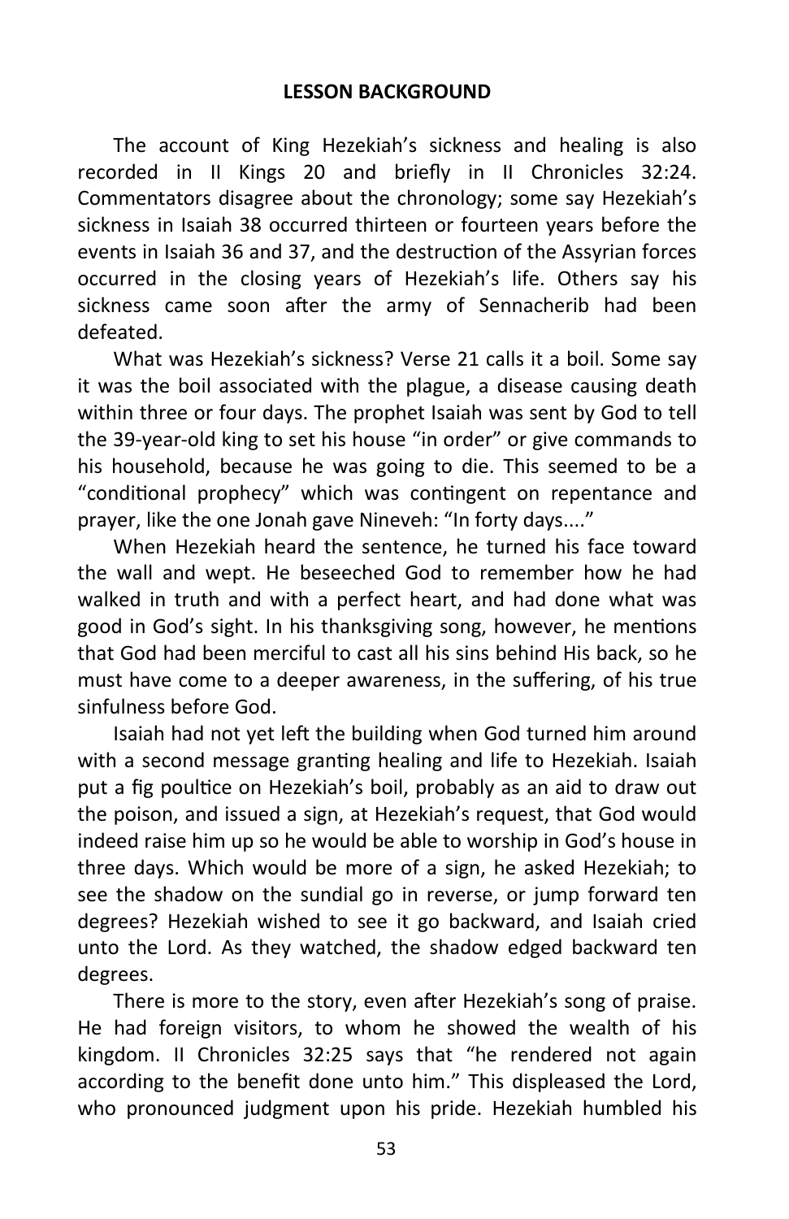**LESSON BACKGROUND**

The account of King Hezekiah's sickness and healing is also recorded in II Kings 20 and briefly in II Chronicles 32:24. Commentators disagree about the chronology; some say Hezekiah's sickness in Isaiah 38 occurred thirteen or fourteen years before the events in Isaiah 36 and 37, and the destruction of the Assyrian forces occurred in the closing years of Hezekiah's life. Others say his sickness came soon after the army of Sennacherib had been defeated.

What was Hezekiah's sickness? Verse 21 calls it a boil. Some say it was the boil associated with the plague, a disease causing death within three or four days. The prophet Isaiah was sent by God to tell the 39-year-old king to set his house "in order" or give commands to his household, because he was going to die. This seemed to be a "conditional prophecy" which was contingent on repentance and prayer, like the one Jonah gave Nineveh: "In forty days...."

When Hezekiah heard the sentence, he turned his face toward the wall and wept. He beseeched God to remember how he had walked in truth and with a perfect heart, and had done what was good in God's sight. In his thanksgiving song, however, he mentions that God had been merciful to cast all his sins behind His back, so he must have come to a deeper awareness, in the suffering, of his true sinfulness before God.

Isaiah had not yet left the building when God turned him around with a second message granting healing and life to Hezekiah. Isaiah put a fig poultice on Hezekiah's boil, probably as an aid to draw out the poison, and issued a sign, at Hezekiah's request, that God would indeed raise him up so he would be able to worship in God's house in three days. Which would be more of a sign, he asked Hezekiah; to see the shadow on the sundial go in reverse, or jump forward ten degrees? Hezekiah wished to see it go backward, and Isaiah cried unto the Lord. As they watched, the shadow edged backward ten degrees.

There is more to the story, even after Hezekiah's song of praise. He had foreign visitors, to whom he showed the wealth of his kingdom. II Chronicles 32:25 says that "he rendered not again according to the benefit done unto him." This displeased the Lord, who pronounced judgment upon his pride. Hezekiah humbled his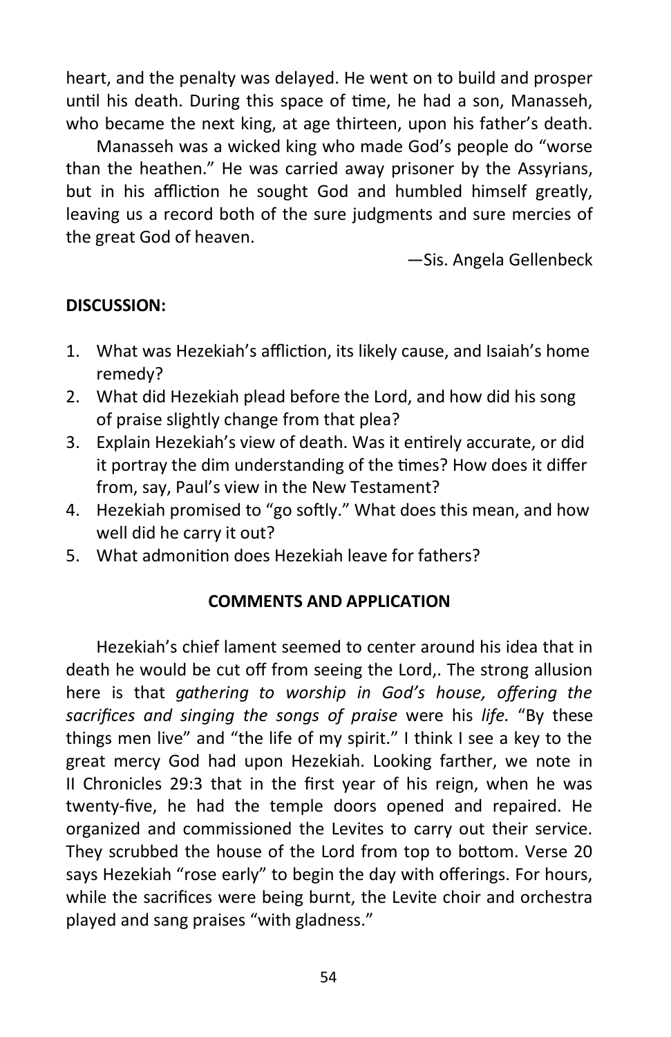heart, and the penalty was delayed. He went on to build and prosper until his death. During this space of time, he had a son, Manasseh, who became the next king, at age thirteen, upon his father's death.

Manasseh was a wicked king who made God's people do "worse than the heathen." He was carried away prisoner by the Assyrians, but in his affliction he sought God and humbled himself greatly, leaving us a record both of the sure judgments and sure mercies of the great God of heaven.

—Sis. Angela Gellenbeck

**DISCUSSION:**

1. What was Hezekiah's affliction, its likely cause, and Isaiah's home remedy?
2. What did Hezekiah plead before the Lord, and how did his song of praise slightly change from that plea?
3. Explain Hezekiah's view of death. Was it entirely accurate, or did it portray the dim understanding of the times? How does it differ from, say, Paul's view in the New Testament?
4. Hezekiah promised to "go softly." What does this mean, and how well did he carry it out?
5. What admonition does Hezekiah leave for fathers?

**COMMENTS AND APPLICATION**

Hezekiah's chief lament seemed to center around his idea that in death he would be cut off from seeing the Lord,. The strong allusion here is that *gathering to worship in God's house, offering the sacrifices and singing the songs of praise* were his *life.* "By these things men live" and "the life of my spirit." I think I see a key to the great mercy God had upon Hezekiah. Looking farther, we note in II Chronicles 29:3 that in the first year of his reign, when he was twenty-five, he had the temple doors opened and repaired. He organized and commissioned the Levites to carry out their service. They scrubbed the house of the Lord from top to bottom. Verse 20 says Hezekiah "rose early" to begin the day with offerings. For hours, while the sacrifices were being burnt, the Levite choir and orchestra played and sang praises "with gladness."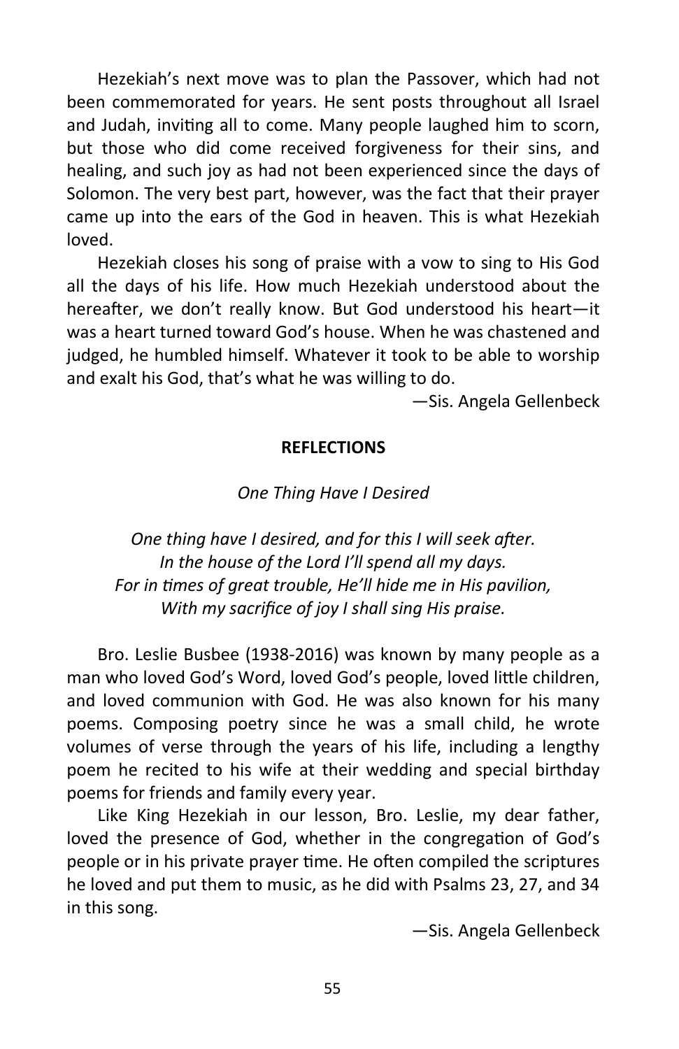Hezekiah's next move was to plan the Passover, which had not been commemorated for years. He sent posts throughout all Israel and Judah, inviting all to come. Many people laughed him to scorn, but those who did come received forgiveness for their sins, and healing, and such joy as had not been experienced since the days of Solomon. The very best part, however, was the fact that their prayer came up into the ears of the God in heaven. This is what Hezekiah loved.

Hezekiah closes his song of praise with a vow to sing to His God all the days of his life. How much Hezekiah understood about the hereafter, we don't really know. But God understood his heart—it was a heart turned toward God's house. When he was chastened and judged, he humbled himself. Whatever it took to be able to worship and exalt his God, that's what he was willing to do.

—Sis. Angela Gellenbeck

**REFLECTIONS**

*One Thing Have I Desired*

*One thing have I desired, and for this I will seek after.*
*In the house of the Lord I'll spend all my days.*
*For in times of great trouble, He'll hide me in His pavilion,*
*With my sacrifice of joy I shall sing His praise.*

Bro. Leslie Busbee (1938-2016) was known by many people as a man who loved God's Word, loved God's people, loved little children, and loved communion with God. He was also known for his many poems. Composing poetry since he was a small child, he wrote volumes of verse through the years of his life, including a lengthy poem he recited to his wife at their wedding and special birthday poems for friends and family every year.

Like King Hezekiah in our lesson, Bro. Leslie, my dear father, loved the presence of God, whether in the congregation of God's people or in his private prayer time. He often compiled the scriptures he loved and put them to music, as he did with Psalms 23, 27, and 34 in this song.

—Sis. Angela Gellenbeck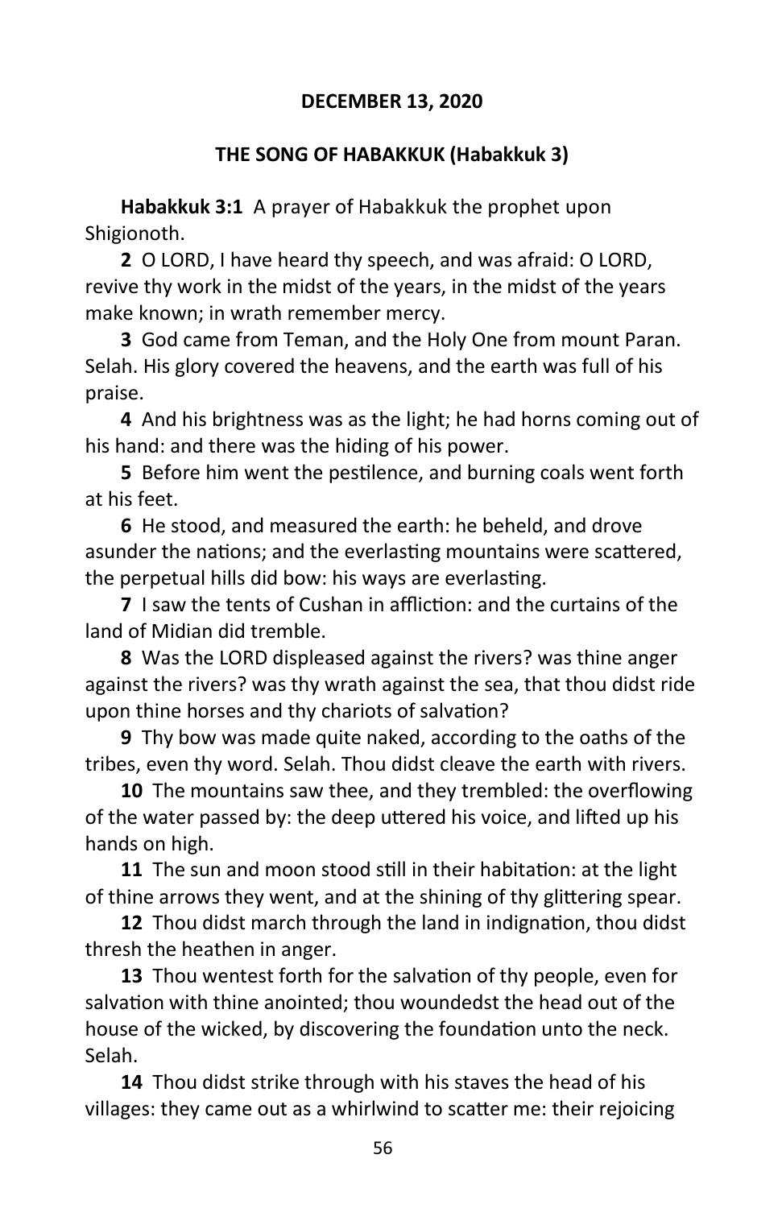**DECEMBER 13, 2020**

**THE SONG OF HABAKKUK (Habakkuk 3)**

**Habakkuk 3:1** A prayer of Habakkuk the prophet upon Shigionoth.

**2** O LORD, I have heard thy speech, and was afraid: O LORD, revive thy work in the midst of the years, in the midst of the years make known; in wrath remember mercy.

**3** God came from Teman, and the Holy One from mount Paran. Selah. His glory covered the heavens, and the earth was full of his praise.

**4** And his brightness was as the light; he had horns coming out of his hand: and there was the hiding of his power.

**5** Before him went the pestilence, and burning coals went forth at his feet.

**6** He stood, and measured the earth: he beheld, and drove asunder the nations; and the everlasting mountains were scattered, the perpetual hills did bow: his ways are everlasting.

**7** I saw the tents of Cushan in affliction: and the curtains of the land of Midian did tremble.

**8** Was the LORD displeased against the rivers? was thine anger against the rivers? was thy wrath against the sea, that thou didst ride upon thine horses and thy chariots of salvation?

**9** Thy bow was made quite naked, according to the oaths of the tribes, even thy word. Selah. Thou didst cleave the earth with rivers.

**10** The mountains saw thee, and they trembled: the overflowing of the water passed by: the deep uttered his voice, and lifted up his hands on high.

**11** The sun and moon stood still in their habitation: at the light of thine arrows they went, and at the shining of thy glittering spear.

**12** Thou didst march through the land in indignation, thou didst thresh the heathen in anger.

**13** Thou wentest forth for the salvation of thy people, even for salvation with thine anointed; thou woundedst the head out of the house of the wicked, by discovering the foundation unto the neck. Selah.

**14** Thou didst strike through with his staves the head of his villages: they came out as a whirlwind to scatter me: their rejoicing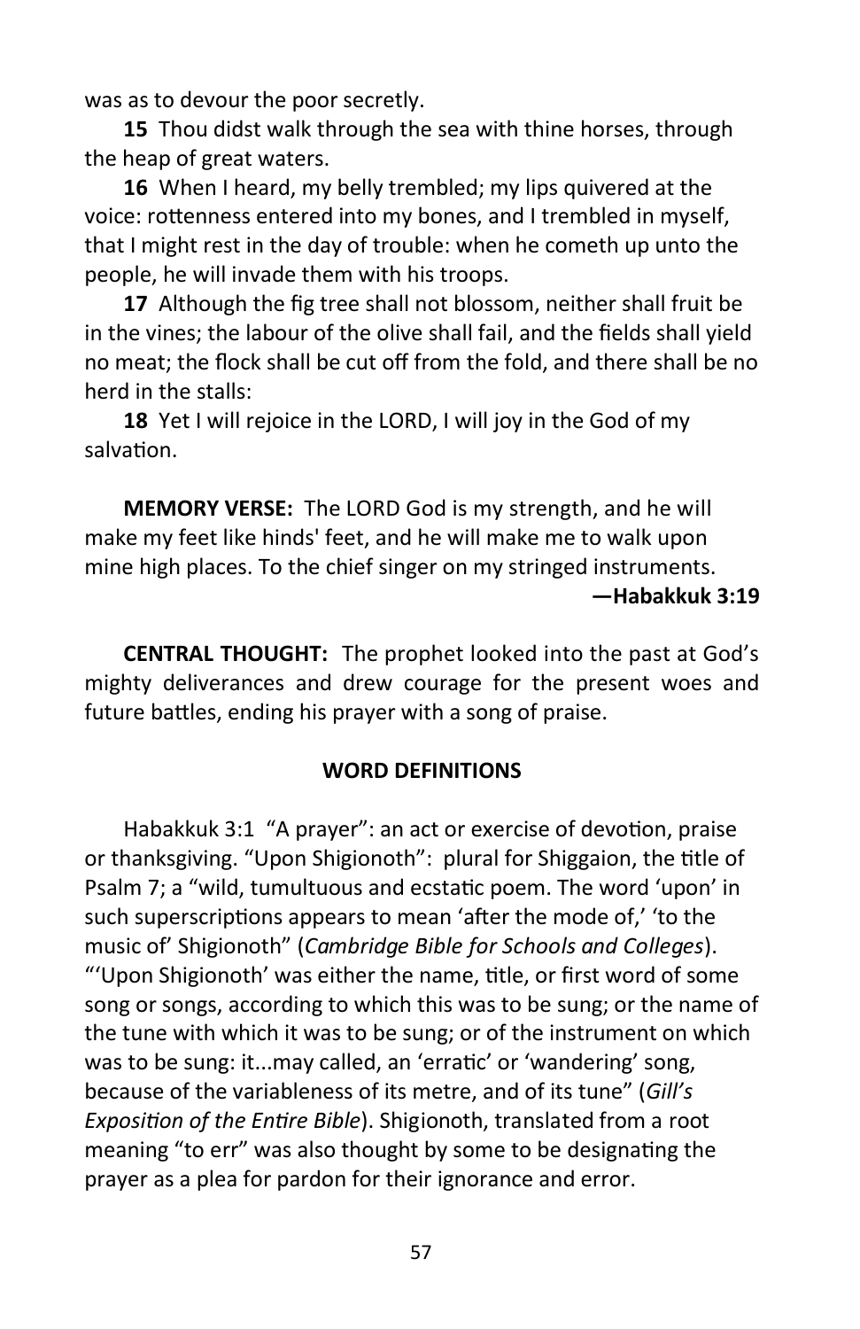was as to devour the poor secretly.

**15** Thou didst walk through the sea with thine horses, through the heap of great waters.

**16** When I heard, my belly trembled; my lips quivered at the voice: rottenness entered into my bones, and I trembled in myself, that I might rest in the day of trouble: when he cometh up unto the people, he will invade them with his troops.

**17** Although the fig tree shall not blossom, neither shall fruit be in the vines; the labour of the olive shall fail, and the fields shall yield no meat; the flock shall be cut off from the fold, and there shall be no herd in the stalls:

**18** Yet I will rejoice in the LORD, I will joy in the God of my salvation.

**MEMORY VERSE:** The LORD God is my strength, and he will make my feet like hinds' feet, and he will make me to walk upon mine high places. To the chief singer on my stringed instruments.

**—Habakkuk 3:19**

**CENTRAL THOUGHT:** The prophet looked into the past at God's mighty deliverances and drew courage for the present woes and future battles, ending his prayer with a song of praise.

**WORD DEFINITIONS**

Habakkuk 3:1 "A prayer": an act or exercise of devotion, praise or thanksgiving. "Upon Shigionoth": plural for Shiggaion, the title of Psalm 7; a "wild, tumultuous and ecstatic poem. The word 'upon' in such superscriptions appears to mean 'after the mode of,' 'to the music of' Shigionoth" (*Cambridge Bible for Schools and Colleges*). "'Upon Shigionoth' was either the name, title, or first word of some song or songs, according to which this was to be sung; or the name of the tune with which it was to be sung; or of the instrument on which was to be sung: it...may called, an 'erratic' or 'wandering' song, because of the variableness of its metre, and of its tune" (*Gill's Exposition of the Entire Bible*). Shigionoth, translated from a root meaning "to err" was also thought by some to be designating the prayer as a plea for pardon for their ignorance and error.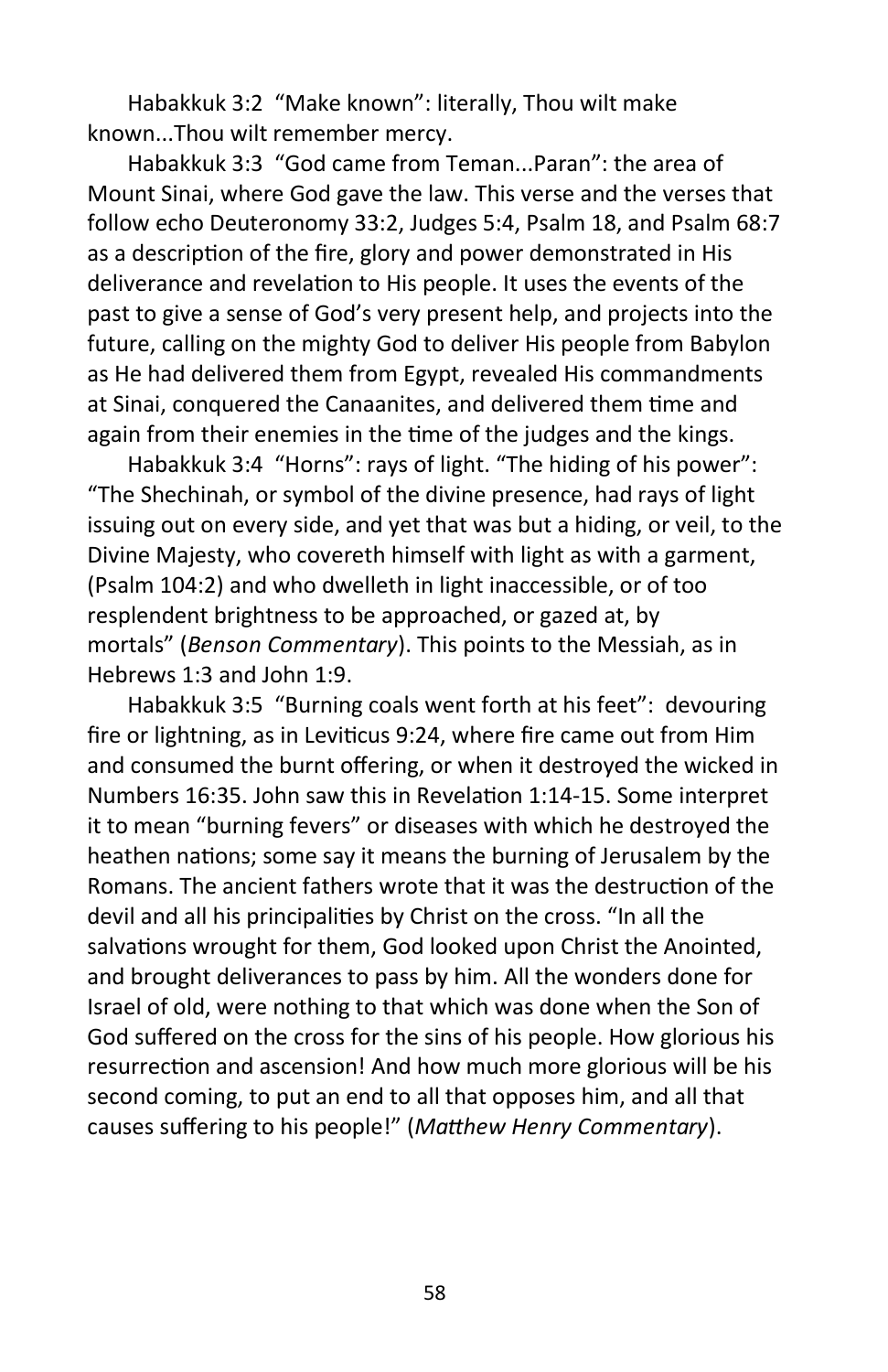Habakkuk 3:2 “Make known”: literally, Thou wilt make known...Thou wilt remember mercy.

Habakkuk 3:3 “God came from Teman...Paran”: the area of Mount Sinai, where God gave the law. This verse and the verses that follow echo Deuteronomy 33:2, Judges 5:4, Psalm 18, and Psalm 68:7 as a description of the fire, glory and power demonstrated in His deliverance and revelation to His people. It uses the events of the past to give a sense of God’s very present help, and projects into the future, calling on the mighty God to deliver His people from Babylon as He had delivered them from Egypt, revealed His commandments at Sinai, conquered the Canaanites, and delivered them time and again from their enemies in the time of the judges and the kings.

Habakkuk 3:4 “Horns”: rays of light. “The hiding of his power”: “The Shechinah, or symbol of the divine presence, had rays of light issuing out on every side, and yet that was but a hiding, or veil, to the Divine Majesty, who covereth himself with light as with a garment, (Psalm 104:2) and who dwelleth in light inaccessible, or of too resplendent brightness to be approached, or gazed at, by mortals” (*Benson Commentary*). This points to the Messiah, as in Hebrews 1:3 and John 1:9.

Habakkuk 3:5 “Burning coals went forth at his feet”: devouring fire or lightning, as in Leviticus 9:24, where fire came out from Him and consumed the burnt offering, or when it destroyed the wicked in Numbers 16:35. John saw this in Revelation 1:14-15. Some interpret it to mean “burning fevers” or diseases with which he destroyed the heathen nations; some say it means the burning of Jerusalem by the Romans. The ancient fathers wrote that it was the destruction of the devil and all his principalities by Christ on the cross. “In all the salvations wrought for them, God looked upon Christ the Anointed, and brought deliverances to pass by him. All the wonders done for Israel of old, were nothing to that which was done when the Son of God suffered on the cross for the sins of his people. How glorious his resurrection and ascension! And how much more glorious will be his second coming, to put an end to all that opposes him, and all that causes suffering to his people!” (*Matthew Henry Commentary*).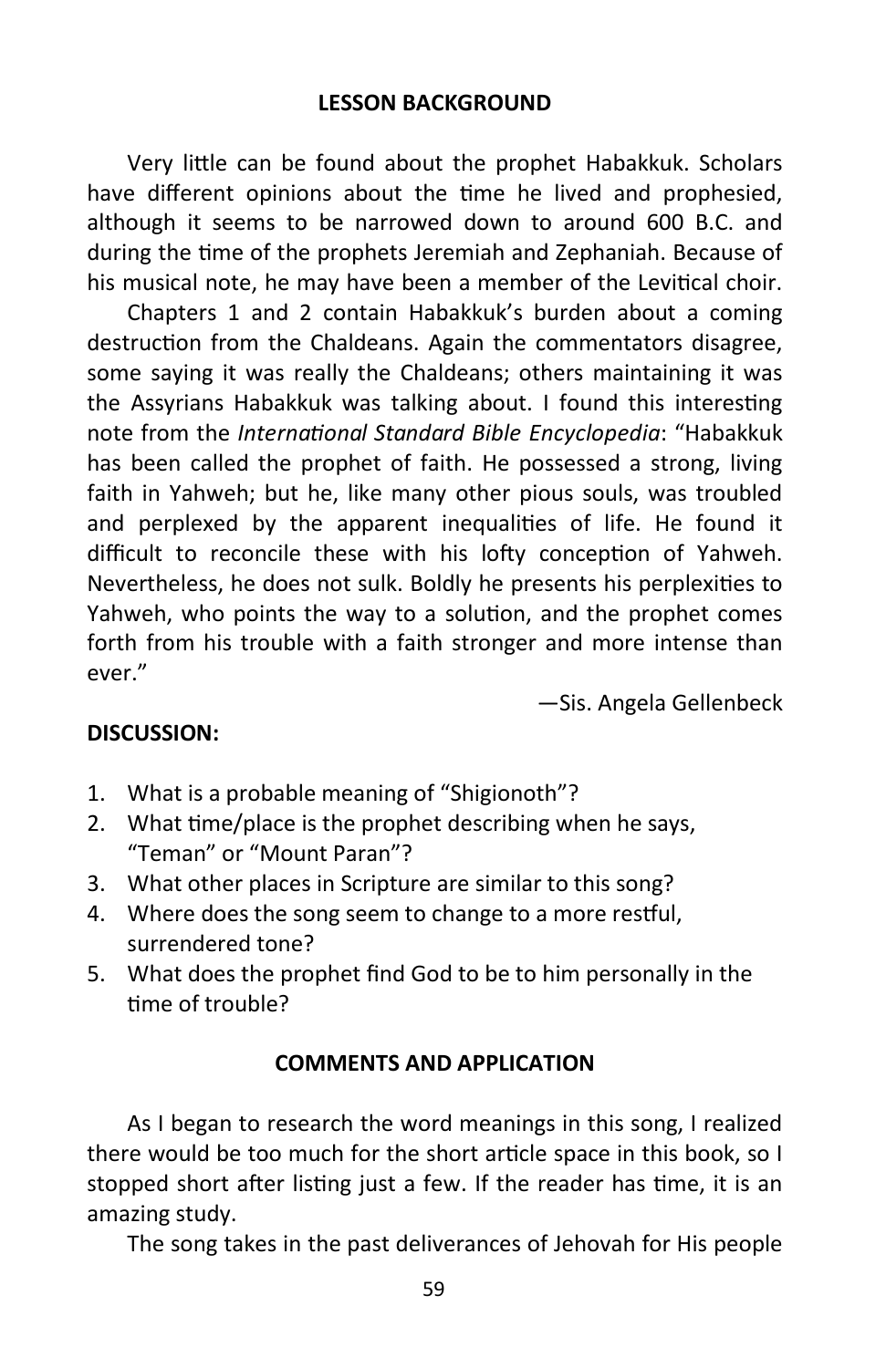## LESSON BACKGROUND

Very little can be found about the prophet Habakkuk. Scholars have different opinions about the time he lived and prophesied, although it seems to be narrowed down to around 600 B.C. and during the time of the prophets Jeremiah and Zephaniah. Because of his musical note, he may have been a member of the Levitical choir.

Chapters 1 and 2 contain Habakkuk's burden about a coming destruction from the Chaldeans. Again the commentators disagree, some saying it was really the Chaldeans; others maintaining it was the Assyrians Habakkuk was talking about. I found this interesting note from the *International Standard Bible Encyclopedia*: "Habakkuk has been called the prophet of faith. He possessed a strong, living faith in Yahweh; but he, like many other pious souls, was troubled and perplexed by the apparent inequalities of life. He found it difficult to reconcile these with his lofty conception of Yahweh. Nevertheless, he does not sulk. Boldly he presents his perplexities to Yahweh, who points the way to a solution, and the prophet comes forth from his trouble with a faith stronger and more intense than ever."

—Sis. Angela Gellenbeck

**DISCUSSION:**

1. What is a probable meaning of "Shigionoth"?
2. What time/place is the prophet describing when he says, "Teman" or "Mount Paran"?
3. What other places in Scripture are similar to this song?
4. Where does the song seem to change to a more restful, surrendered tone?
5. What does the prophet find God to be to him personally in the time of trouble?

## COMMENTS AND APPLICATION

As I began to research the word meanings in this song, I realized there would be too much for the short article space in this book, so I stopped short after listing just a few. If the reader has time, it is an amazing study.

The song takes in the past deliverances of Jehovah for His people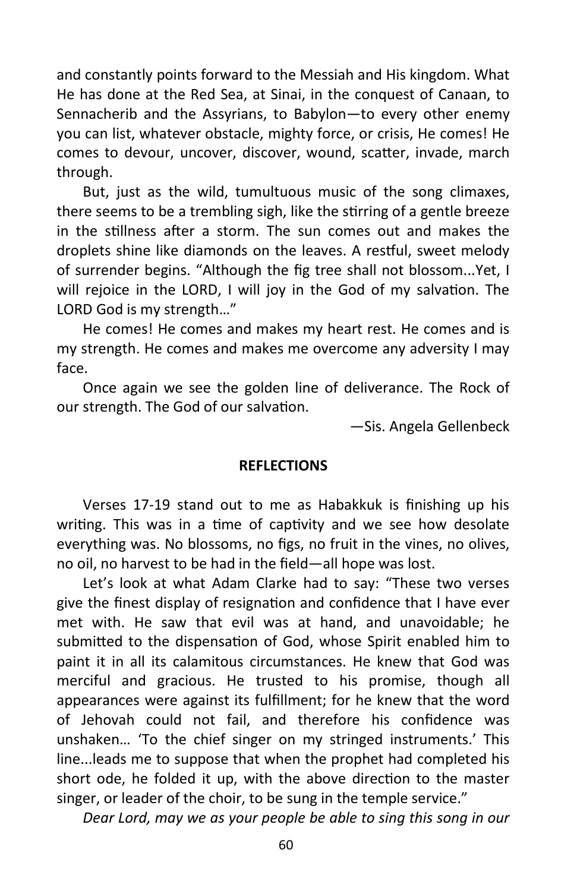and constantly points forward to the Messiah and His kingdom. What He has done at the Red Sea, at Sinai, in the conquest of Canaan, to Sennacherib and the Assyrians, to Babylon—to every other enemy you can list, whatever obstacle, mighty force, or crisis, He comes! He comes to devour, uncover, discover, wound, scatter, invade, march through.

But, just as the wild, tumultuous music of the song climaxes, there seems to be a trembling sigh, like the stirring of a gentle breeze in the stillness after a storm. The sun comes out and makes the droplets shine like diamonds on the leaves. A restful, sweet melody of surrender begins. "Although the fig tree shall not blossom...Yet, I will rejoice in the LORD, I will joy in the God of my salvation. The LORD God is my strength…"

He comes! He comes and makes my heart rest. He comes and is my strength. He comes and makes me overcome any adversity I may face.

Once again we see the golden line of deliverance. The Rock of our strength. The God of our salvation.

—Sis. Angela Gellenbeck

**REFLECTIONS**

Verses 17-19 stand out to me as Habakkuk is finishing up his writing. This was in a time of captivity and we see how desolate everything was. No blossoms, no figs, no fruit in the vines, no olives, no oil, no harvest to be had in the field—all hope was lost.

Let's look at what Adam Clarke had to say: "These two verses give the finest display of resignation and confidence that I have ever met with. He saw that evil was at hand, and unavoidable; he submitted to the dispensation of God, whose Spirit enabled him to paint it in all its calamitous circumstances. He knew that God was merciful and gracious. He trusted to his promise, though all appearances were against its fulfillment; for he knew that the word of Jehovah could not fail, and therefore his confidence was unshaken… 'To the chief singer on my stringed instruments.' This line...leads me to suppose that when the prophet had completed his short ode, he folded it up, with the above direction to the master singer, or leader of the choir, to be sung in the temple service."

*Dear Lord, may we as your people be able to sing this song in our*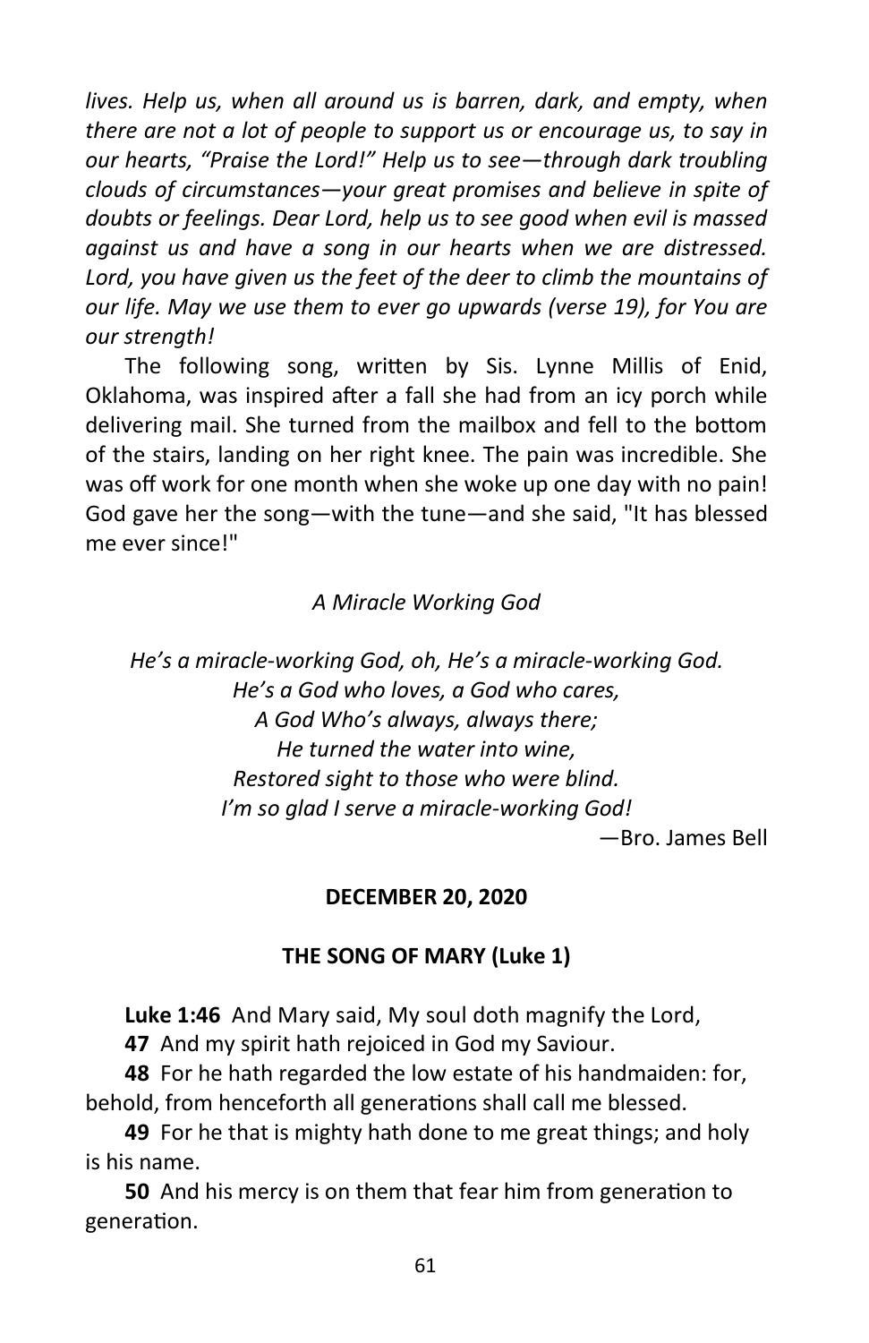*lives. Help us, when all around us is barren, dark, and empty, when there are not a lot of people to support us or encourage us, to say in our hearts, "Praise the Lord!" Help us to see—through dark troubling clouds of circumstances—your great promises and believe in spite of doubts or feelings. Dear Lord, help us to see good when evil is massed against us and have a song in our hearts when we are distressed. Lord, you have given us the feet of the deer to climb the mountains of our life. May we use them to ever go upwards (verse 19), for You are our strength!*

The following song, written by Sis. Lynne Millis of Enid, Oklahoma, was inspired after a fall she had from an icy porch while delivering mail. She turned from the mailbox and fell to the bottom of the stairs, landing on her right knee. The pain was incredible. She was off work for one month when she woke up one day with no pain! God gave her the song—with the tune—and she said, "It has blessed me ever since!"

*A Miracle Working God*

*He's a miracle-working God, oh, He's a miracle-working God.*
*He's a God who loves, a God who cares,*
*A God Who's always, always there;*
*He turned the water into wine,*
*Restored sight to those who were blind.*
*I'm so glad I serve a miracle-working God!*

—Bro. James Bell

**DECEMBER 20, 2020**

**THE SONG OF MARY (Luke 1)**

**Luke 1:46** And Mary said, My soul doth magnify the Lord,

**47** And my spirit hath rejoiced in God my Saviour.

**48** For he hath regarded the low estate of his handmaiden: for, behold, from henceforth all generations shall call me blessed.

**49** For he that is mighty hath done to me great things; and holy is his name.

**50** And his mercy is on them that fear him from generation to generation.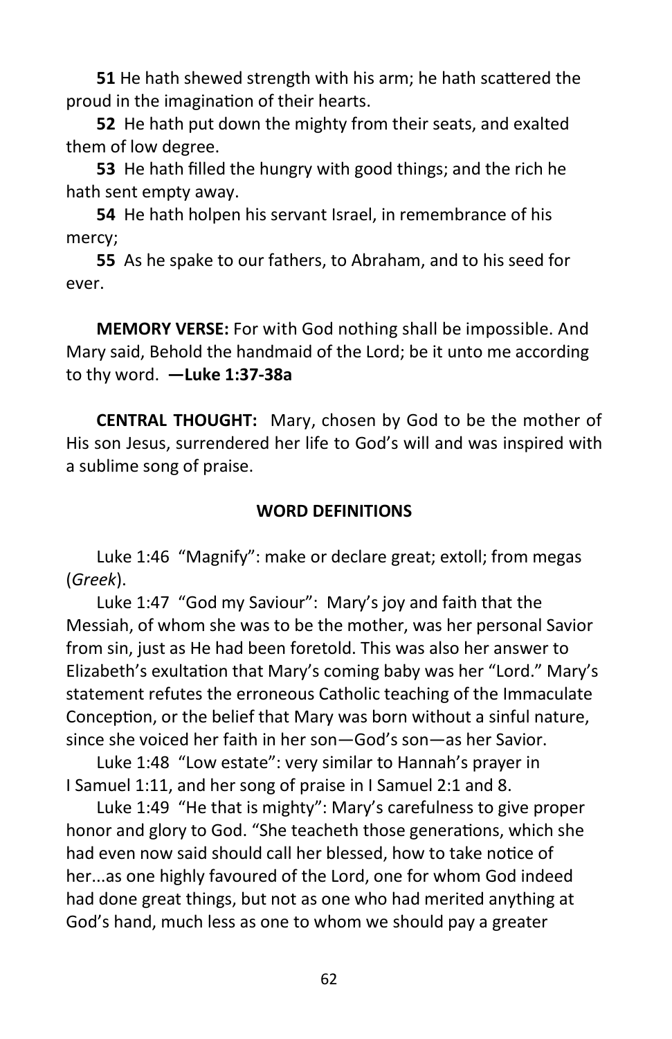**51** He hath shewed strength with his arm; he hath scattered the proud in the imagination of their hearts.

**52** He hath put down the mighty from their seats, and exalted them of low degree.

**53** He hath filled the hungry with good things; and the rich he hath sent empty away.

**54** He hath holpen his servant Israel, in remembrance of his mercy;

**55** As he spake to our fathers, to Abraham, and to his seed for ever.

**MEMORY VERSE:** For with God nothing shall be impossible. And Mary said, Behold the handmaid of the Lord; be it unto me according to thy word. **—Luke 1:37-38a**

**CENTRAL THOUGHT:** Mary, chosen by God to be the mother of His son Jesus, surrendered her life to God's will and was inspired with a sublime song of praise.

**WORD DEFINITIONS**

Luke 1:46 "Magnify": make or declare great; extoll; from megas (*Greek*).

Luke 1:47 "God my Saviour": Mary's joy and faith that the Messiah, of whom she was to be the mother, was her personal Savior from sin, just as He had been foretold. This was also her answer to Elizabeth's exultation that Mary's coming baby was her "Lord." Mary's statement refutes the erroneous Catholic teaching of the Immaculate Conception, or the belief that Mary was born without a sinful nature, since she voiced her faith in her son—God's son—as her Savior.

Luke 1:48 "Low estate": very similar to Hannah's prayer in I Samuel 1:11, and her song of praise in I Samuel 2:1 and 8.

Luke 1:49 "He that is mighty": Mary's carefulness to give proper honor and glory to God. "She teacheth those generations, which she had even now said should call her blessed, how to take notice of her...as one highly favoured of the Lord, one for whom God indeed had done great things, but not as one who had merited anything at God's hand, much less as one to whom we should pay a greater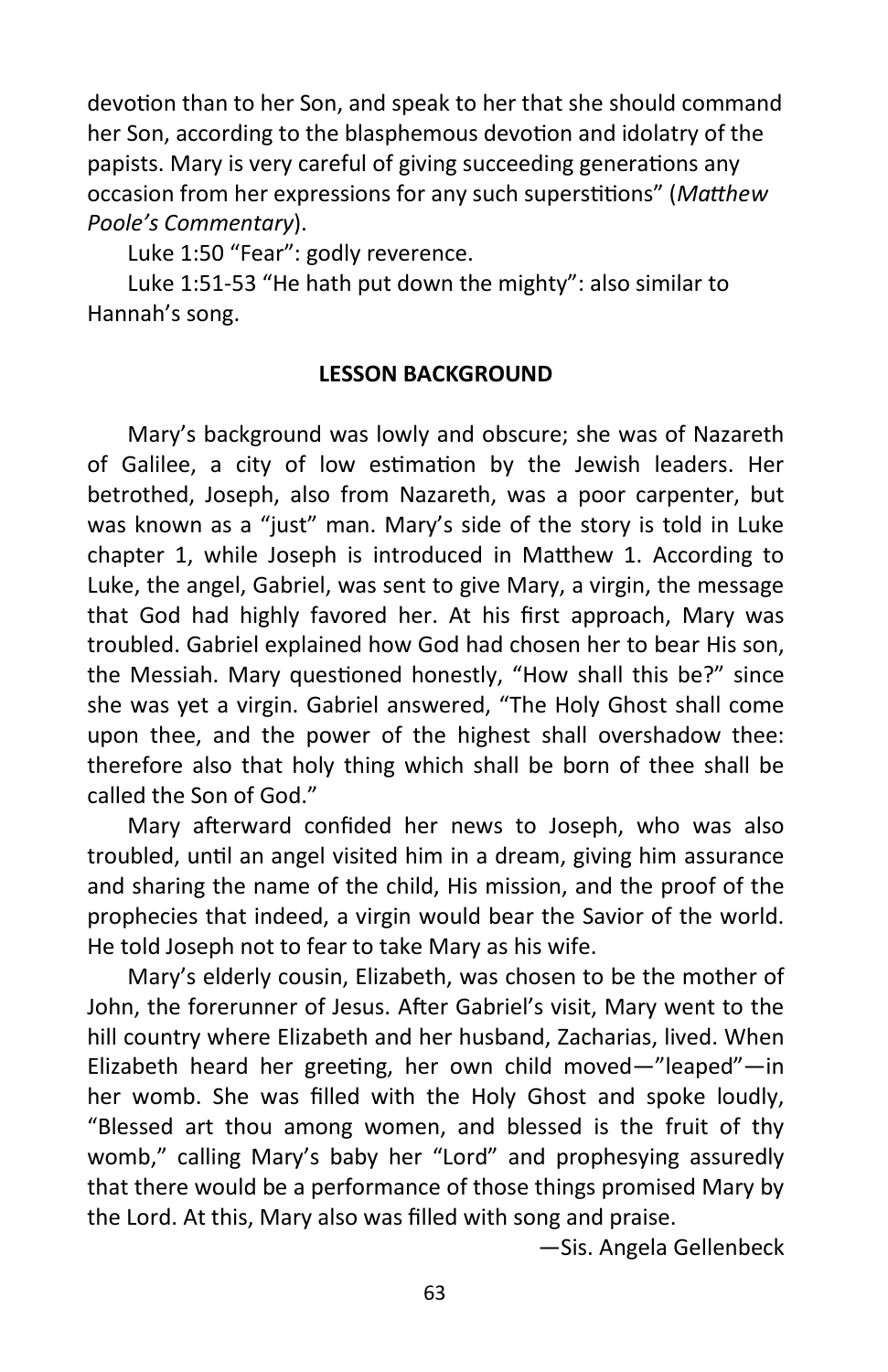devotion than to her Son, and speak to her that she should command her Son, according to the blasphemous devotion and idolatry of the papists. Mary is very careful of giving succeeding generations any occasion from her expressions for any such superstitions" (*Matthew Poole's Commentary*).

Luke 1:50 "Fear": godly reverence.

Luke 1:51-53 "He hath put down the mighty": also similar to Hannah's song.

## LESSON BACKGROUND

Mary's background was lowly and obscure; she was of Nazareth of Galilee, a city of low estimation by the Jewish leaders. Her betrothed, Joseph, also from Nazareth, was a poor carpenter, but was known as a "just" man. Mary's side of the story is told in Luke chapter 1, while Joseph is introduced in Matthew 1. According to Luke, the angel, Gabriel, was sent to give Mary, a virgin, the message that God had highly favored her. At his first approach, Mary was troubled. Gabriel explained how God had chosen her to bear His son, the Messiah. Mary questioned honestly, "How shall this be?" since she was yet a virgin. Gabriel answered, "The Holy Ghost shall come upon thee, and the power of the highest shall overshadow thee: therefore also that holy thing which shall be born of thee shall be called the Son of God."

Mary afterward confided her news to Joseph, who was also troubled, until an angel visited him in a dream, giving him assurance and sharing the name of the child, His mission, and the proof of the prophecies that indeed, a virgin would bear the Savior of the world. He told Joseph not to fear to take Mary as his wife.

Mary's elderly cousin, Elizabeth, was chosen to be the mother of John, the forerunner of Jesus. After Gabriel's visit, Mary went to the hill country where Elizabeth and her husband, Zacharias, lived. When Elizabeth heard her greeting, her own child moved—"leaped"—in her womb. She was filled with the Holy Ghost and spoke loudly, "Blessed art thou among women, and blessed is the fruit of thy womb," calling Mary's baby her "Lord" and prophesying assuredly that there would be a performance of those things promised Mary by the Lord. At this, Mary also was filled with song and praise.

—Sis. Angela Gellenbeck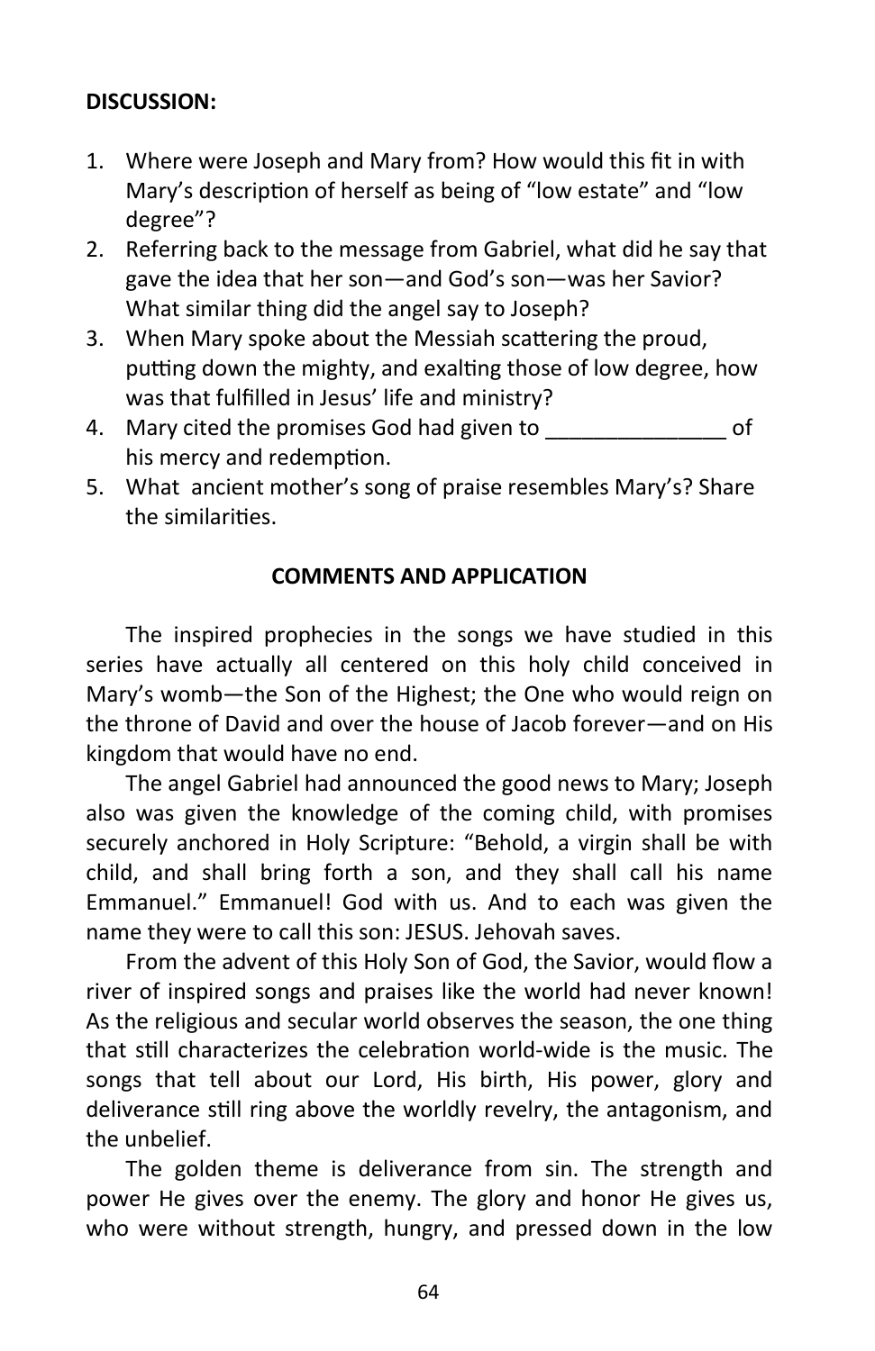**DISCUSSION:**

1. Where were Joseph and Mary from? How would this fit in with Mary's description of herself as being of "low estate" and "low degree"?
2. Referring back to the message from Gabriel, what did he say that gave the idea that her son—and God's son—was her Savior? What similar thing did the angel say to Joseph?
3. When Mary spoke about the Messiah scattering the proud, putting down the mighty, and exalting those of low degree, how was that fulfilled in Jesus' life and ministry?
4. Mary cited the promises God had given to _______________ of his mercy and redemption.
5. What ancient mother's song of praise resembles Mary's? Share the similarities.

**COMMENTS AND APPLICATION**

The inspired prophecies in the songs we have studied in this series have actually all centered on this holy child conceived in Mary's womb—the Son of the Highest; the One who would reign on the throne of David and over the house of Jacob forever—and on His kingdom that would have no end.

The angel Gabriel had announced the good news to Mary; Joseph also was given the knowledge of the coming child, with promises securely anchored in Holy Scripture: "Behold, a virgin shall be with child, and shall bring forth a son, and they shall call his name Emmanuel." Emmanuel! God with us. And to each was given the name they were to call this son: JESUS. Jehovah saves.

From the advent of this Holy Son of God, the Savior, would flow a river of inspired songs and praises like the world had never known! As the religious and secular world observes the season, the one thing that still characterizes the celebration world-wide is the music. The songs that tell about our Lord, His birth, His power, glory and deliverance still ring above the worldly revelry, the antagonism, and the unbelief.

The golden theme is deliverance from sin. The strength and power He gives over the enemy. The glory and honor He gives us, who were without strength, hungry, and pressed down in the low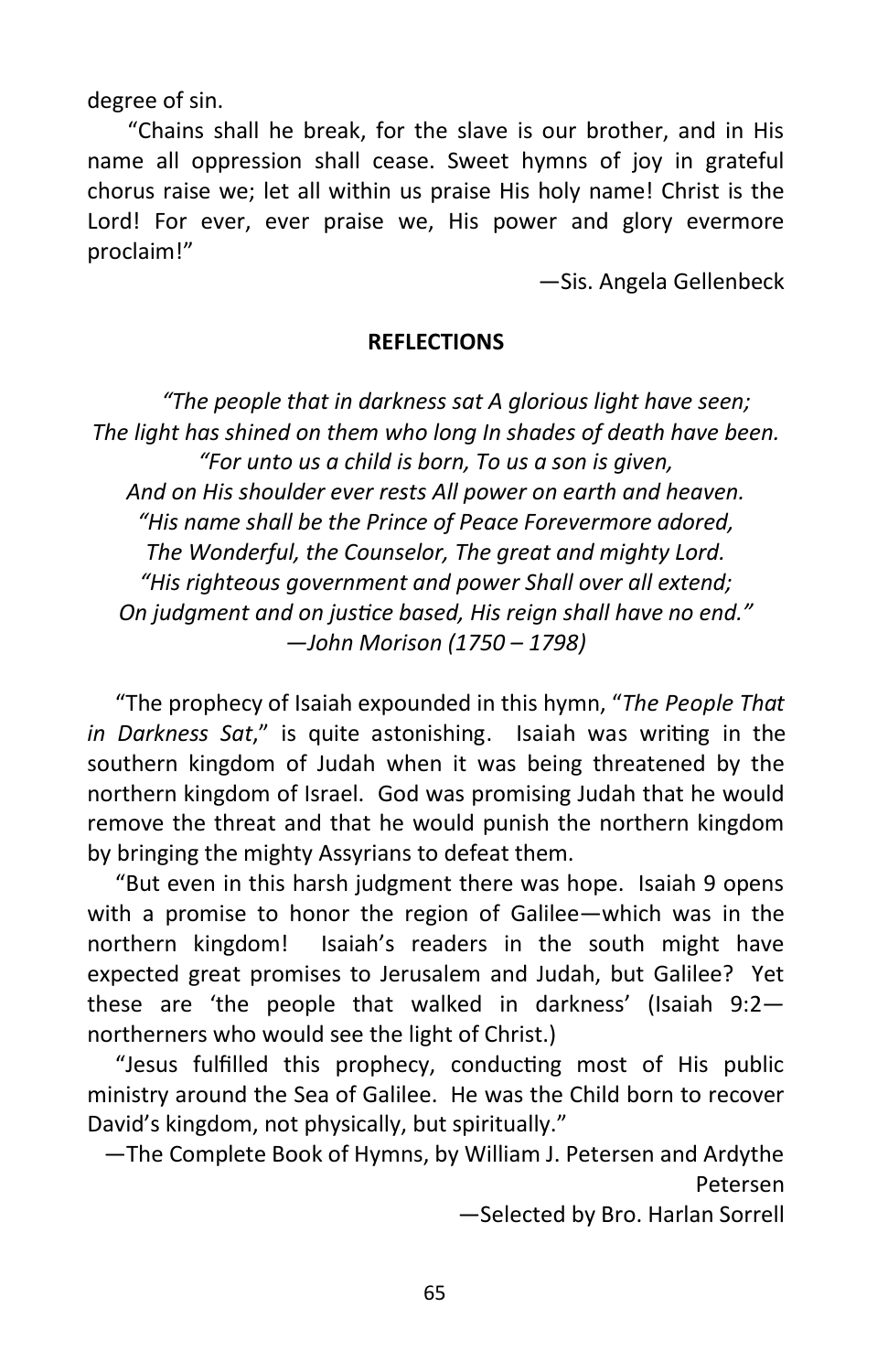degree of sin.

"Chains shall he break, for the slave is our brother, and in His name all oppression shall cease. Sweet hymns of joy in grateful chorus raise we; let all within us praise His holy name! Christ is the Lord! For ever, ever praise we, His power and glory evermore proclaim!"

—Sis. Angela Gellenbeck

**REFLECTIONS**

*"The people that in darkness sat A glorious light have seen;*
*The light has shined on them who long In shades of death have been.*
*"For unto us a child is born, To us a son is given,*
*And on His shoulder ever rests All power on earth and heaven.*
*"His name shall be the Prince of Peace Forevermore adored,*
*The Wonderful, the Counselor, The great and mighty Lord.*
*"His righteous government and power Shall over all extend;*
*On judgment and on justice based, His reign shall have no end."*
*—John Morison (1750 – 1798)*

"The prophecy of Isaiah expounded in this hymn, "*The People That in Darkness Sat*," is quite astonishing. Isaiah was writing in the southern kingdom of Judah when it was being threatened by the northern kingdom of Israel. God was promising Judah that he would remove the threat and that he would punish the northern kingdom by bringing the mighty Assyrians to defeat them.

"But even in this harsh judgment there was hope. Isaiah 9 opens with a promise to honor the region of Galilee—which was in the northern kingdom! Isaiah's readers in the south might have expected great promises to Jerusalem and Judah, but Galilee? Yet these are 'the people that walked in darkness' (Isaiah 9:2—northerners who would see the light of Christ.)

"Jesus fulfilled this prophecy, conducting most of His public ministry around the Sea of Galilee. He was the Child born to recover David's kingdom, not physically, but spiritually."

—The Complete Book of Hymns, by William J. Petersen and Ardythe Petersen

—Selected by Bro. Harlan Sorrell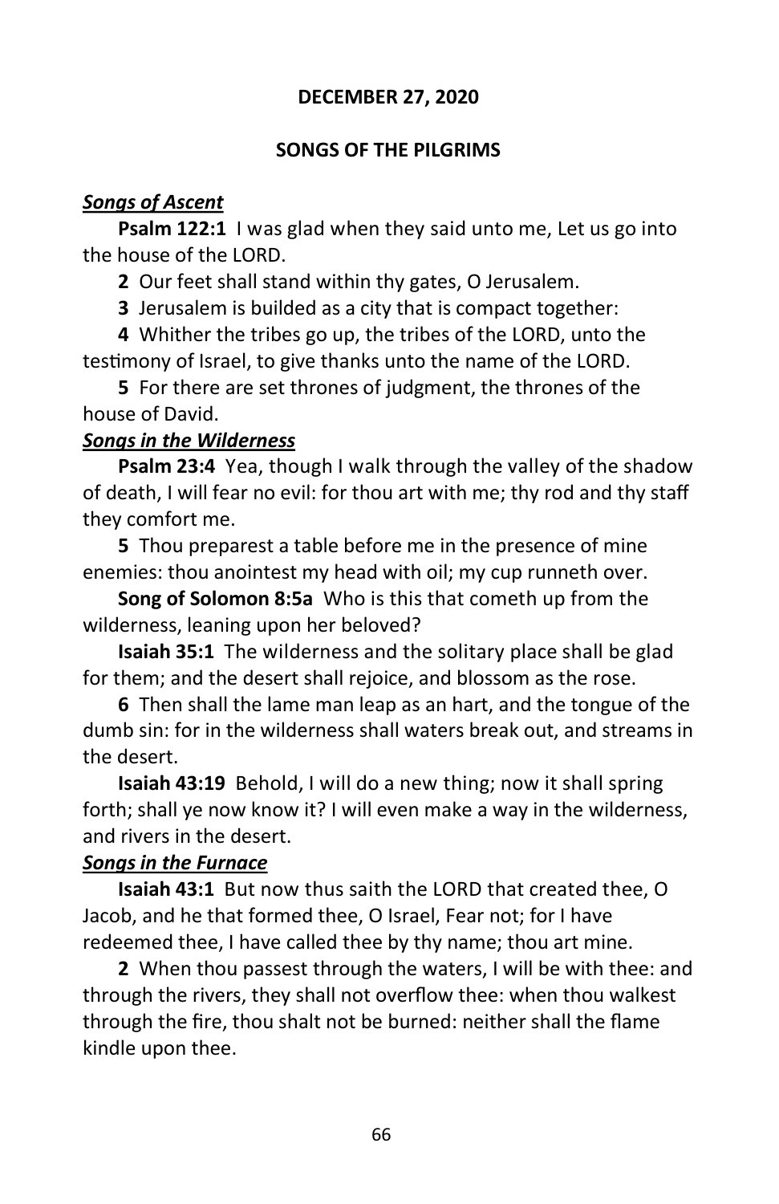**DECEMBER 27, 2020**

**SONGS OF THE PILGRIMS**

***<u>Songs of Ascent</u>***

**Psalm 122:1** I was glad when they said unto me, Let us go into the house of the LORD.

**2** Our feet shall stand within thy gates, O Jerusalem.

**3** Jerusalem is builded as a city that is compact together:

**4** Whither the tribes go up, the tribes of the LORD, unto the testimony of Israel, to give thanks unto the name of the LORD.

**5** For there are set thrones of judgment, the thrones of the house of David.

***<u>Songs in the Wilderness</u>***

**Psalm 23:4** Yea, though I walk through the valley of the shadow of death, I will fear no evil: for thou art with me; thy rod and thy staff they comfort me.

**5** Thou preparest a table before me in the presence of mine enemies: thou anointest my head with oil; my cup runneth over.

**Song of Solomon 8:5a** Who is this that cometh up from the wilderness, leaning upon her beloved?

**Isaiah 35:1** The wilderness and the solitary place shall be glad for them; and the desert shall rejoice, and blossom as the rose.

**6** Then shall the lame man leap as an hart, and the tongue of the dumb sin: for in the wilderness shall waters break out, and streams in the desert.

**Isaiah 43:19** Behold, I will do a new thing; now it shall spring forth; shall ye now know it? I will even make a way in the wilderness, and rivers in the desert.

***<u>Songs in the Furnace</u>***

**Isaiah 43:1** But now thus saith the LORD that created thee, O Jacob, and he that formed thee, O Israel, Fear not; for I have redeemed thee, I have called thee by thy name; thou art mine.

**2** When thou passest through the waters, I will be with thee: and through the rivers, they shall not overflow thee: when thou walkest through the fire, thou shalt not be burned: neither shall the flame kindle upon thee.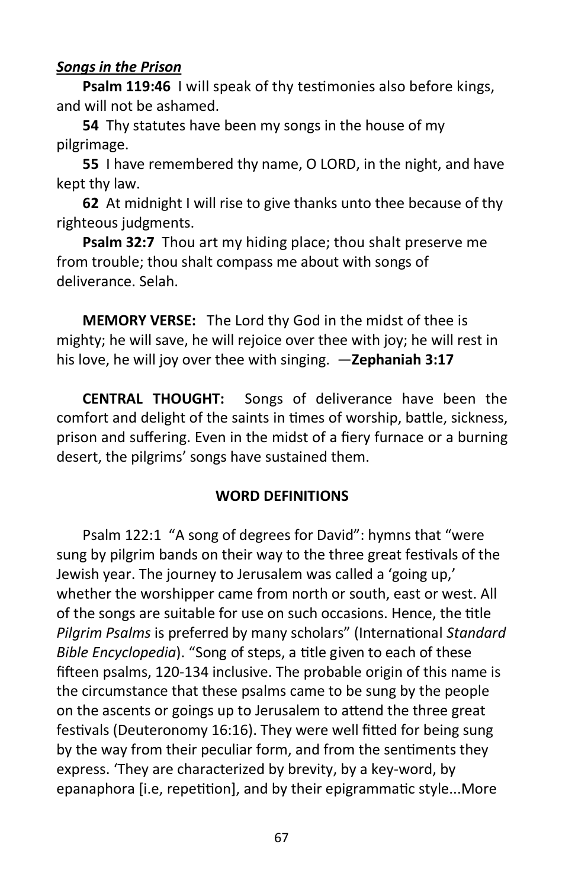***Songs in the Prison***

**Psalm 119:46** I will speak of thy testimonies also before kings, and will not be ashamed.

**54** Thy statutes have been my songs in the house of my pilgrimage.

**55** I have remembered thy name, O LORD, in the night, and have kept thy law.

**62** At midnight I will rise to give thanks unto thee because of thy righteous judgments.

**Psalm 32:7** Thou art my hiding place; thou shalt preserve me from trouble; thou shalt compass me about with songs of deliverance. Selah.

**MEMORY VERSE:** The Lord thy God in the midst of thee is mighty; he will save, he will rejoice over thee with joy; he will rest in his love, he will joy over thee with singing. —**Zephaniah 3:17**

**CENTRAL THOUGHT:** Songs of deliverance have been the comfort and delight of the saints in times of worship, battle, sickness, prison and suffering. Even in the midst of a fiery furnace or a burning desert, the pilgrims' songs have sustained them.

**WORD DEFINITIONS**

Psalm 122:1 "A song of degrees for David": hymns that "were sung by pilgrim bands on their way to the three great festivals of the Jewish year. The journey to Jerusalem was called a 'going up,' whether the worshipper came from north or south, east or west. All of the songs are suitable for use on such occasions. Hence, the title *Pilgrim Psalms* is preferred by many scholars" (International *Standard Bible Encyclopedia*). "Song of steps, a title given to each of these fifteen psalms, 120-134 inclusive. The probable origin of this name is the circumstance that these psalms came to be sung by the people on the ascents or goings up to Jerusalem to attend the three great festivals (Deuteronomy 16:16). They were well fitted for being sung by the way from their peculiar form, and from the sentiments they express. 'They are characterized by brevity, by a key-word, by epanaphora [i.e, repetition], and by their epigrammatic style...More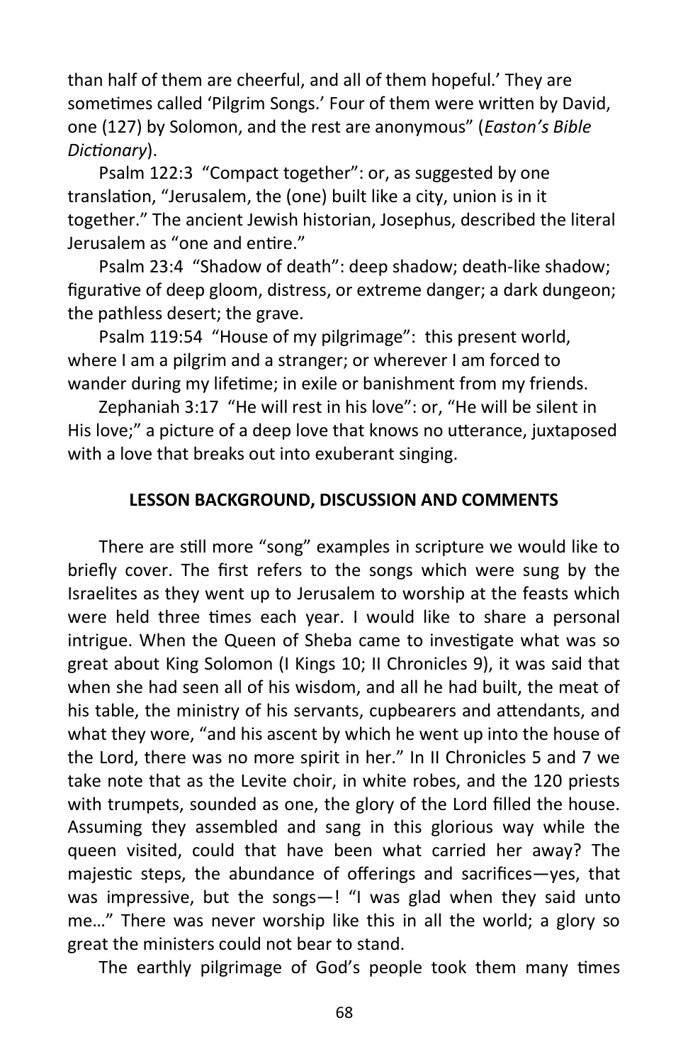than half of them are cheerful, and all of them hopeful.' They are sometimes called 'Pilgrim Songs.' Four of them were written by David, one (127) by Solomon, and the rest are anonymous" (*Easton's Bible Dictionary*).

Psalm 122:3 "Compact together": or, as suggested by one translation, "Jerusalem, the (one) built like a city, union is in it together." The ancient Jewish historian, Josephus, described the literal Jerusalem as "one and entire."

Psalm 23:4 "Shadow of death": deep shadow; death-like shadow; figurative of deep gloom, distress, or extreme danger; a dark dungeon; the pathless desert; the grave.

Psalm 119:54 "House of my pilgrimage": this present world, where I am a pilgrim and a stranger; or wherever I am forced to wander during my lifetime; in exile or banishment from my friends.

Zephaniah 3:17 "He will rest in his love": or, "He will be silent in His love;" a picture of a deep love that knows no utterance, juxtaposed with a love that breaks out into exuberant singing.

**LESSON BACKGROUND, DISCUSSION AND COMMENTS**

There are still more "song" examples in scripture we would like to briefly cover. The first refers to the songs which were sung by the Israelites as they went up to Jerusalem to worship at the feasts which were held three times each year. I would like to share a personal intrigue. When the Queen of Sheba came to investigate what was so great about King Solomon (I Kings 10; II Chronicles 9), it was said that when she had seen all of his wisdom, and all he had built, the meat of his table, the ministry of his servants, cupbearers and attendants, and what they wore, "and his ascent by which he went up into the house of the Lord, there was no more spirit in her." In II Chronicles 5 and 7 we take note that as the Levite choir, in white robes, and the 120 priests with trumpets, sounded as one, the glory of the Lord filled the house. Assuming they assembled and sang in this glorious way while the queen visited, could that have been what carried her away? The majestic steps, the abundance of offerings and sacrifices—yes, that was impressive, but the songs—! "I was glad when they said unto me…" There was never worship like this in all the world; a glory so great the ministers could not bear to stand.

The earthly pilgrimage of God's people took them many times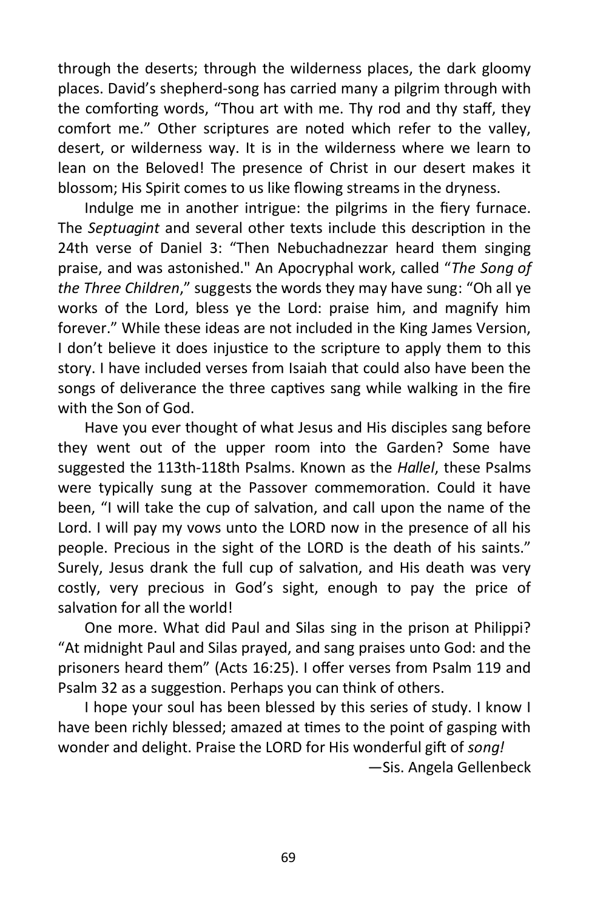through the deserts; through the wilderness places, the dark gloomy places. David's shepherd-song has carried many a pilgrim through with the comforting words, "Thou art with me. Thy rod and thy staff, they comfort me." Other scriptures are noted which refer to the valley, desert, or wilderness way. It is in the wilderness where we learn to lean on the Beloved! The presence of Christ in our desert makes it blossom; His Spirit comes to us like flowing streams in the dryness.

Indulge me in another intrigue: the pilgrims in the fiery furnace. The *Septuagint* and several other texts include this description in the 24th verse of Daniel 3: "Then Nebuchadnezzar heard them singing praise, and was astonished." An Apocryphal work, called "*The Song of the Three Children*," suggests the words they may have sung: "Oh all ye works of the Lord, bless ye the Lord: praise him, and magnify him forever." While these ideas are not included in the King James Version, I don't believe it does injustice to the scripture to apply them to this story. I have included verses from Isaiah that could also have been the songs of deliverance the three captives sang while walking in the fire with the Son of God.

Have you ever thought of what Jesus and His disciples sang before they went out of the upper room into the Garden? Some have suggested the 113th-118th Psalms. Known as the *Hallel*, these Psalms were typically sung at the Passover commemoration. Could it have been, "I will take the cup of salvation, and call upon the name of the Lord. I will pay my vows unto the LORD now in the presence of all his people. Precious in the sight of the LORD is the death of his saints." Surely, Jesus drank the full cup of salvation, and His death was very costly, very precious in God's sight, enough to pay the price of salvation for all the world!

One more. What did Paul and Silas sing in the prison at Philippi? "At midnight Paul and Silas prayed, and sang praises unto God: and the prisoners heard them" (Acts 16:25). I offer verses from Psalm 119 and Psalm 32 as a suggestion. Perhaps you can think of others.

I hope your soul has been blessed by this series of study. I know I have been richly blessed; amazed at times to the point of gasping with wonder and delight. Praise the LORD for His wonderful gift of *song!*

—Sis. Angela Gellenbeck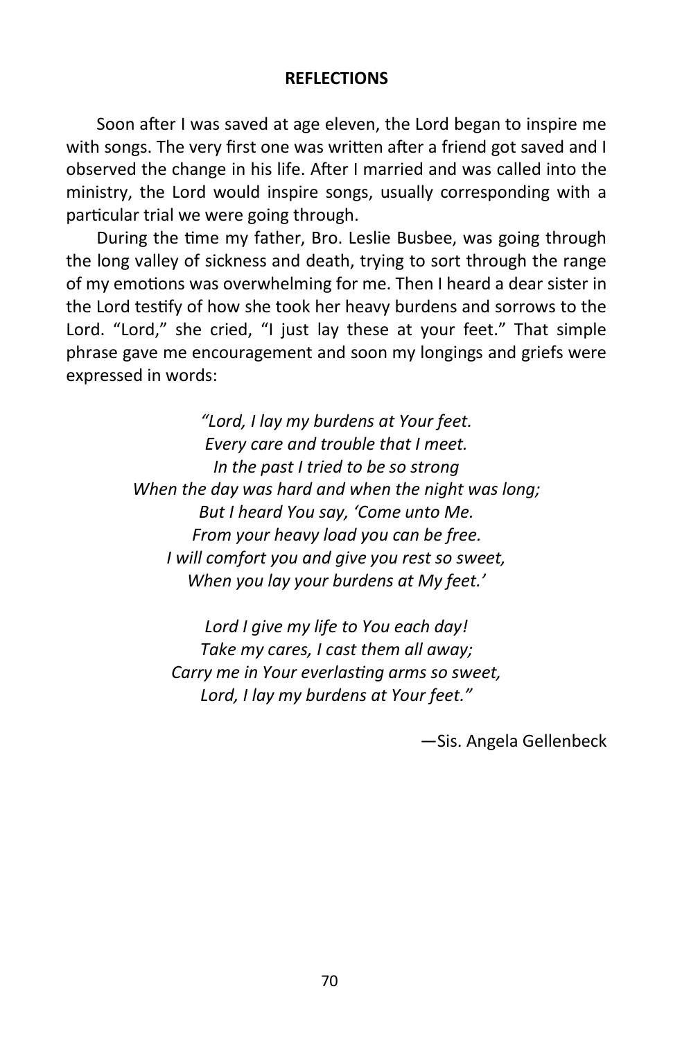**REFLECTIONS**

Soon after I was saved at age eleven, the Lord began to inspire me with songs. The very first one was written after a friend got saved and I observed the change in his life. After I married and was called into the ministry, the Lord would inspire songs, usually corresponding with a particular trial we were going through.

During the time my father, Bro. Leslie Busbee, was going through the long valley of sickness and death, trying to sort through the range of my emotions was overwhelming for me. Then I heard a dear sister in the Lord testify of how she took her heavy burdens and sorrows to the Lord. "Lord," she cried, "I just lay these at your feet." That simple phrase gave me encouragement and soon my longings and griefs were expressed in words:

*"Lord, I lay my burdens at Your feet.*
*Every care and trouble that I meet.*
*In the past I tried to be so strong*
*When the day was hard and when the night was long;*
*But I heard You say, 'Come unto Me.*
*From your heavy load you can be free.*
*I will comfort you and give you rest so sweet,*
*When you lay your burdens at My feet.'*

*Lord I give my life to You each day!*
*Take my cares, I cast them all away;*
*Carry me in Your everlasting arms so sweet,*
*Lord, I lay my burdens at Your feet."*

—Sis. Angela Gellenbeck